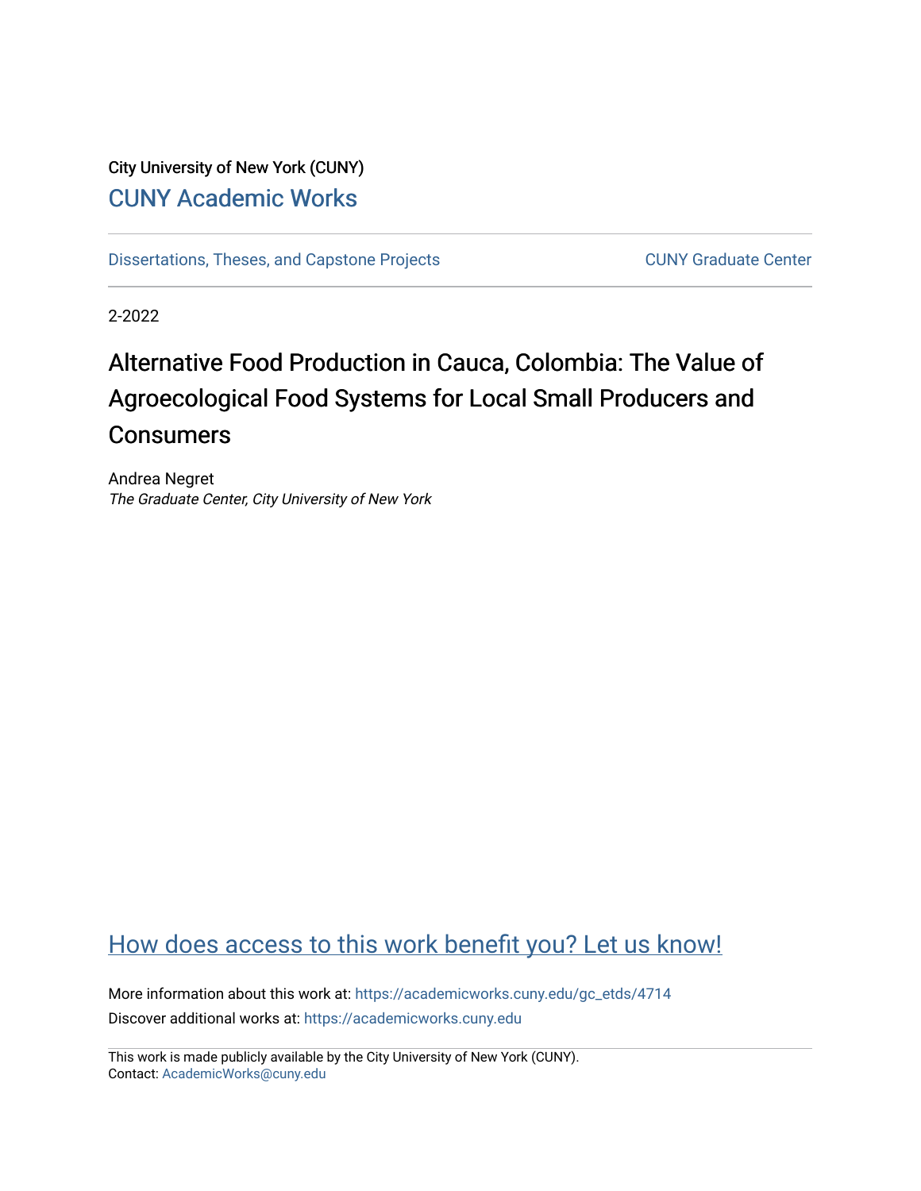City University of New York (CUNY)

[CUNY Academic Works](https://academicworks.cuny.edu)

[Dissertations, Theses, and Capstone Projects](https://academicworks.cuny.edu/gc_etds) | [CUNY Graduate Center](https://academicworks.cuny.edu/gc)

2-2022

# Alternative Food Production in Cauca, Colombia: The Value of Agroecological Food Systems for Local Small Producers and Consumers

Andrea Negret

*The Graduate Center, City University of New York*

How does access to this work benefit you? Let us know!

More information about this work at: https://academicworks.cuny.edu/gc_etds/4714

Discover additional works at: https://academicworks.cuny.edu

This work is made publicly available by the City University of New York (CUNY).
Contact: AcademicWorks@cuny.edu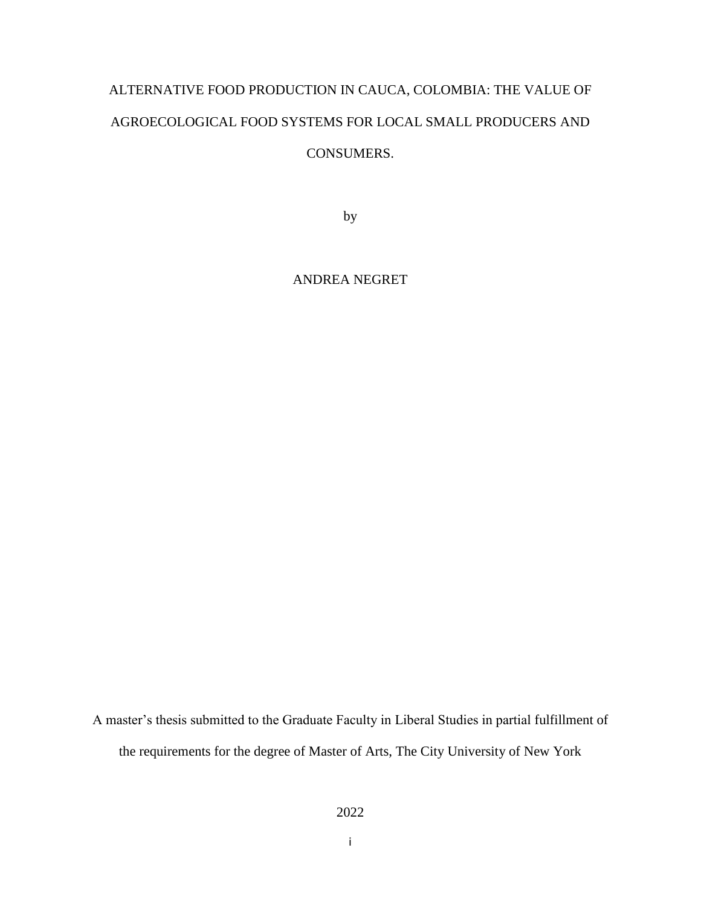# ALTERNATIVE FOOD PRODUCTION IN CAUCA, COLOMBIA: THE VALUE OF AGROECOLOGICAL FOOD SYSTEMS FOR LOCAL SMALL PRODUCERS AND CONSUMERS.

by

ANDREA NEGRET

A master's thesis submitted to the Graduate Faculty in Liberal Studies in partial fulfillment of the requirements for the degree of Master of Arts, The City University of New York

2022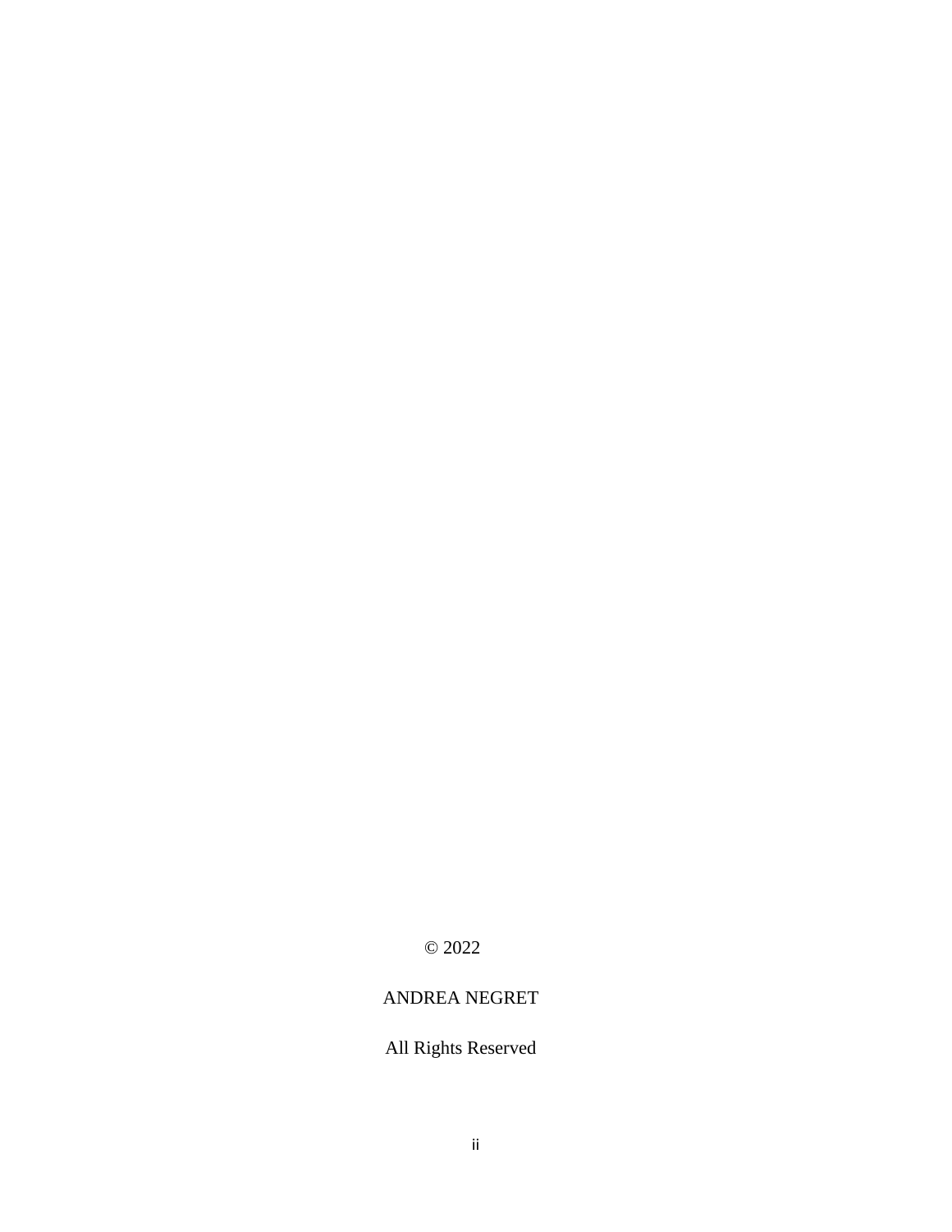© 2022

ANDREA NEGRET

All Rights Reserved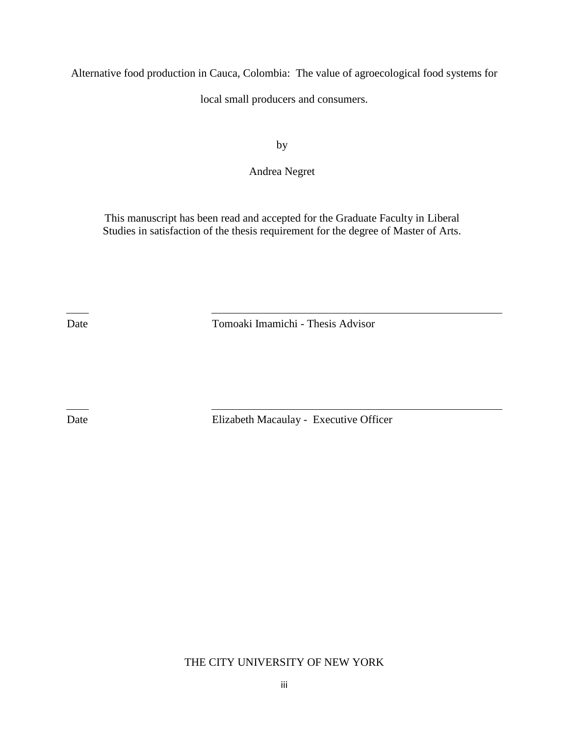Alternative food production in Cauca, Colombia: The value of agroecological food systems for local small producers and consumers.

by

Andrea Negret

This manuscript has been read and accepted for the Graduate Faculty in Liberal Studies in satisfaction of the thesis requirement for the degree of Master of Arts.

Date Tomoaki Imamichi - Thesis Advisor

Date Elizabeth Macaulay - Executive Officer

THE CITY UNIVERSITY OF NEW YORK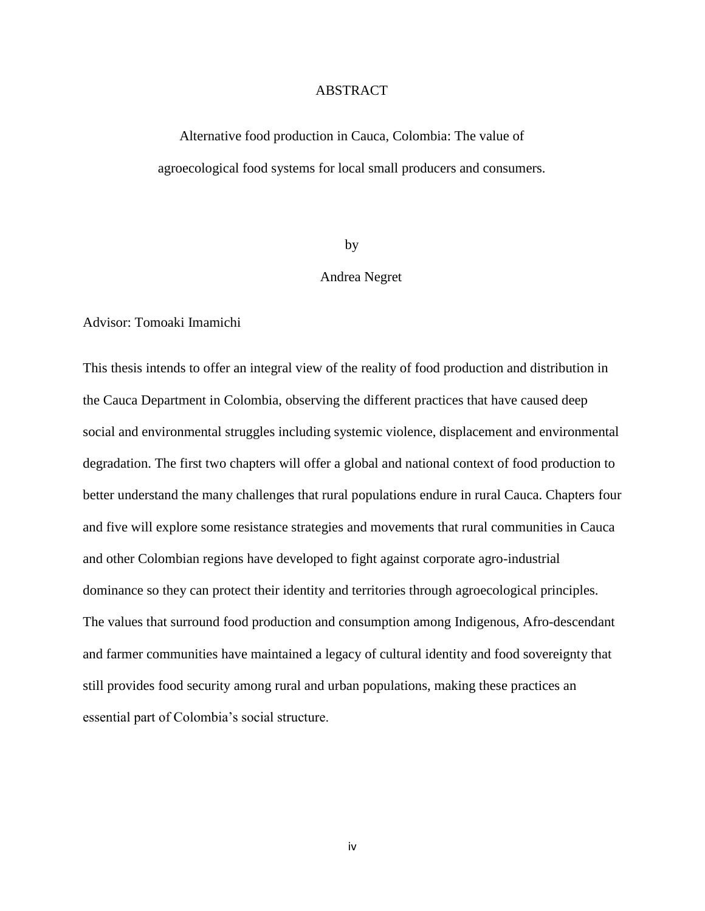# ABSTRACT

Alternative food production in Cauca, Colombia: The value of agroecological food systems for local small producers and consumers.

by

Andrea Negret

Advisor: Tomoaki Imamichi

This thesis intends to offer an integral view of the reality of food production and distribution in the Cauca Department in Colombia, observing the different practices that have caused deep social and environmental struggles including systemic violence, displacement and environmental degradation. The first two chapters will offer a global and national context of food production to better understand the many challenges that rural populations endure in rural Cauca. Chapters four and five will explore some resistance strategies and movements that rural communities in Cauca and other Colombian regions have developed to fight against corporate agro-industrial dominance so they can protect their identity and territories through agroecological principles. The values that surround food production and consumption among Indigenous, Afro-descendant and farmer communities have maintained a legacy of cultural identity and food sovereignty that still provides food security among rural and urban populations, making these practices an essential part of Colombia's social structure.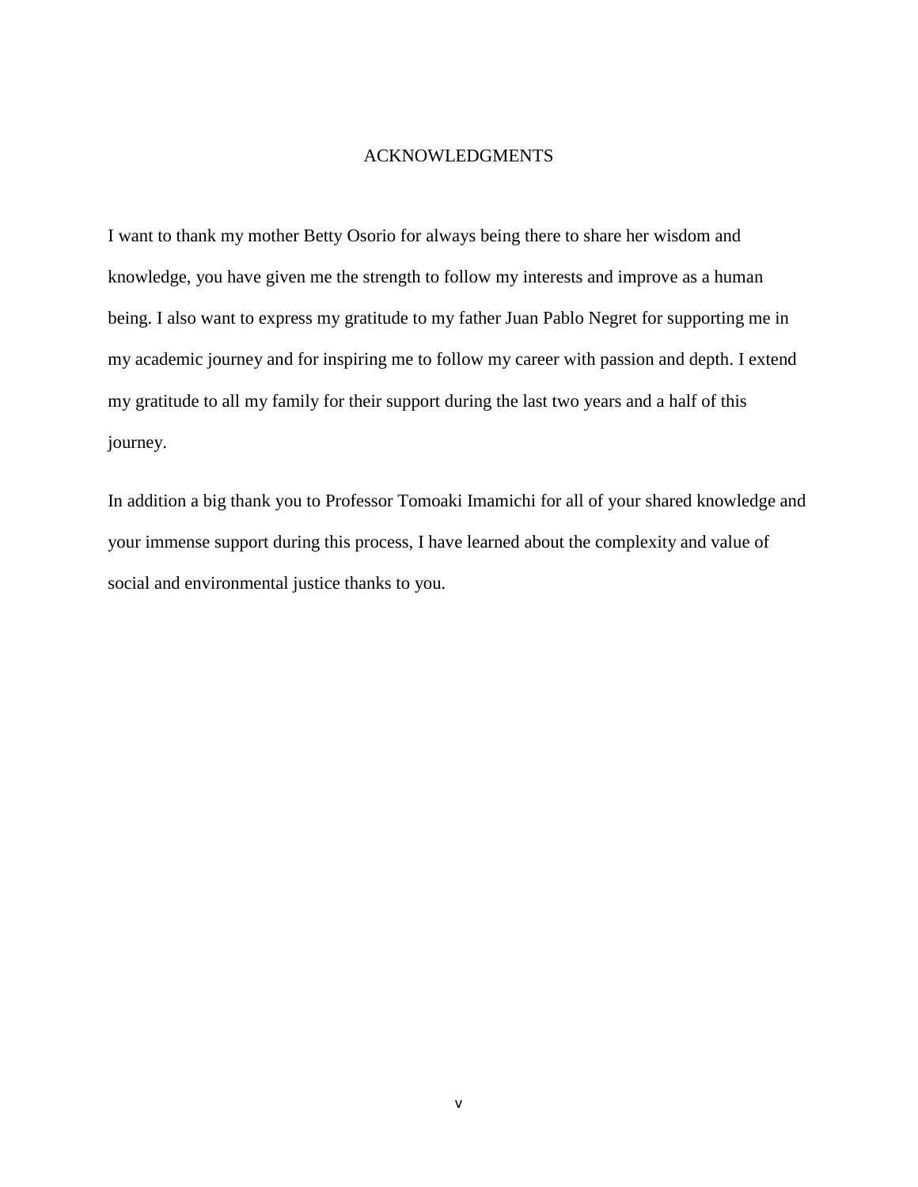# ACKNOWLEDGMENTS

I want to thank my mother Betty Osorio for always being there to share her wisdom and knowledge, you have given me the strength to follow my interests and improve as a human being. I also want to express my gratitude to my father Juan Pablo Negret for supporting me in my academic journey and for inspiring me to follow my career with passion and depth. I extend my gratitude to all my family for their support during the last two years and a half of this journey.

In addition a big thank you to Professor Tomoaki Imamichi for all of your shared knowledge and your immense support during this process, I have learned about the complexity and value of social and environmental justice thanks to you.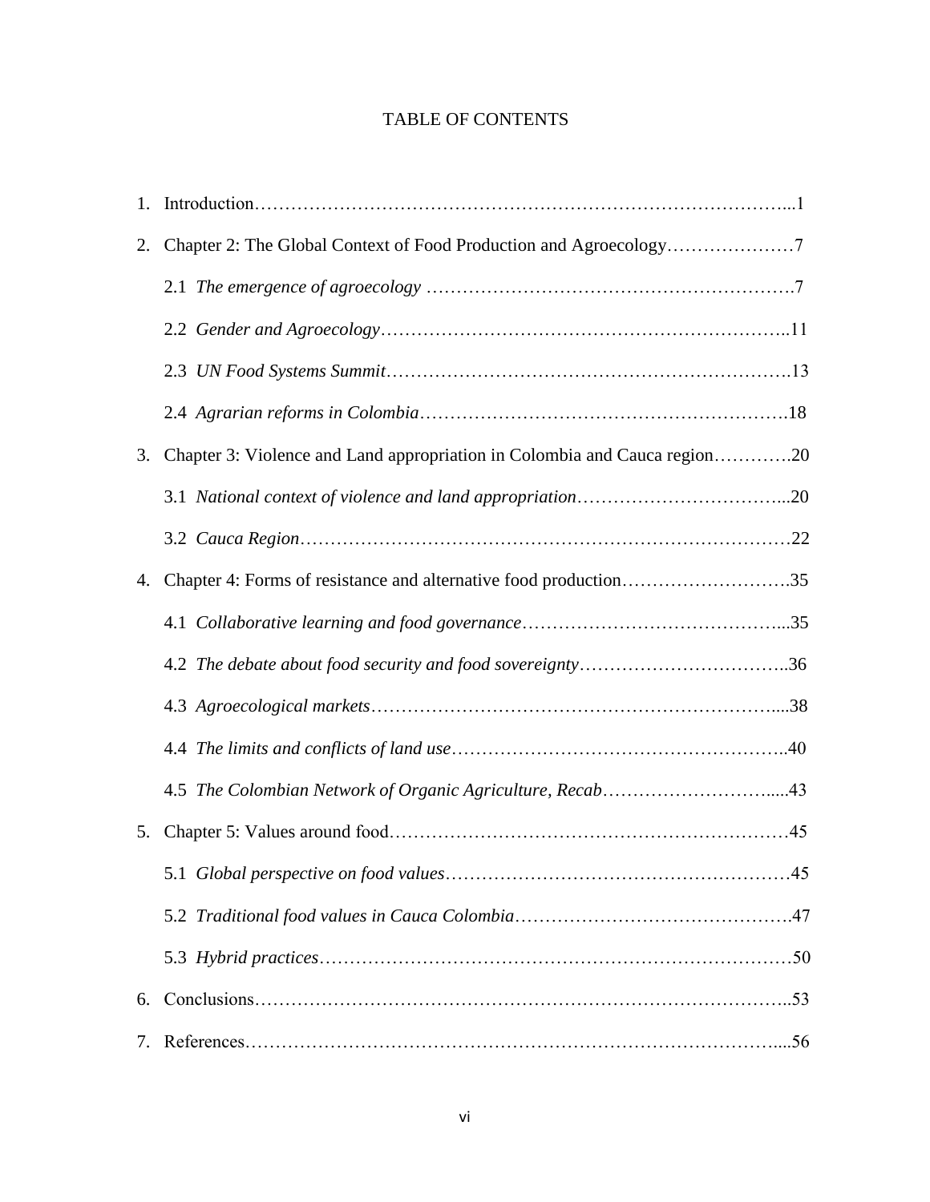# TABLE OF CONTENTS

1. Introduction……………………………………………………………………………...1
2. Chapter 2: The Global Context of Food Production and Agroecology…………………7
   - 2.1 *The emergence of agroecology* …………………………………………………….7
   - 2.2 *Gender and Agroecology*…………………………………………………………..11
   - 2.3 *UN Food Systems Summit*………………………………………………………….13
   - 2.4 *Agrarian reforms in Colombia*…………………………………………………….18
3. Chapter 3: Violence and Land appropriation in Colombia and Cauca region………….20
   - 3.1 *National context of violence and land appropriation*……………………………...20
   - 3.2 *Cauca Region*………………………………………………………………………22
4. Chapter 4: Forms of resistance and alternative food production……………………….35
   - 4.1 *Collaborative learning and food governance*……………………………………...35
   - 4.2 *The debate about food security and food sovereignty*……………………………..36
   - 4.3 *Agroecological markets*…………………………………………………………....38
   - 4.4 *The limits and conflicts of land use*………………………………………………..40
   - 4.5 *The Colombian Network of Organic Agriculture, Recab*……………………….....43
5. Chapter 5: Values around food…………………………………………………………45
   - 5.1 *Global perspective on food values*…………………………………………………45
   - 5.2 *Traditional food values in Cauca Colombia*……………………………………….47
   - 5.3 *Hybrid practices*……………………………………………………………………50
6. Conclusions……………………………………………………………………………..53
7. References……………………………………………………………………………....56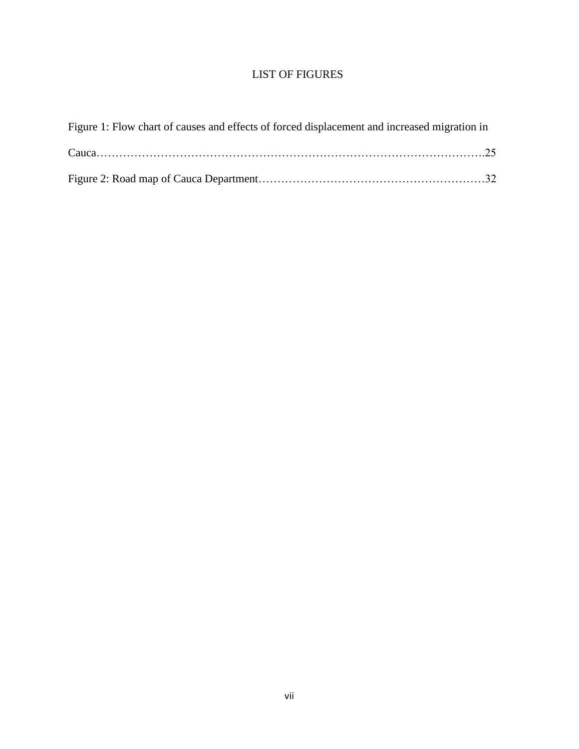# LIST OF FIGURES

Figure 1: Flow chart of causes and effects of forced displacement and increased migration in Cauca……………………………………………………………………………………….25

Figure 2: Road map of Cauca Department……………………………………………………32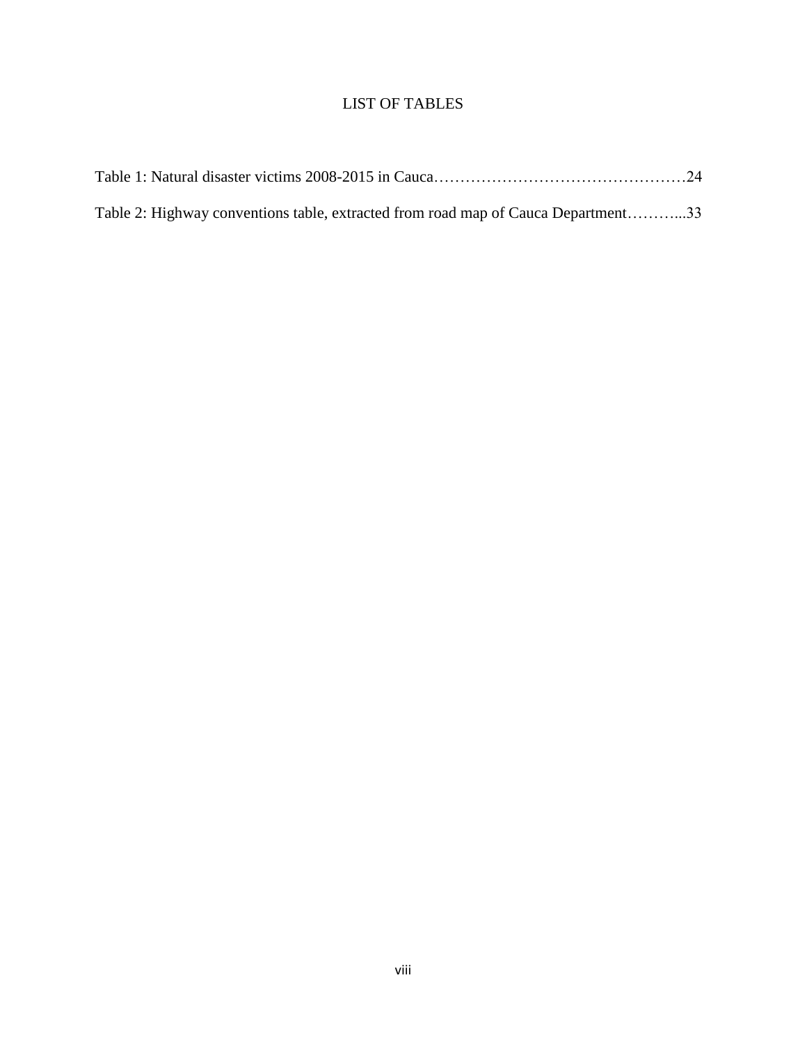# LIST OF TABLES

Table 1: Natural disaster victims 2008-2015 in Cauca……………………………………………24

Table 2: Highway conventions table, extracted from road map of Cauca Department………...33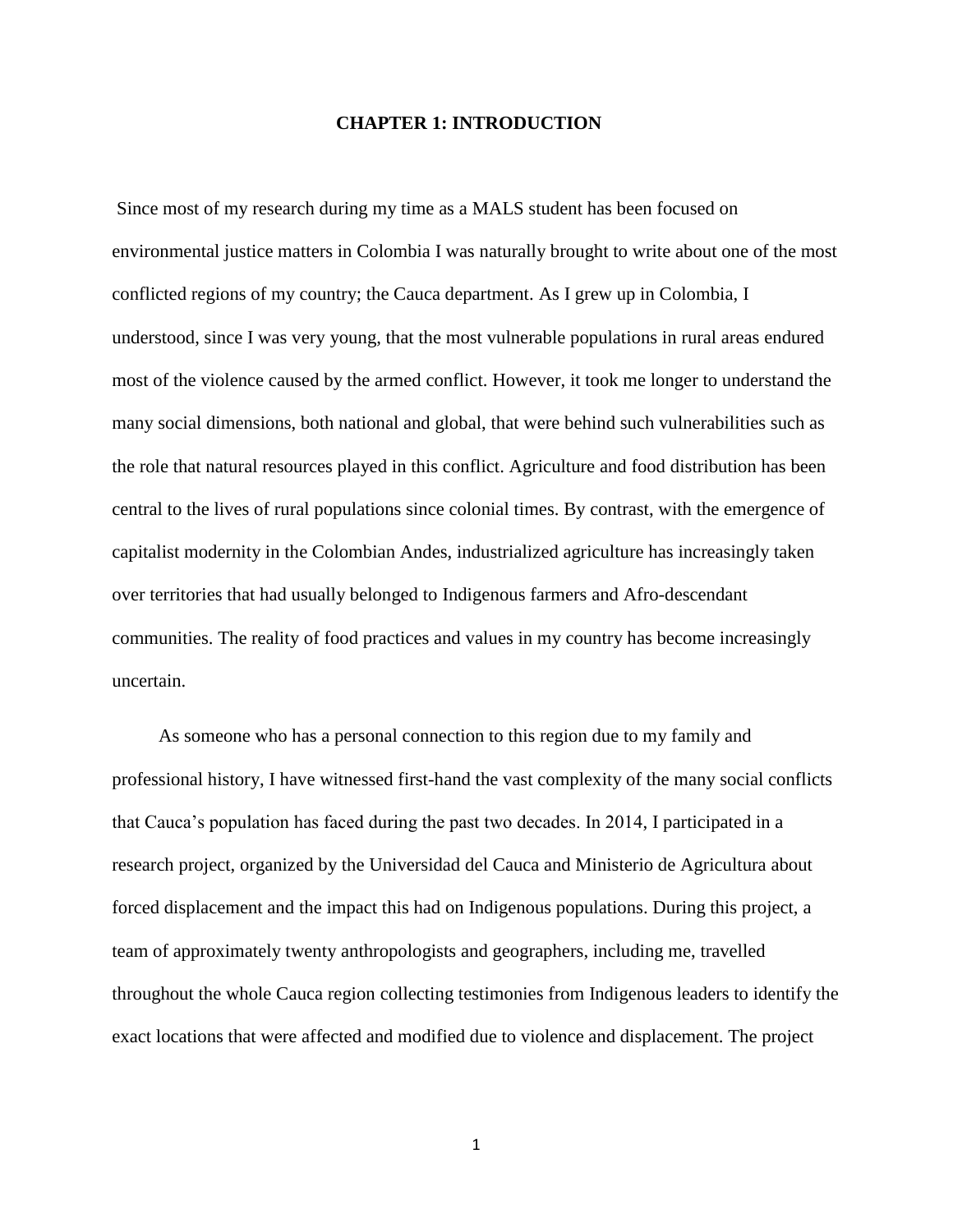# CHAPTER 1: INTRODUCTION

Since most of my research during my time as a MALS student has been focused on environmental justice matters in Colombia I was naturally brought to write about one of the most conflicted regions of my country; the Cauca department. As I grew up in Colombia, I understood, since I was very young, that the most vulnerable populations in rural areas endured most of the violence caused by the armed conflict. However, it took me longer to understand the many social dimensions, both national and global, that were behind such vulnerabilities such as the role that natural resources played in this conflict. Agriculture and food distribution has been central to the lives of rural populations since colonial times. By contrast, with the emergence of capitalist modernity in the Colombian Andes, industrialized agriculture has increasingly taken over territories that had usually belonged to Indigenous farmers and Afro-descendant communities. The reality of food practices and values in my country has become increasingly uncertain.

As someone who has a personal connection to this region due to my family and professional history, I have witnessed first-hand the vast complexity of the many social conflicts that Cauca's population has faced during the past two decades. In 2014, I participated in a research project, organized by the Universidad del Cauca and Ministerio de Agricultura about forced displacement and the impact this had on Indigenous populations. During this project, a team of approximately twenty anthropologists and geographers, including me, travelled throughout the whole Cauca region collecting testimonies from Indigenous leaders to identify the exact locations that were affected and modified due to violence and displacement. The project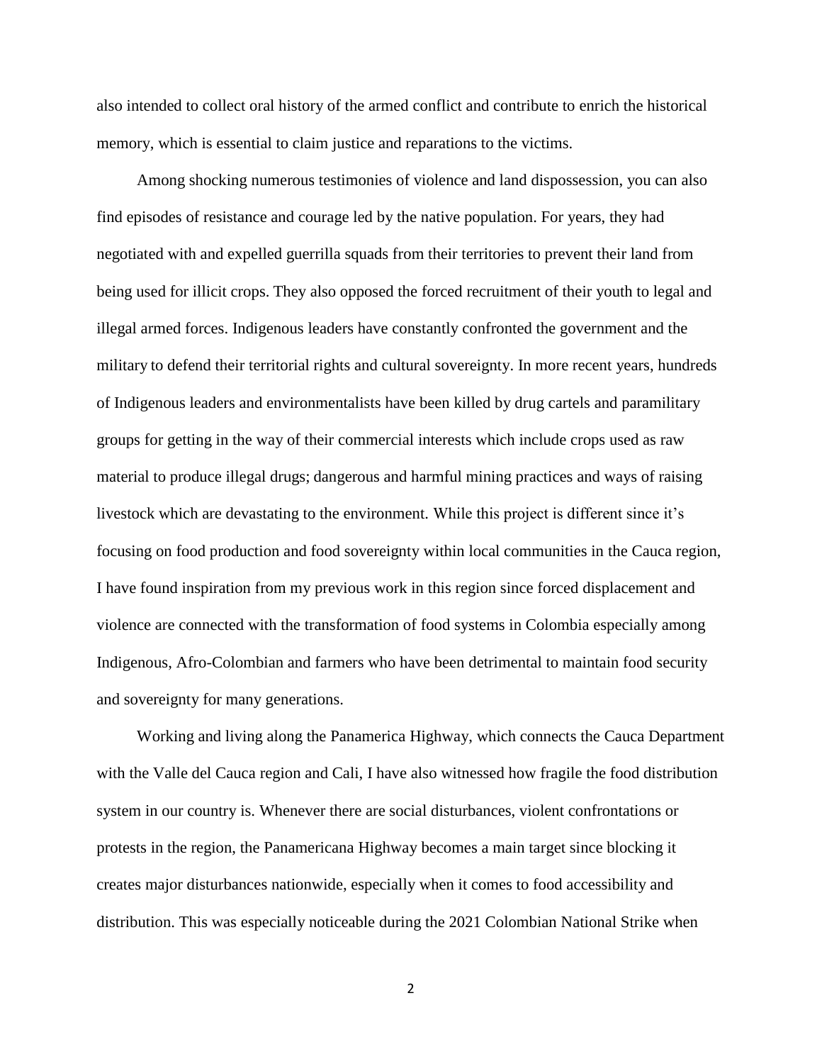also intended to collect oral history of the armed conflict and contribute to enrich the historical memory, which is essential to claim justice and reparations to the victims.

Among shocking numerous testimonies of violence and land dispossession, you can also find episodes of resistance and courage led by the native population. For years, they had negotiated with and expelled guerrilla squads from their territories to prevent their land from being used for illicit crops. They also opposed the forced recruitment of their youth to legal and illegal armed forces. Indigenous leaders have constantly confronted the government and the military to defend their territorial rights and cultural sovereignty. In more recent years, hundreds of Indigenous leaders and environmentalists have been killed by drug cartels and paramilitary groups for getting in the way of their commercial interests which include crops used as raw material to produce illegal drugs; dangerous and harmful mining practices and ways of raising livestock which are devastating to the environment. While this project is different since it's focusing on food production and food sovereignty within local communities in the Cauca region, I have found inspiration from my previous work in this region since forced displacement and violence are connected with the transformation of food systems in Colombia especially among Indigenous, Afro-Colombian and farmers who have been detrimental to maintain food security and sovereignty for many generations.

Working and living along the Panamerica Highway, which connects the Cauca Department with the Valle del Cauca region and Cali, I have also witnessed how fragile the food distribution system in our country is. Whenever there are social disturbances, violent confrontations or protests in the region, the Panamericana Highway becomes a main target since blocking it creates major disturbances nationwide, especially when it comes to food accessibility and distribution. This was especially noticeable during the 2021 Colombian National Strike when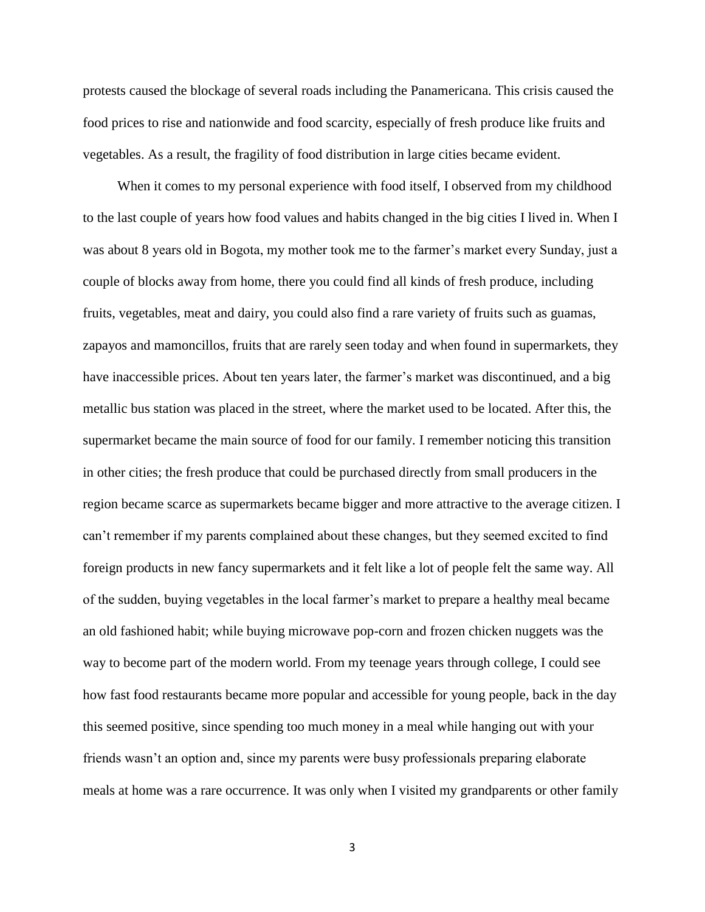protests caused the blockage of several roads including the Panamericana. This crisis caused the food prices to rise and nationwide and food scarcity, especially of fresh produce like fruits and vegetables. As a result, the fragility of food distribution in large cities became evident.

When it comes to my personal experience with food itself, I observed from my childhood to the last couple of years how food values and habits changed in the big cities I lived in. When I was about 8 years old in Bogota, my mother took me to the farmer's market every Sunday, just a couple of blocks away from home, there you could find all kinds of fresh produce, including fruits, vegetables, meat and dairy, you could also find a rare variety of fruits such as guamas, zapayos and mamoncillos, fruits that are rarely seen today and when found in supermarkets, they have inaccessible prices. About ten years later, the farmer's market was discontinued, and a big metallic bus station was placed in the street, where the market used to be located. After this, the supermarket became the main source of food for our family. I remember noticing this transition in other cities; the fresh produce that could be purchased directly from small producers in the region became scarce as supermarkets became bigger and more attractive to the average citizen. I can't remember if my parents complained about these changes, but they seemed excited to find foreign products in new fancy supermarkets and it felt like a lot of people felt the same way. All of the sudden, buying vegetables in the local farmer's market to prepare a healthy meal became an old fashioned habit; while buying microwave pop-corn and frozen chicken nuggets was the way to become part of the modern world. From my teenage years through college, I could see how fast food restaurants became more popular and accessible for young people, back in the day this seemed positive, since spending too much money in a meal while hanging out with your friends wasn't an option and, since my parents were busy professionals preparing elaborate meals at home was a rare occurrence. It was only when I visited my grandparents or other family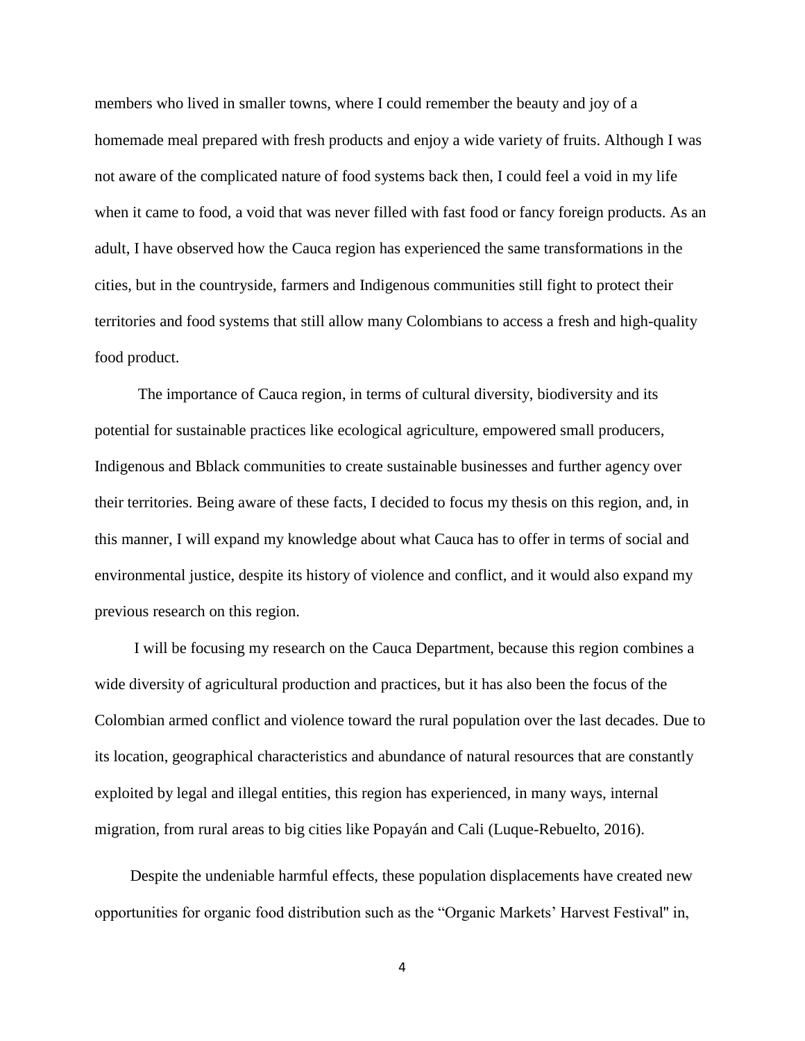members who lived in smaller towns, where I could remember the beauty and joy of a homemade meal prepared with fresh products and enjoy a wide variety of fruits. Although I was not aware of the complicated nature of food systems back then, I could feel a void in my life when it came to food, a void that was never filled with fast food or fancy foreign products. As an adult, I have observed how the Cauca region has experienced the same transformations in the cities, but in the countryside, farmers and Indigenous communities still fight to protect their territories and food systems that still allow many Colombians to access a fresh and high-quality food product.

The importance of Cauca region, in terms of cultural diversity, biodiversity and its potential for sustainable practices like ecological agriculture, empowered small producers, Indigenous and Bblack communities to create sustainable businesses and further agency over their territories. Being aware of these facts, I decided to focus my thesis on this region, and, in this manner, I will expand my knowledge about what Cauca has to offer in terms of social and environmental justice, despite its history of violence and conflict, and it would also expand my previous research on this region.

I will be focusing my research on the Cauca Department, because this region combines a wide diversity of agricultural production and practices, but it has also been the focus of the Colombian armed conflict and violence toward the rural population over the last decades. Due to its location, geographical characteristics and abundance of natural resources that are constantly exploited by legal and illegal entities, this region has experienced, in many ways, internal migration, from rural areas to big cities like Popayán and Cali (Luque-Rebuelto, 2016).

Despite the undeniable harmful effects, these population displacements have created new opportunities for organic food distribution such as the "Organic Markets' Harvest Festival" in,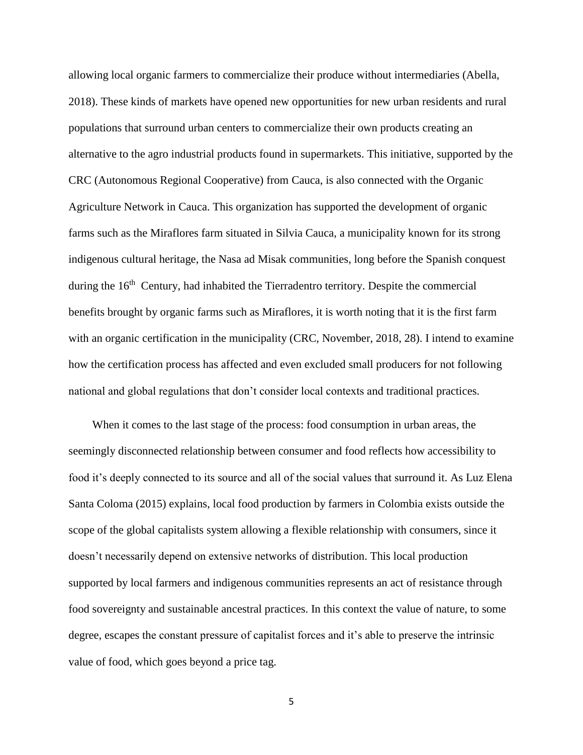allowing local organic farmers to commercialize their produce without intermediaries (Abella, 2018). These kinds of markets have opened new opportunities for new urban residents and rural populations that surround urban centers to commercialize their own products creating an alternative to the agro industrial products found in supermarkets. This initiative, supported by the CRC (Autonomous Regional Cooperative) from Cauca, is also connected with the Organic Agriculture Network in Cauca. This organization has supported the development of organic farms such as the Miraflores farm situated in Silvia Cauca, a municipality known for its strong indigenous cultural heritage, the Nasa ad Misak communities, long before the Spanish conquest during the 16th Century, had inhabited the Tierradentro territory. Despite the commercial benefits brought by organic farms such as Miraflores, it is worth noting that it is the first farm with an organic certification in the municipality (CRC, November, 2018, 28). I intend to examine how the certification process has affected and even excluded small producers for not following national and global regulations that don't consider local contexts and traditional practices.

When it comes to the last stage of the process: food consumption in urban areas, the seemingly disconnected relationship between consumer and food reflects how accessibility to food it's deeply connected to its source and all of the social values that surround it. As Luz Elena Santa Coloma (2015) explains, local food production by farmers in Colombia exists outside the scope of the global capitalists system allowing a flexible relationship with consumers, since it doesn't necessarily depend on extensive networks of distribution. This local production supported by local farmers and indigenous communities represents an act of resistance through food sovereignty and sustainable ancestral practices. In this context the value of nature, to some degree, escapes the constant pressure of capitalist forces and it's able to preserve the intrinsic value of food, which goes beyond a price tag.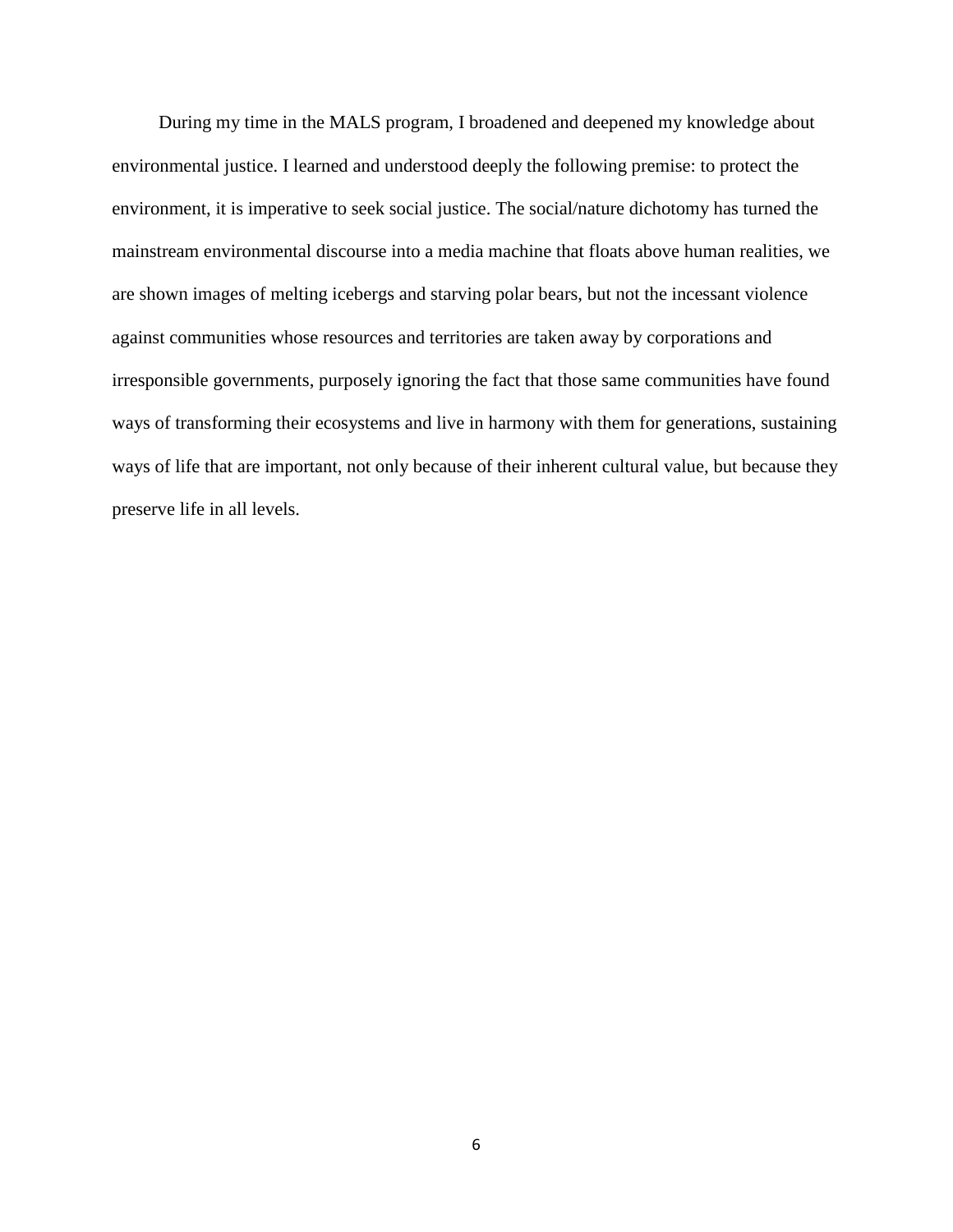During my time in the MALS program, I broadened and deepened my knowledge about environmental justice. I learned and understood deeply the following premise: to protect the environment, it is imperative to seek social justice. The social/nature dichotomy has turned the mainstream environmental discourse into a media machine that floats above human realities, we are shown images of melting icebergs and starving polar bears, but not the incessant violence against communities whose resources and territories are taken away by corporations and irresponsible governments, purposely ignoring the fact that those same communities have found ways of transforming their ecosystems and live in harmony with them for generations, sustaining ways of life that are important, not only because of their inherent cultural value, but because they preserve life in all levels.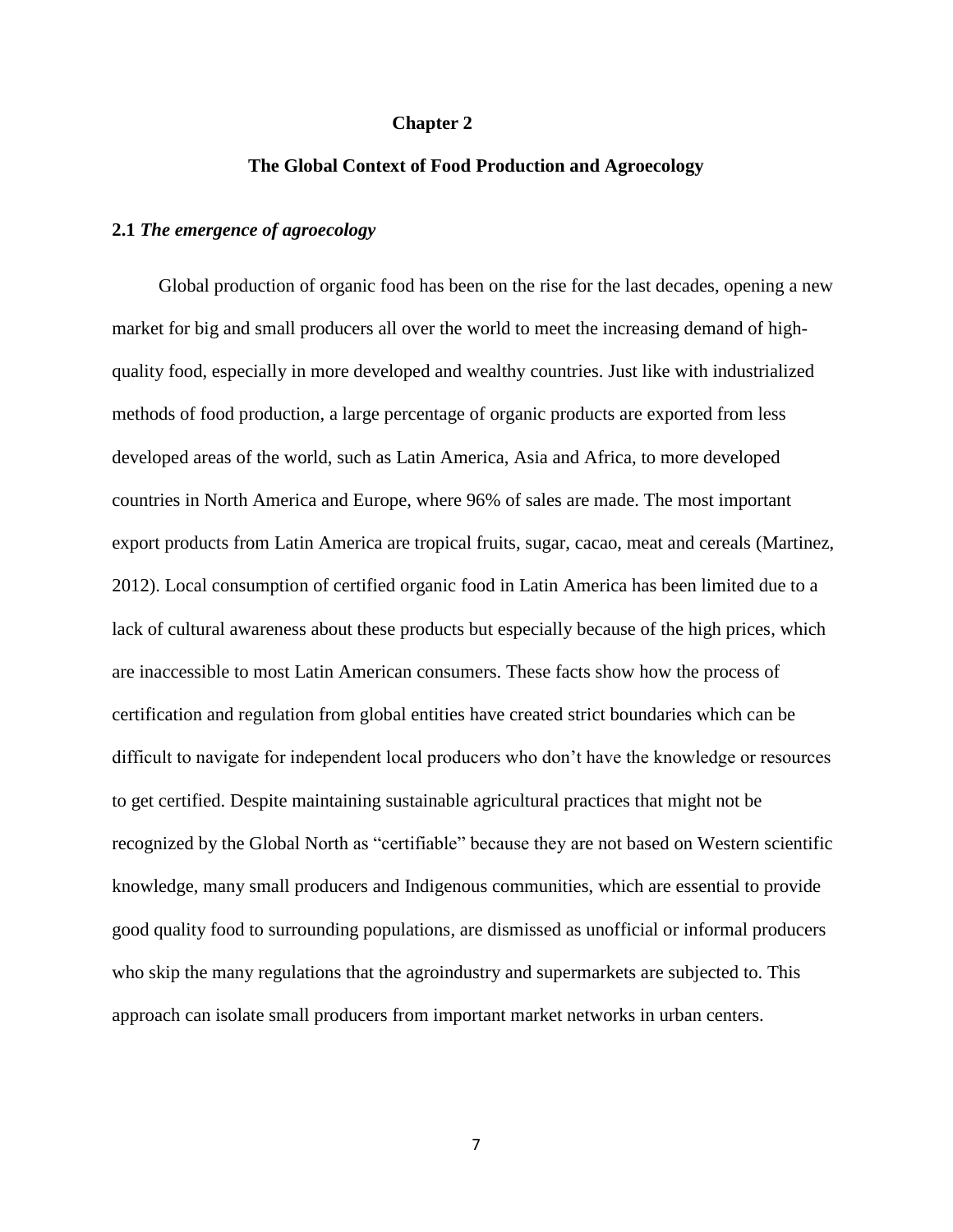# Chapter 2

## The Global Context of Food Production and Agroecology

### 2.1 *The emergence of agroecology*

Global production of organic food has been on the rise for the last decades, opening a new market for big and small producers all over the world to meet the increasing demand of high-quality food, especially in more developed and wealthy countries. Just like with industrialized methods of food production, a large percentage of organic products are exported from less developed areas of the world, such as Latin America, Asia and Africa, to more developed countries in North America and Europe, where 96% of sales are made. The most important export products from Latin America are tropical fruits, sugar, cacao, meat and cereals (Martinez, 2012). Local consumption of certified organic food in Latin America has been limited due to a lack of cultural awareness about these products but especially because of the high prices, which are inaccessible to most Latin American consumers. These facts show how the process of certification and regulation from global entities have created strict boundaries which can be difficult to navigate for independent local producers who don't have the knowledge or resources to get certified. Despite maintaining sustainable agricultural practices that might not be recognized by the Global North as "certifiable" because they are not based on Western scientific knowledge, many small producers and Indigenous communities, which are essential to provide good quality food to surrounding populations, are dismissed as unofficial or informal producers who skip the many regulations that the agroindustry and supermarkets are subjected to. This approach can isolate small producers from important market networks in urban centers.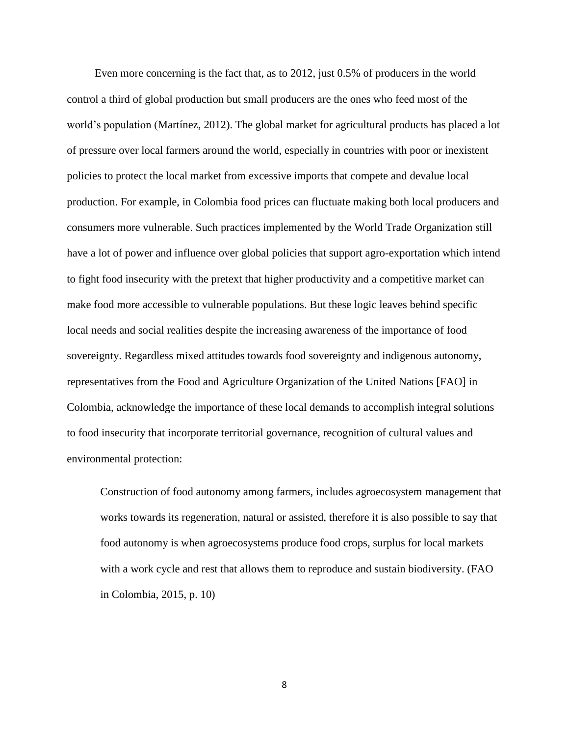Even more concerning is the fact that, as to 2012, just 0.5% of producers in the world control a third of global production but small producers are the ones who feed most of the world's population (Martínez, 2012). The global market for agricultural products has placed a lot of pressure over local farmers around the world, especially in countries with poor or inexistent policies to protect the local market from excessive imports that compete and devalue local production. For example, in Colombia food prices can fluctuate making both local producers and consumers more vulnerable. Such practices implemented by the World Trade Organization still have a lot of power and influence over global policies that support agro-exportation which intend to fight food insecurity with the pretext that higher productivity and a competitive market can make food more accessible to vulnerable populations. But these logic leaves behind specific local needs and social realities despite the increasing awareness of the importance of food sovereignty. Regardless mixed attitudes towards food sovereignty and indigenous autonomy, representatives from the Food and Agriculture Organization of the United Nations [FAO] in Colombia, acknowledge the importance of these local demands to accomplish integral solutions to food insecurity that incorporate territorial governance, recognition of cultural values and environmental protection:

> Construction of food autonomy among farmers, includes agroecosystem management that works towards its regeneration, natural or assisted, therefore it is also possible to say that food autonomy is when agroecosystems produce food crops, surplus for local markets with a work cycle and rest that allows them to reproduce and sustain biodiversity. (FAO in Colombia, 2015, p. 10)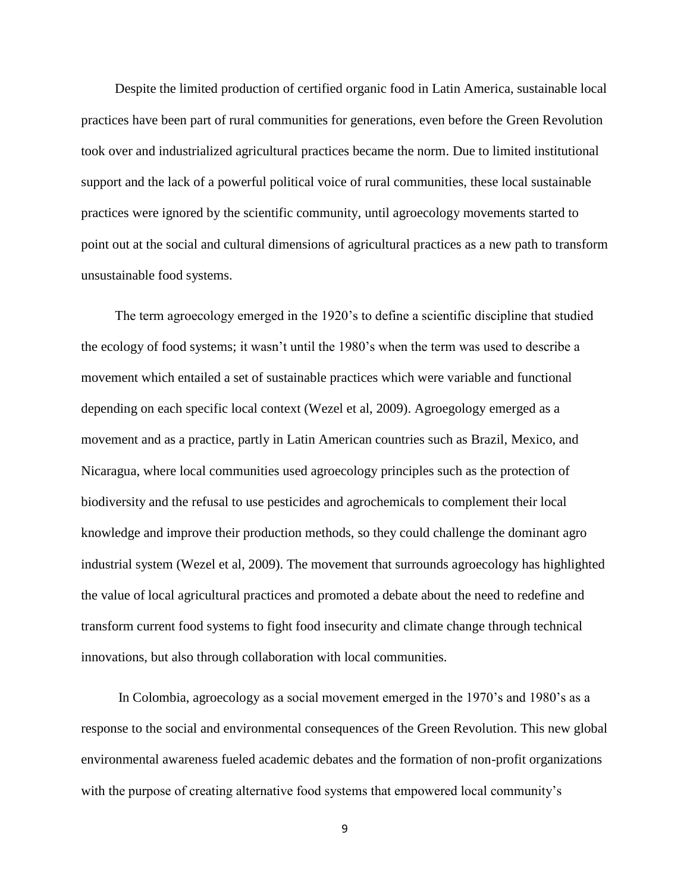Despite the limited production of certified organic food in Latin America, sustainable local practices have been part of rural communities for generations, even before the Green Revolution took over and industrialized agricultural practices became the norm. Due to limited institutional support and the lack of a powerful political voice of rural communities, these local sustainable practices were ignored by the scientific community, until agroecology movements started to point out at the social and cultural dimensions of agricultural practices as a new path to transform unsustainable food systems.

The term agroecology emerged in the 1920's to define a scientific discipline that studied the ecology of food systems; it wasn't until the 1980's when the term was used to describe a movement which entailed a set of sustainable practices which were variable and functional depending on each specific local context (Wezel et al, 2009). Agroegology emerged as a movement and as a practice, partly in Latin American countries such as Brazil, Mexico, and Nicaragua, where local communities used agroecology principles such as the protection of biodiversity and the refusal to use pesticides and agrochemicals to complement their local knowledge and improve their production methods, so they could challenge the dominant agro industrial system (Wezel et al, 2009). The movement that surrounds agroecology has highlighted the value of local agricultural practices and promoted a debate about the need to redefine and transform current food systems to fight food insecurity and climate change through technical innovations, but also through collaboration with local communities.

In Colombia, agroecology as a social movement emerged in the 1970's and 1980's as a response to the social and environmental consequences of the Green Revolution. This new global environmental awareness fueled academic debates and the formation of non-profit organizations with the purpose of creating alternative food systems that empowered local community's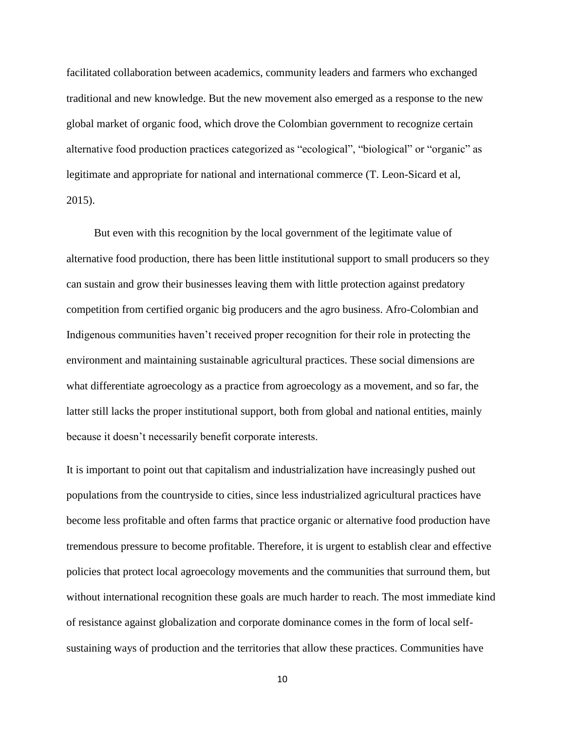facilitated collaboration between academics, community leaders and farmers who exchanged traditional and new knowledge. But the new movement also emerged as a response to the new global market of organic food, which drove the Colombian government to recognize certain alternative food production practices categorized as "ecological", "biological" or "organic" as legitimate and appropriate for national and international commerce (T. Leon-Sicard et al, 2015).

But even with this recognition by the local government of the legitimate value of alternative food production, there has been little institutional support to small producers so they can sustain and grow their businesses leaving them with little protection against predatory competition from certified organic big producers and the agro business. Afro-Colombian and Indigenous communities haven't received proper recognition for their role in protecting the environment and maintaining sustainable agricultural practices. These social dimensions are what differentiate agroecology as a practice from agroecology as a movement, and so far, the latter still lacks the proper institutional support, both from global and national entities, mainly because it doesn't necessarily benefit corporate interests.

It is important to point out that capitalism and industrialization have increasingly pushed out populations from the countryside to cities, since less industrialized agricultural practices have become less profitable and often farms that practice organic or alternative food production have tremendous pressure to become profitable. Therefore, it is urgent to establish clear and effective policies that protect local agroecology movements and the communities that surround them, but without international recognition these goals are much harder to reach. The most immediate kind of resistance against globalization and corporate dominance comes in the form of local self-sustaining ways of production and the territories that allow these practices. Communities have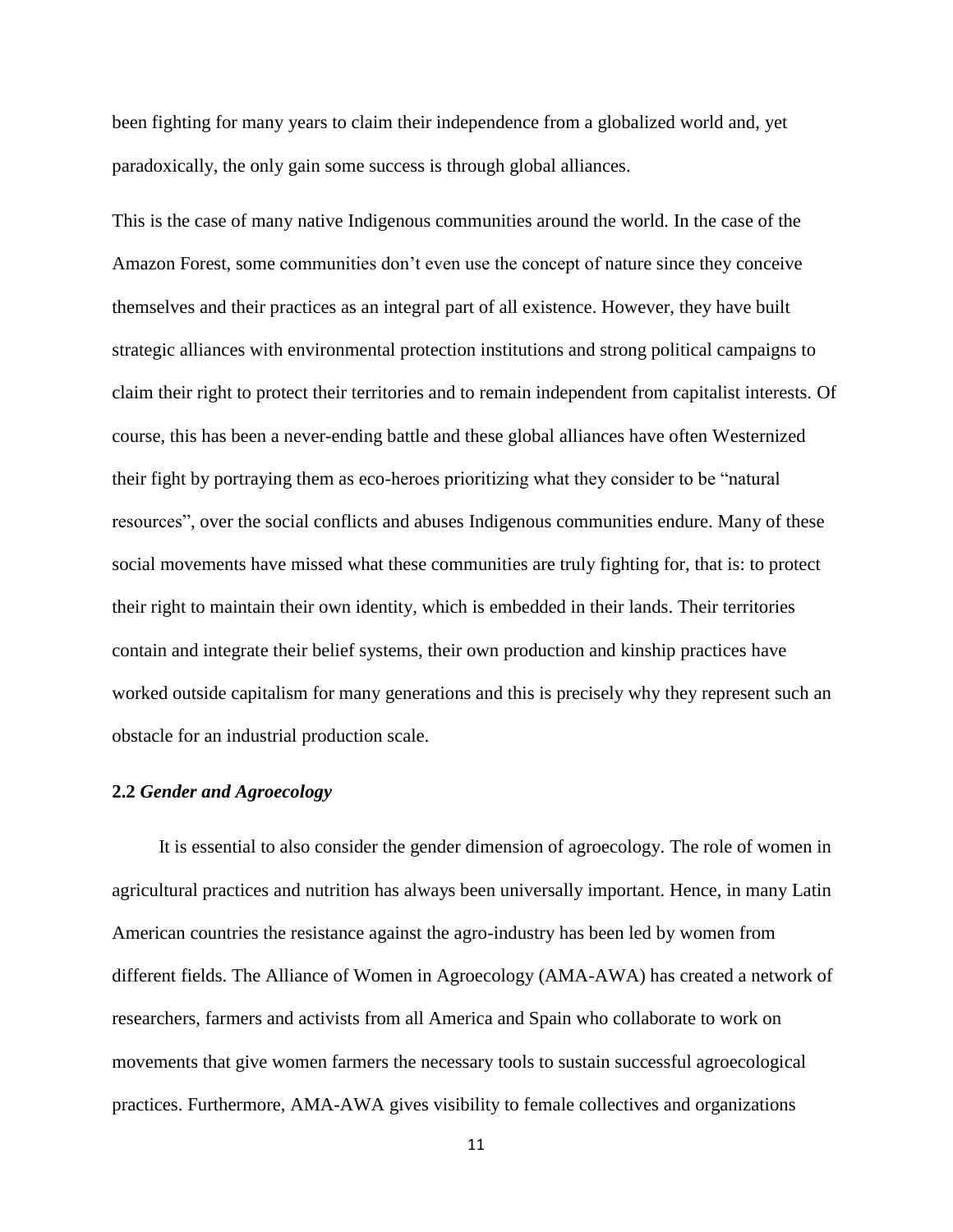been fighting for many years to claim their independence from a globalized world and, yet paradoxically, the only gain some success is through global alliances.

This is the case of many native Indigenous communities around the world. In the case of the Amazon Forest, some communities don't even use the concept of nature since they conceive themselves and their practices as an integral part of all existence. However, they have built strategic alliances with environmental protection institutions and strong political campaigns to claim their right to protect their territories and to remain independent from capitalist interests. Of course, this has been a never-ending battle and these global alliances have often Westernized their fight by portraying them as eco-heroes prioritizing what they consider to be "natural resources", over the social conflicts and abuses Indigenous communities endure. Many of these social movements have missed what these communities are truly fighting for, that is: to protect their right to maintain their own identity, which is embedded in their lands. Their territories contain and integrate their belief systems, their own production and kinship practices have worked outside capitalism for many generations and this is precisely why they represent such an obstacle for an industrial production scale.

### 2.2 *Gender and Agroecology*

It is essential to also consider the gender dimension of agroecology. The role of women in agricultural practices and nutrition has always been universally important. Hence, in many Latin American countries the resistance against the agro-industry has been led by women from different fields. The Alliance of Women in Agroecology (AMA-AWA) has created a network of researchers, farmers and activists from all America and Spain who collaborate to work on movements that give women farmers the necessary tools to sustain successful agroecological practices. Furthermore, AMA-AWA gives visibility to female collectives and organizations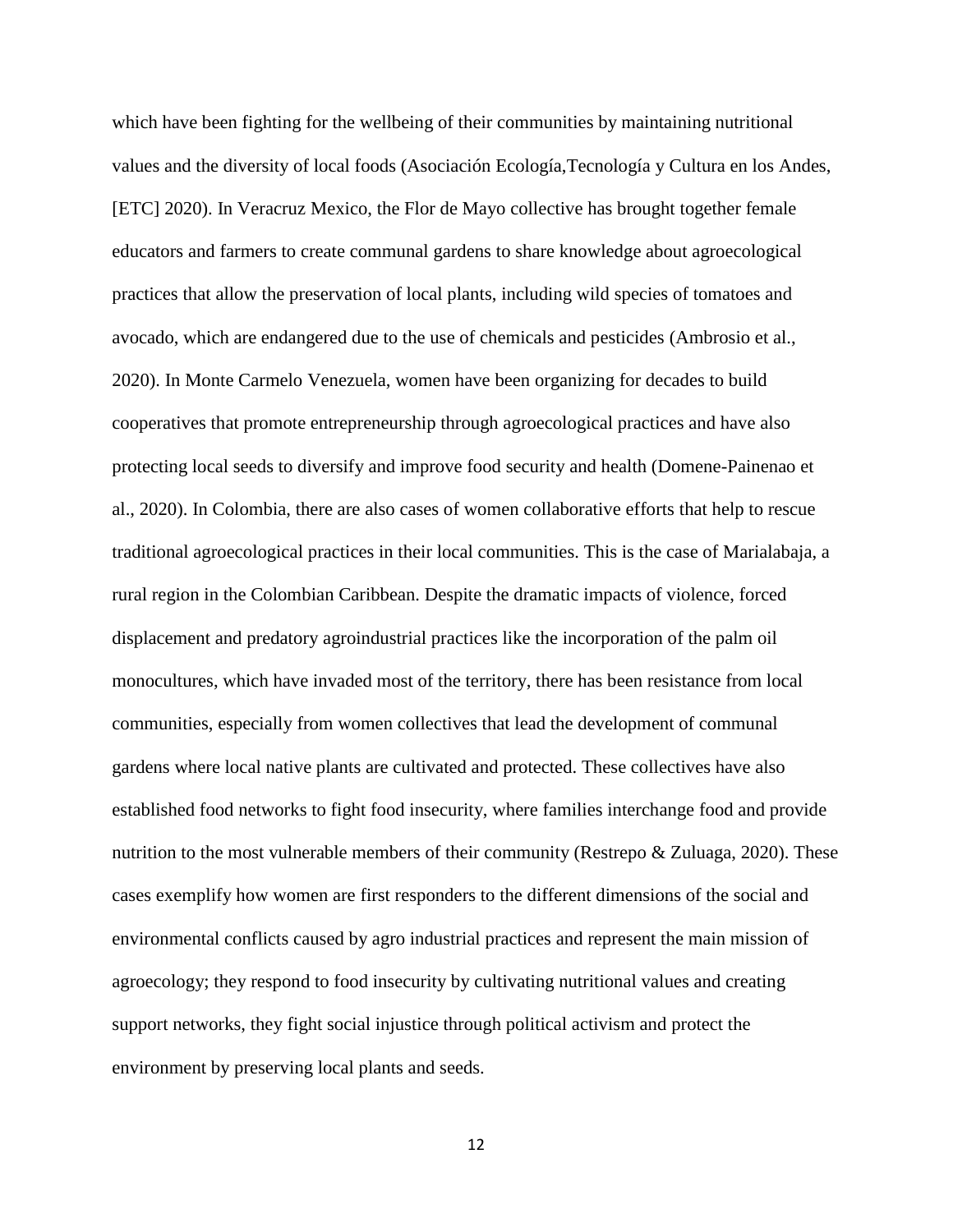which have been fighting for the wellbeing of their communities by maintaining nutritional values and the diversity of local foods (Asociación Ecología,Tecnología y Cultura en los Andes, [ETC] 2020). In Veracruz Mexico, the Flor de Mayo collective has brought together female educators and farmers to create communal gardens to share knowledge about agroecological practices that allow the preservation of local plants, including wild species of tomatoes and avocado, which are endangered due to the use of chemicals and pesticides (Ambrosio et al., 2020). In Monte Carmelo Venezuela, women have been organizing for decades to build cooperatives that promote entrepreneurship through agroecological practices and have also protecting local seeds to diversify and improve food security and health (Domene-Painenao et al., 2020). In Colombia, there are also cases of women collaborative efforts that help to rescue traditional agroecological practices in their local communities. This is the case of Marialabaja, a rural region in the Colombian Caribbean. Despite the dramatic impacts of violence, forced displacement and predatory agroindustrial practices like the incorporation of the palm oil monocultures, which have invaded most of the territory, there has been resistance from local communities, especially from women collectives that lead the development of communal gardens where local native plants are cultivated and protected. These collectives have also established food networks to fight food insecurity, where families interchange food and provide nutrition to the most vulnerable members of their community (Restrepo & Zuluaga, 2020). These cases exemplify how women are first responders to the different dimensions of the social and environmental conflicts caused by agro industrial practices and represent the main mission of agroecology; they respond to food insecurity by cultivating nutritional values and creating support networks, they fight social injustice through political activism and protect the environment by preserving local plants and seeds.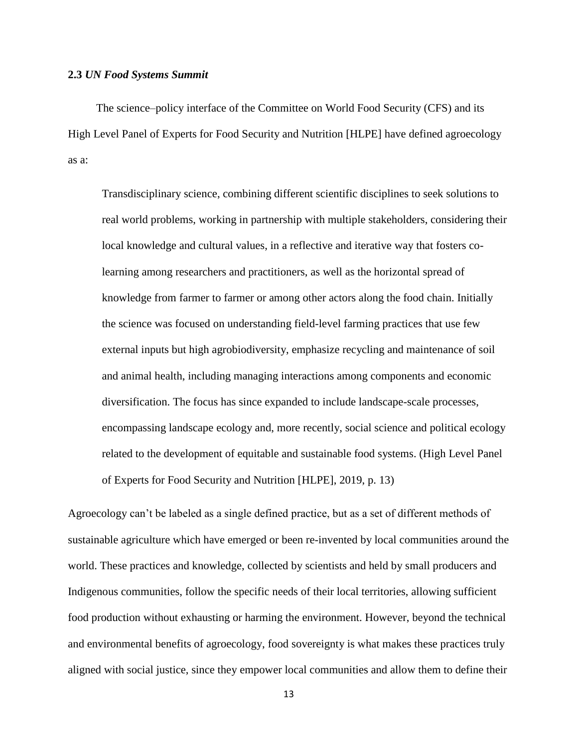### **2.3** *UN Food Systems Summit*

The science–policy interface of the Committee on World Food Security (CFS) and its High Level Panel of Experts for Food Security and Nutrition [HLPE] have defined agroecology as a:

> Transdisciplinary science, combining different scientific disciplines to seek solutions to real world problems, working in partnership with multiple stakeholders, considering their local knowledge and cultural values, in a reflective and iterative way that fosters co-learning among researchers and practitioners, as well as the horizontal spread of knowledge from farmer to farmer or among other actors along the food chain. Initially the science was focused on understanding field-level farming practices that use few external inputs but high agrobiodiversity, emphasize recycling and maintenance of soil and animal health, including managing interactions among components and economic diversification. The focus has since expanded to include landscape-scale processes, encompassing landscape ecology and, more recently, social science and political ecology related to the development of equitable and sustainable food systems. (High Level Panel of Experts for Food Security and Nutrition [HLPE], 2019, p. 13)

Agroecology can't be labeled as a single defined practice, but as a set of different methods of sustainable agriculture which have emerged or been re-invented by local communities around the world. These practices and knowledge, collected by scientists and held by small producers and Indigenous communities, follow the specific needs of their local territories, allowing sufficient food production without exhausting or harming the environment. However, beyond the technical and environmental benefits of agroecology, food sovereignty is what makes these practices truly aligned with social justice, since they empower local communities and allow them to define their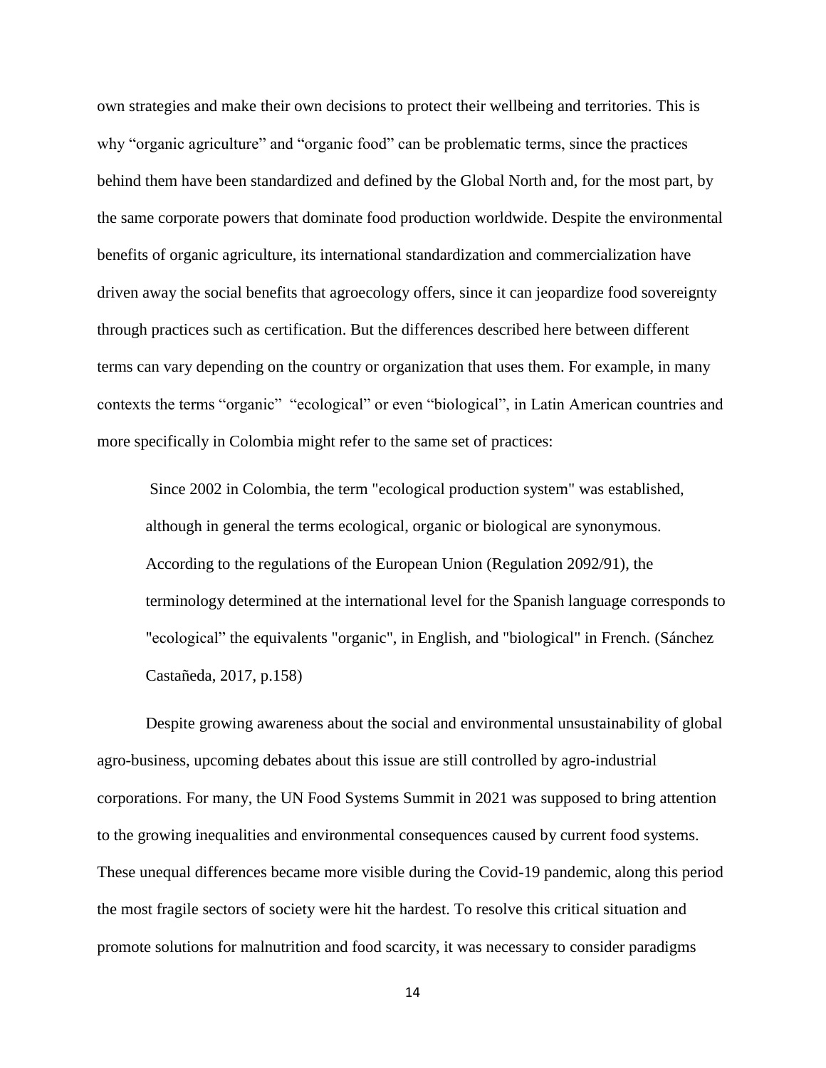own strategies and make their own decisions to protect their wellbeing and territories. This is why “organic agriculture” and “organic food” can be problematic terms, since the practices behind them have been standardized and defined by the Global North and, for the most part, by the same corporate powers that dominate food production worldwide. Despite the environmental benefits of organic agriculture, its international standardization and commercialization have driven away the social benefits that agroecology offers, since it can jeopardize food sovereignty through practices such as certification. But the differences described here between different terms can vary depending on the country or organization that uses them. For example, in many contexts the terms “organic” “ecological” or even “biological”, in Latin American countries and more specifically in Colombia might refer to the same set of practices:

> Since 2002 in Colombia, the term "ecological production system" was established, although in general the terms ecological, organic or biological are synonymous. According to the regulations of the European Union (Regulation 2092/91), the terminology determined at the international level for the Spanish language corresponds to "ecological” the equivalents "organic", in English, and "biological" in French. (Sánchez Castañeda, 2017, p.158)

Despite growing awareness about the social and environmental unsustainability of global agro-business, upcoming debates about this issue are still controlled by agro-industrial corporations. For many, the UN Food Systems Summit in 2021 was supposed to bring attention to the growing inequalities and environmental consequences caused by current food systems. These unequal differences became more visible during the Covid-19 pandemic, along this period the most fragile sectors of society were hit the hardest. To resolve this critical situation and promote solutions for malnutrition and food scarcity, it was necessary to consider paradigms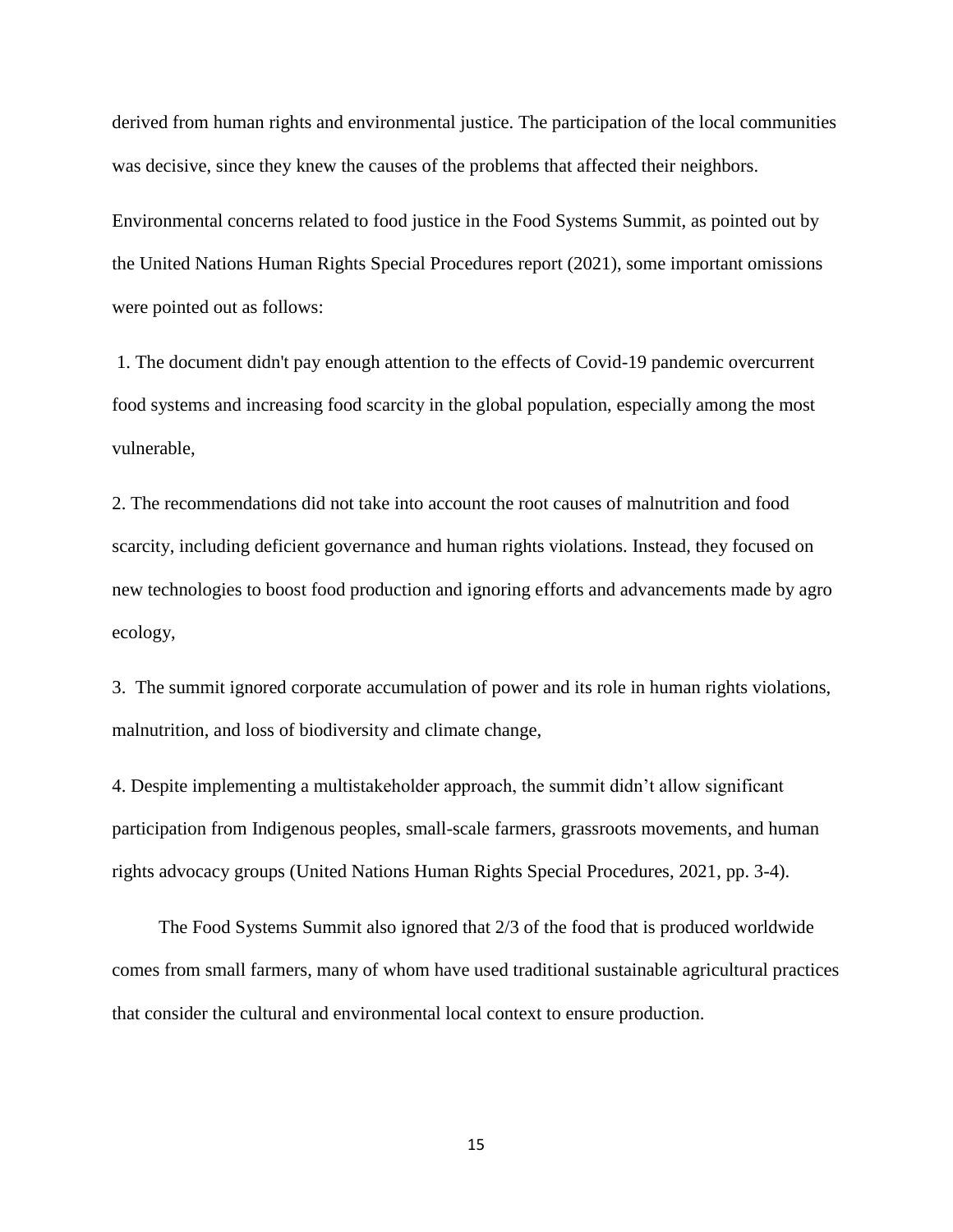derived from human rights and environmental justice. The participation of the local communities was decisive, since they knew the causes of the problems that affected their neighbors.

Environmental concerns related to food justice in the Food Systems Summit, as pointed out by the United Nations Human Rights Special Procedures report (2021), some important omissions were pointed out as follows:

1. The document didn't pay enough attention to the effects of Covid-19 pandemic overcurrent food systems and increasing food scarcity in the global population, especially among the most vulnerable,

2. The recommendations did not take into account the root causes of malnutrition and food scarcity, including deficient governance and human rights violations. Instead, they focused on new technologies to boost food production and ignoring efforts and advancements made by agro ecology,

3. The summit ignored corporate accumulation of power and its role in human rights violations, malnutrition, and loss of biodiversity and climate change,

4. Despite implementing a multistakeholder approach, the summit didn't allow significant participation from Indigenous peoples, small-scale farmers, grassroots movements, and human rights advocacy groups (United Nations Human Rights Special Procedures, 2021, pp. 3-4).

The Food Systems Summit also ignored that 2/3 of the food that is produced worldwide comes from small farmers, many of whom have used traditional sustainable agricultural practices that consider the cultural and environmental local context to ensure production.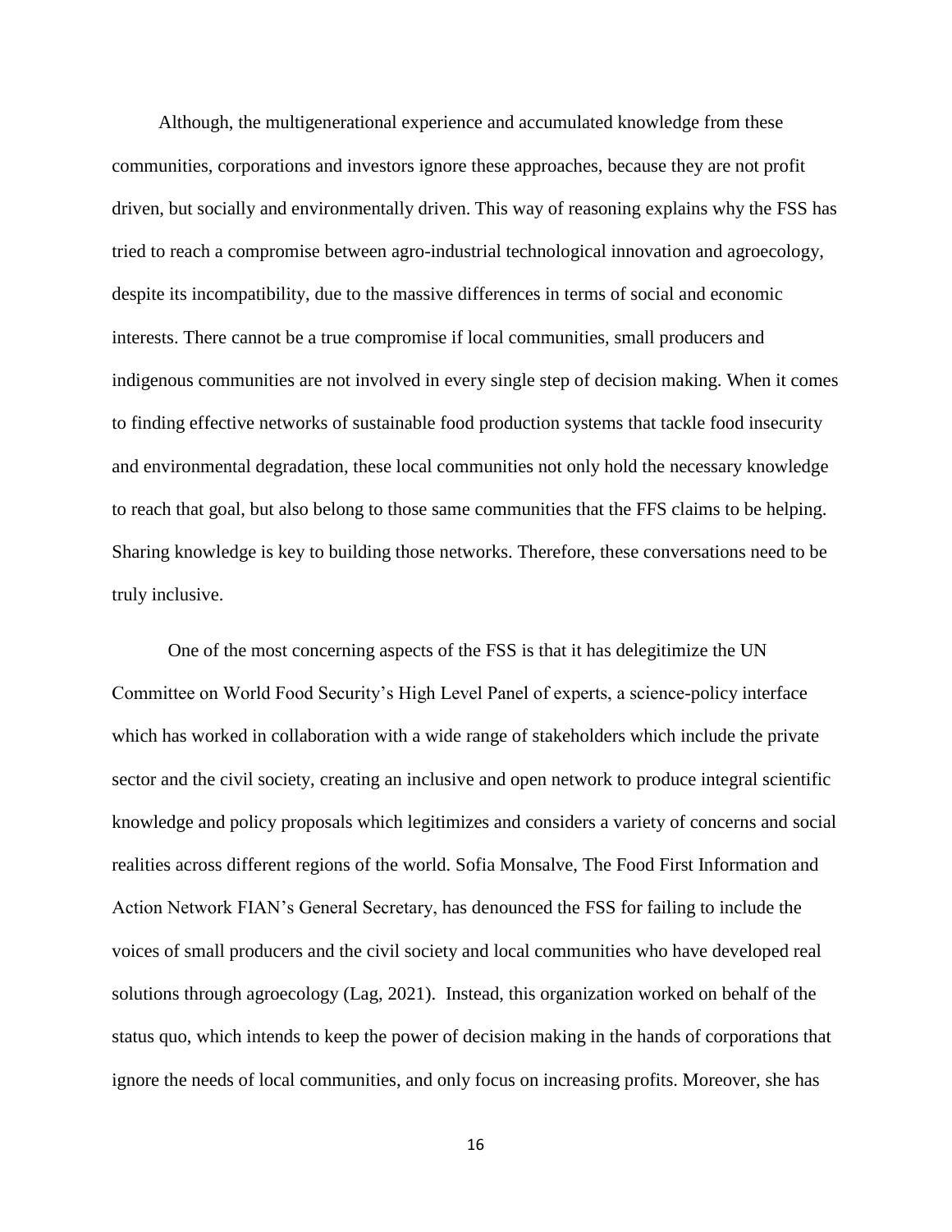Although, the multigenerational experience and accumulated knowledge from these communities, corporations and investors ignore these approaches, because they are not profit driven, but socially and environmentally driven. This way of reasoning explains why the FSS has tried to reach a compromise between agro-industrial technological innovation and agroecology, despite its incompatibility, due to the massive differences in terms of social and economic interests. There cannot be a true compromise if local communities, small producers and indigenous communities are not involved in every single step of decision making. When it comes to finding effective networks of sustainable food production systems that tackle food insecurity and environmental degradation, these local communities not only hold the necessary knowledge to reach that goal, but also belong to those same communities that the FFS claims to be helping. Sharing knowledge is key to building those networks. Therefore, these conversations need to be truly inclusive.

One of the most concerning aspects of the FSS is that it has delegitimize the UN Committee on World Food Security's High Level Panel of experts, a science-policy interface which has worked in collaboration with a wide range of stakeholders which include the private sector and the civil society, creating an inclusive and open network to produce integral scientific knowledge and policy proposals which legitimizes and considers a variety of concerns and social realities across different regions of the world. Sofia Monsalve, The Food First Information and Action Network FIAN's General Secretary, has denounced the FSS for failing to include the voices of small producers and the civil society and local communities who have developed real solutions through agroecology (Lag, 2021). Instead, this organization worked on behalf of the status quo, which intends to keep the power of decision making in the hands of corporations that ignore the needs of local communities, and only focus on increasing profits. Moreover, she has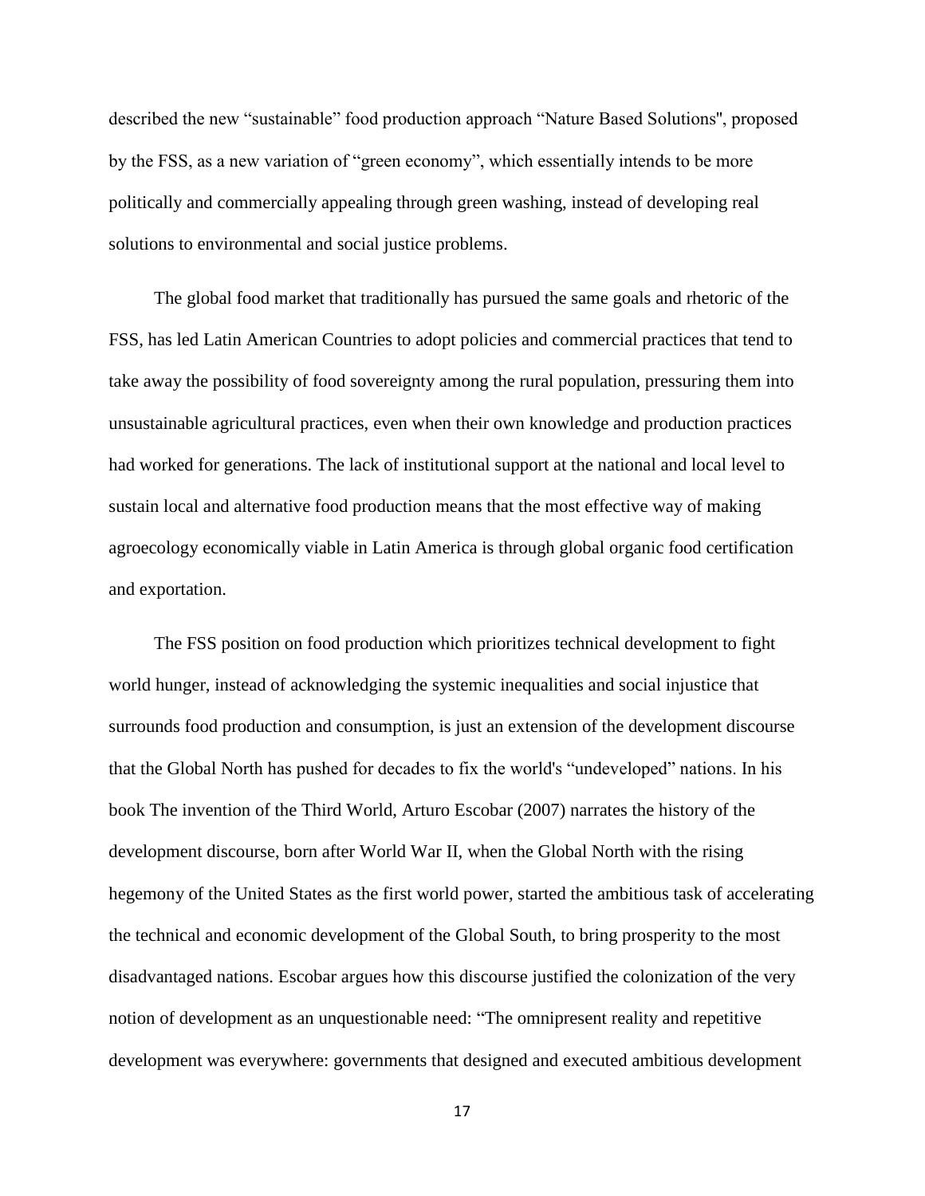described the new “sustainable” food production approach “Nature Based Solutions'', proposed by the FSS, as a new variation of “green economy”, which essentially intends to be more politically and commercially appealing through green washing, instead of developing real solutions to environmental and social justice problems.

The global food market that traditionally has pursued the same goals and rhetoric of the FSS, has led Latin American Countries to adopt policies and commercial practices that tend to take away the possibility of food sovereignty among the rural population, pressuring them into unsustainable agricultural practices, even when their own knowledge and production practices had worked for generations. The lack of institutional support at the national and local level to sustain local and alternative food production means that the most effective way of making agroecology economically viable in Latin America is through global organic food certification and exportation.

The FSS position on food production which prioritizes technical development to fight world hunger, instead of acknowledging the systemic inequalities and social injustice that surrounds food production and consumption, is just an extension of the development discourse that the Global North has pushed for decades to fix the world's “undeveloped” nations. In his book The invention of the Third World, Arturo Escobar (2007) narrates the history of the development discourse, born after World War II, when the Global North with the rising hegemony of the United States as the first world power, started the ambitious task of accelerating the technical and economic development of the Global South, to bring prosperity to the most disadvantaged nations. Escobar argues how this discourse justified the colonization of the very notion of development as an unquestionable need: “The omnipresent reality and repetitive development was everywhere: governments that designed and executed ambitious development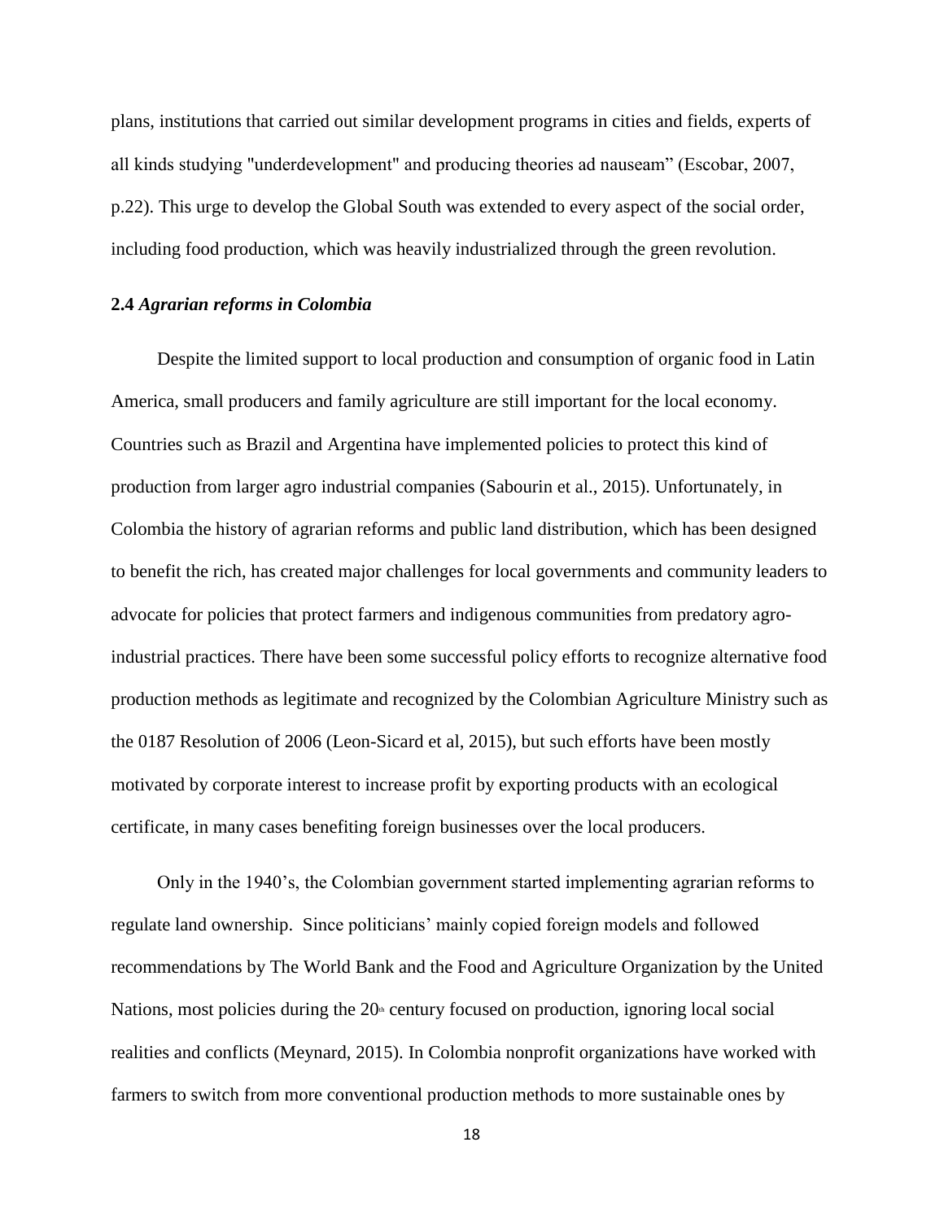plans, institutions that carried out similar development programs in cities and fields, experts of all kinds studying "underdevelopment" and producing theories ad nauseam" (Escobar, 2007, p.22). This urge to develop the Global South was extended to every aspect of the social order, including food production, which was heavily industrialized through the green revolution.

### **2.4** ***Agrarian reforms in Colombia***

Despite the limited support to local production and consumption of organic food in Latin America, small producers and family agriculture are still important for the local economy. Countries such as Brazil and Argentina have implemented policies to protect this kind of production from larger agro industrial companies (Sabourin et al., 2015). Unfortunately, in Colombia the history of agrarian reforms and public land distribution, which has been designed to benefit the rich, has created major challenges for local governments and community leaders to advocate for policies that protect farmers and indigenous communities from predatory agro-industrial practices. There have been some successful policy efforts to recognize alternative food production methods as legitimate and recognized by the Colombian Agriculture Ministry such as the 0187 Resolution of 2006 (Leon-Sicard et al, 2015), but such efforts have been mostly motivated by corporate interest to increase profit by exporting products with an ecological certificate, in many cases benefiting foreign businesses over the local producers.

Only in the 1940's, the Colombian government started implementing agrarian reforms to regulate land ownership. Since politicians' mainly copied foreign models and followed recommendations by The World Bank and the Food and Agriculture Organization by the United Nations, most policies during the 20th century focused on production, ignoring local social realities and conflicts (Meynard, 2015). In Colombia nonprofit organizations have worked with farmers to switch from more conventional production methods to more sustainable ones by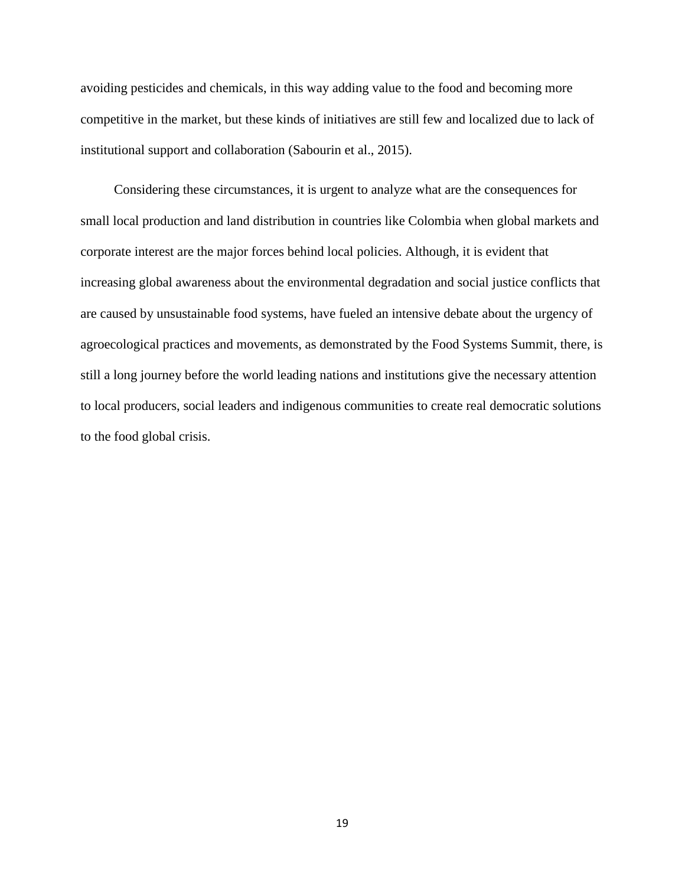avoiding pesticides and chemicals, in this way adding value to the food and becoming more competitive in the market, but these kinds of initiatives are still few and localized due to lack of institutional support and collaboration (Sabourin et al., 2015).

Considering these circumstances, it is urgent to analyze what are the consequences for small local production and land distribution in countries like Colombia when global markets and corporate interest are the major forces behind local policies. Although, it is evident that increasing global awareness about the environmental degradation and social justice conflicts that are caused by unsustainable food systems, have fueled an intensive debate about the urgency of agroecological practices and movements, as demonstrated by the Food Systems Summit, there, is still a long journey before the world leading nations and institutions give the necessary attention to local producers, social leaders and indigenous communities to create real democratic solutions to the food global crisis.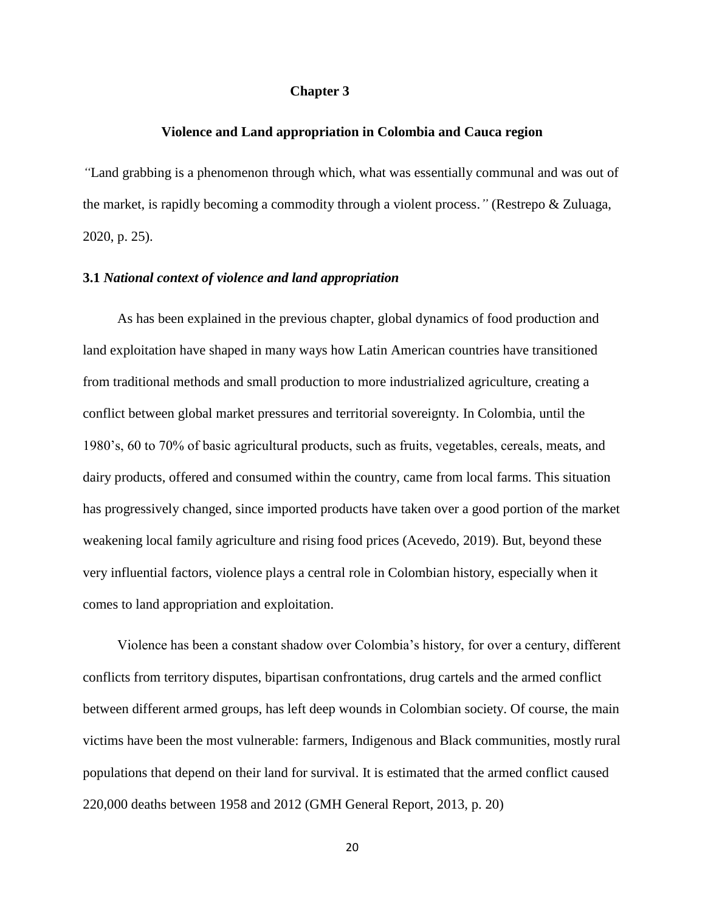# Chapter 3

## Violence and Land appropriation in Colombia and Cauca region

*"*Land grabbing is a phenomenon through which, what was essentially communal and was out of the market, is rapidly becoming a commodity through a violent process.*"* (Restrepo & Zuluaga, 2020, p. 25).

### 3.1 *National context of violence and land appropriation*

As has been explained in the previous chapter, global dynamics of food production and land exploitation have shaped in many ways how Latin American countries have transitioned from traditional methods and small production to more industrialized agriculture, creating a conflict between global market pressures and territorial sovereignty. In Colombia, until the 1980's, 60 to 70% of basic agricultural products, such as fruits, vegetables, cereals, meats, and dairy products, offered and consumed within the country, came from local farms. This situation has progressively changed, since imported products have taken over a good portion of the market weakening local family agriculture and rising food prices (Acevedo, 2019). But, beyond these very influential factors, violence plays a central role in Colombian history, especially when it comes to land appropriation and exploitation.

Violence has been a constant shadow over Colombia's history, for over a century, different conflicts from territory disputes, bipartisan confrontations, drug cartels and the armed conflict between different armed groups, has left deep wounds in Colombian society. Of course, the main victims have been the most vulnerable: farmers, Indigenous and Black communities, mostly rural populations that depend on their land for survival. It is estimated that the armed conflict caused 220,000 deaths between 1958 and 2012 (GMH General Report, 2013, p. 20)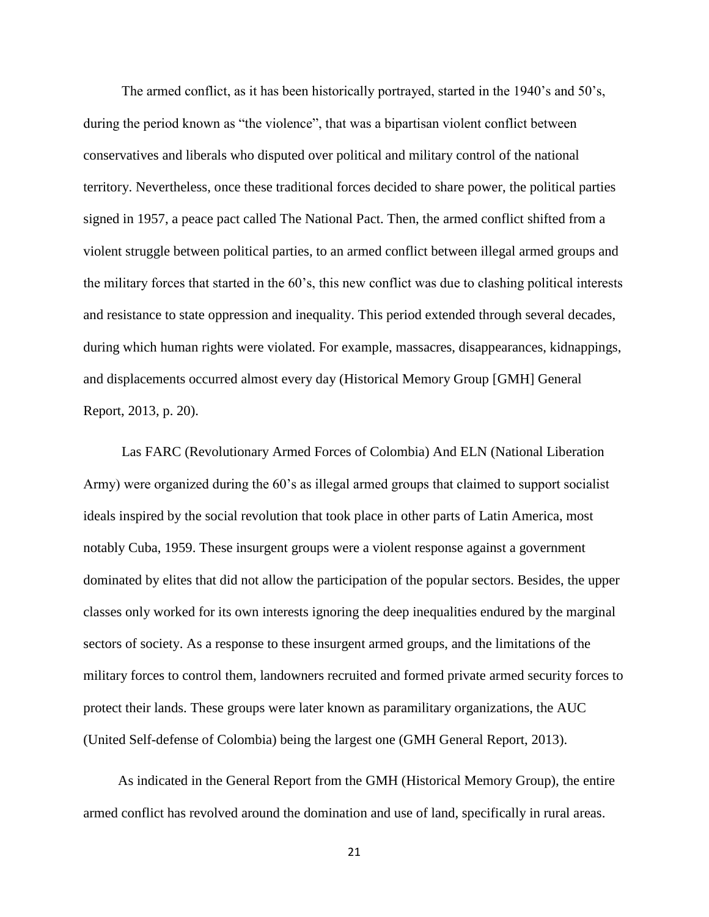The armed conflict, as it has been historically portrayed, started in the 1940's and 50's, during the period known as "the violence", that was a bipartisan violent conflict between conservatives and liberals who disputed over political and military control of the national territory. Nevertheless, once these traditional forces decided to share power, the political parties signed in 1957, a peace pact called The National Pact. Then, the armed conflict shifted from a violent struggle between political parties, to an armed conflict between illegal armed groups and the military forces that started in the 60's, this new conflict was due to clashing political interests and resistance to state oppression and inequality. This period extended through several decades, during which human rights were violated. For example, massacres, disappearances, kidnappings, and displacements occurred almost every day (Historical Memory Group [GMH] General Report, 2013, p. 20).

Las FARC (Revolutionary Armed Forces of Colombia) And ELN (National Liberation Army) were organized during the 60's as illegal armed groups that claimed to support socialist ideals inspired by the social revolution that took place in other parts of Latin America, most notably Cuba, 1959. These insurgent groups were a violent response against a government dominated by elites that did not allow the participation of the popular sectors. Besides, the upper classes only worked for its own interests ignoring the deep inequalities endured by the marginal sectors of society. As a response to these insurgent armed groups, and the limitations of the military forces to control them, landowners recruited and formed private armed security forces to protect their lands. These groups were later known as paramilitary organizations, the AUC (United Self-defense of Colombia) being the largest one (GMH General Report, 2013).

As indicated in the General Report from the GMH (Historical Memory Group), the entire armed conflict has revolved around the domination and use of land, specifically in rural areas.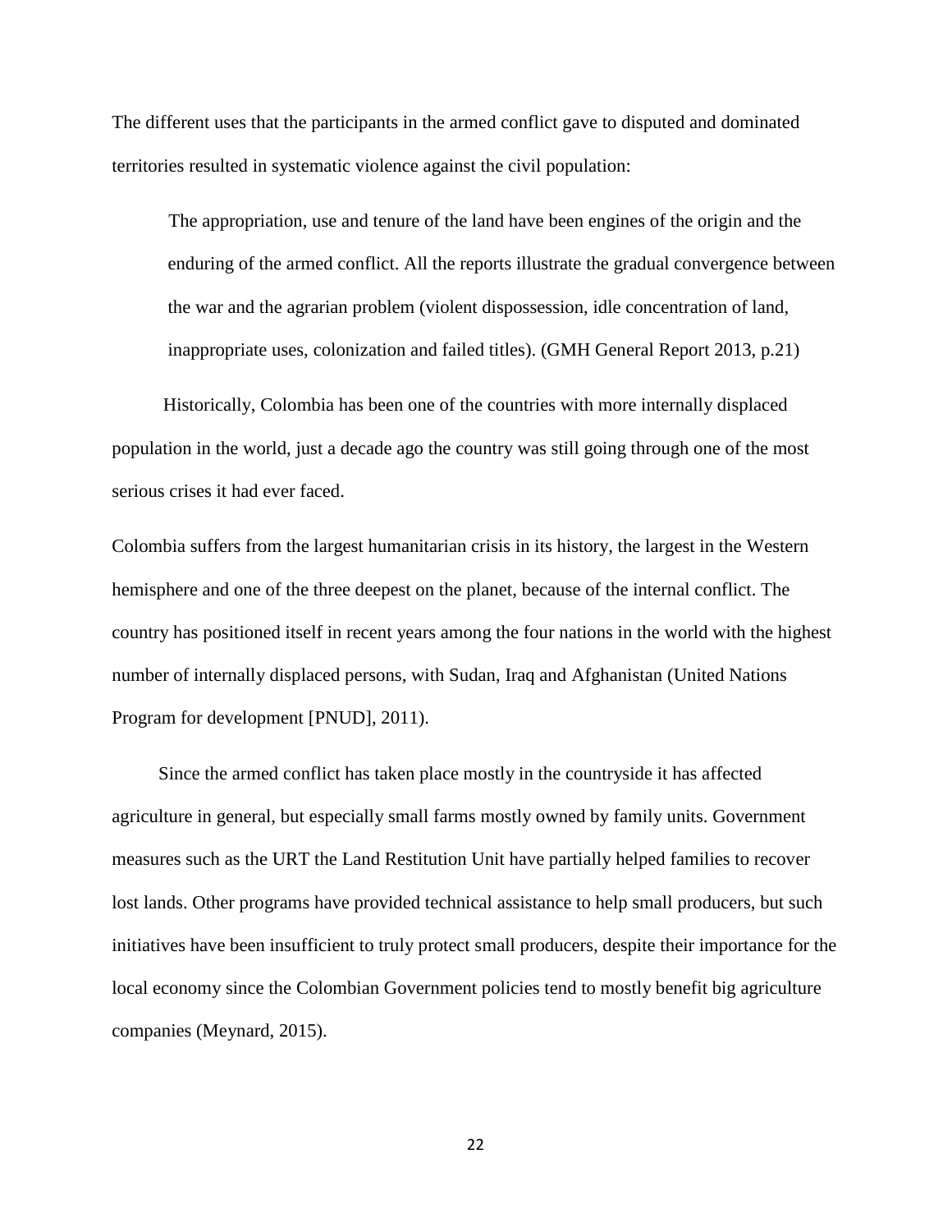The different uses that the participants in the armed conflict gave to disputed and dominated territories resulted in systematic violence against the civil population:

> The appropriation, use and tenure of the land have been engines of the origin and the enduring of the armed conflict. All the reports illustrate the gradual convergence between the war and the agrarian problem (violent dispossession, idle concentration of land, inappropriate uses, colonization and failed titles). (GMH General Report 2013, p.21)

Historically, Colombia has been one of the countries with more internally displaced population in the world, just a decade ago the country was still going through one of the most serious crises it had ever faced.

Colombia suffers from the largest humanitarian crisis in its history, the largest in the Western hemisphere and one of the three deepest on the planet, because of the internal conflict. The country has positioned itself in recent years among the four nations in the world with the highest number of internally displaced persons, with Sudan, Iraq and Afghanistan (United Nations Program for development [PNUD], 2011).

Since the armed conflict has taken place mostly in the countryside it has affected agriculture in general, but especially small farms mostly owned by family units. Government measures such as the URT the Land Restitution Unit have partially helped families to recover lost lands. Other programs have provided technical assistance to help small producers, but such initiatives have been insufficient to truly protect small producers, despite their importance for the local economy since the Colombian Government policies tend to mostly benefit big agriculture companies (Meynard, 2015).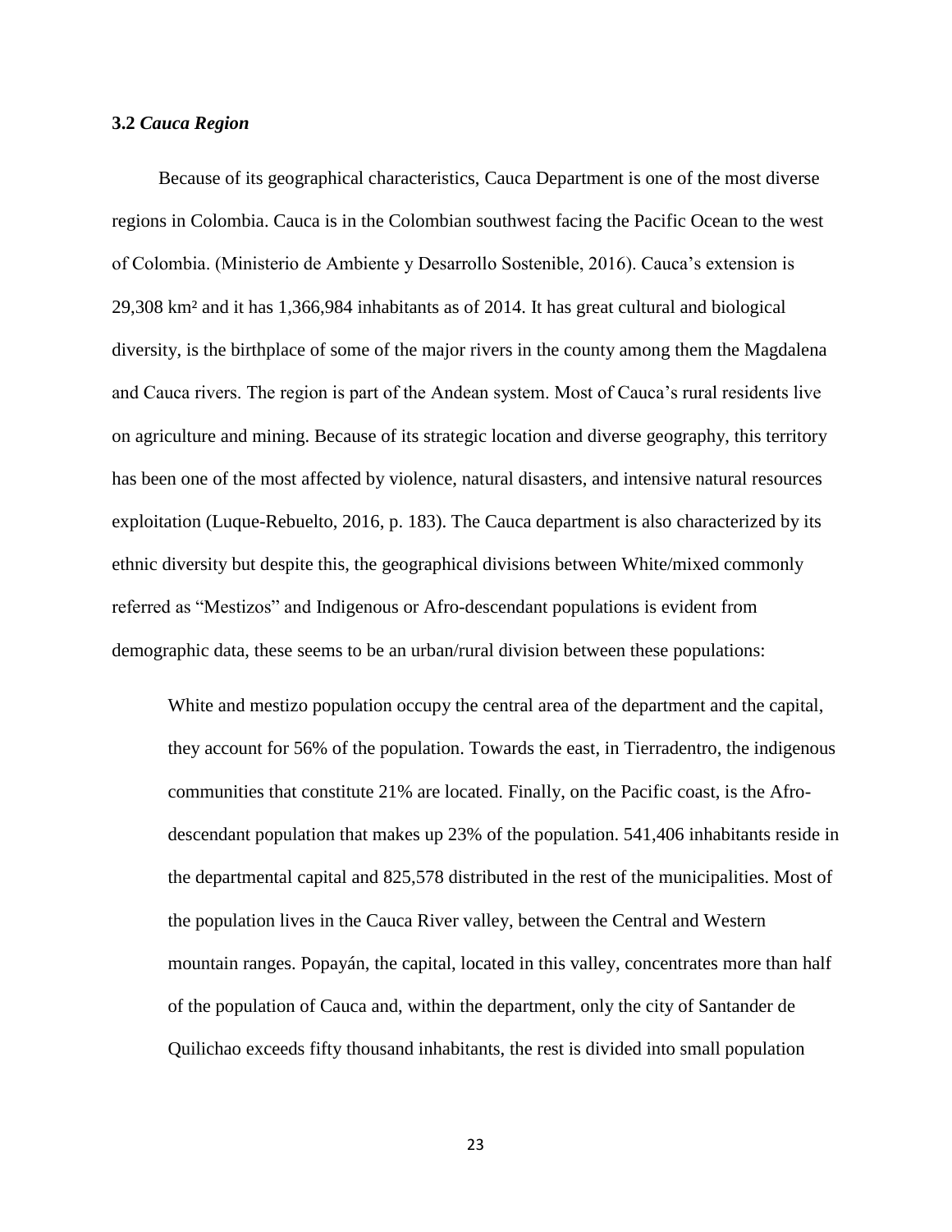### 3.2 *Cauca Region*

Because of its geographical characteristics, Cauca Department is one of the most diverse regions in Colombia. Cauca is in the Colombian southwest facing the Pacific Ocean to the west of Colombia. (Ministerio de Ambiente y Desarrollo Sostenible, 2016). Cauca's extension is 29,308 km² and it has 1,366,984 inhabitants as of 2014. It has great cultural and biological diversity, is the birthplace of some of the major rivers in the county among them the Magdalena and Cauca rivers. The region is part of the Andean system. Most of Cauca's rural residents live on agriculture and mining. Because of its strategic location and diverse geography, this territory has been one of the most affected by violence, natural disasters, and intensive natural resources exploitation (Luque-Rebuelto, 2016, p. 183). The Cauca department is also characterized by its ethnic diversity but despite this, the geographical divisions between White/mixed commonly referred as "Mestizos" and Indigenous or Afro-descendant populations is evident from demographic data, these seems to be an urban/rural division between these populations:

> White and mestizo population occupy the central area of the department and the capital, they account for 56% of the population. Towards the east, in Tierradentro, the indigenous communities that constitute 21% are located. Finally, on the Pacific coast, is the Afro-descendant population that makes up 23% of the population. 541,406 inhabitants reside in the departmental capital and 825,578 distributed in the rest of the municipalities. Most of the population lives in the Cauca River valley, between the Central and Western mountain ranges. Popayán, the capital, located in this valley, concentrates more than half of the population of Cauca and, within the department, only the city of Santander de Quilichao exceeds fifty thousand inhabitants, the rest is divided into small population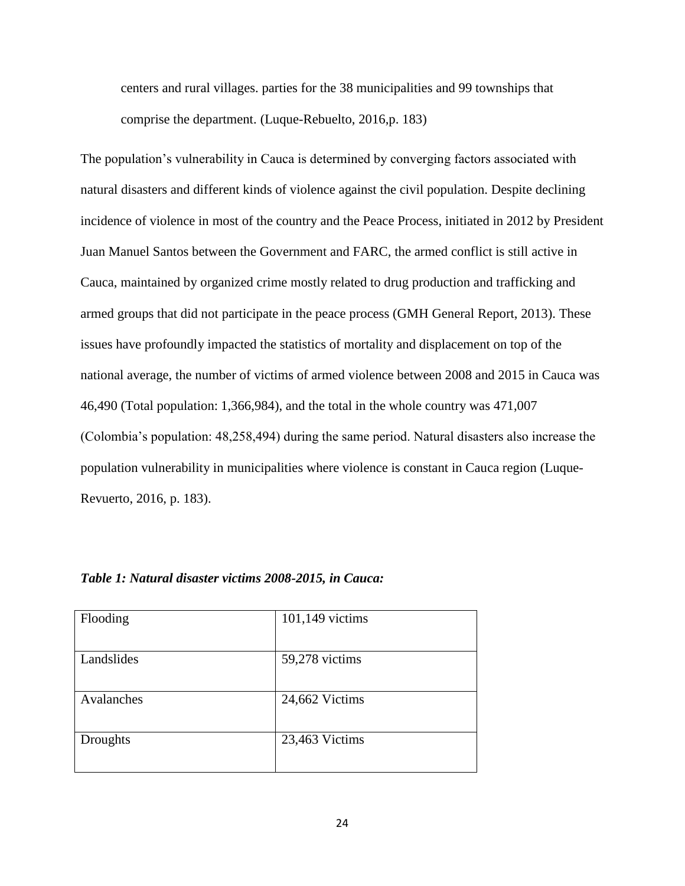> centers and rural villages. parties for the 38 municipalities and 99 townships that comprise the department. (Luque-Rebuelto, 2016,p. 183)

The population's vulnerability in Cauca is determined by converging factors associated with natural disasters and different kinds of violence against the civil population. Despite declining incidence of violence in most of the country and the Peace Process, initiated in 2012 by President Juan Manuel Santos between the Government and FARC, the armed conflict is still active in Cauca, maintained by organized crime mostly related to drug production and trafficking and armed groups that did not participate in the peace process (GMH General Report, 2013). These issues have profoundly impacted the statistics of mortality and displacement on top of the national average, the number of victims of armed violence between 2008 and 2015 in Cauca was 46,490 (Total population: 1,366,984), and the total in the whole country was 471,007 (Colombia's population: 48,258,494) during the same period. Natural disasters also increase the population vulnerability in municipalities where violence is constant in Cauca region (Luque-Revuerto, 2016, p. 183).

***Table 1: Natural disaster victims 2008-2015, in Cauca:***

| | |
|---|---|
| Flooding | 101,149 victims |
| Landslides | 59,278 victims |
| Avalanches | 24,662 Victims |
| Droughts | 23,463 Victims |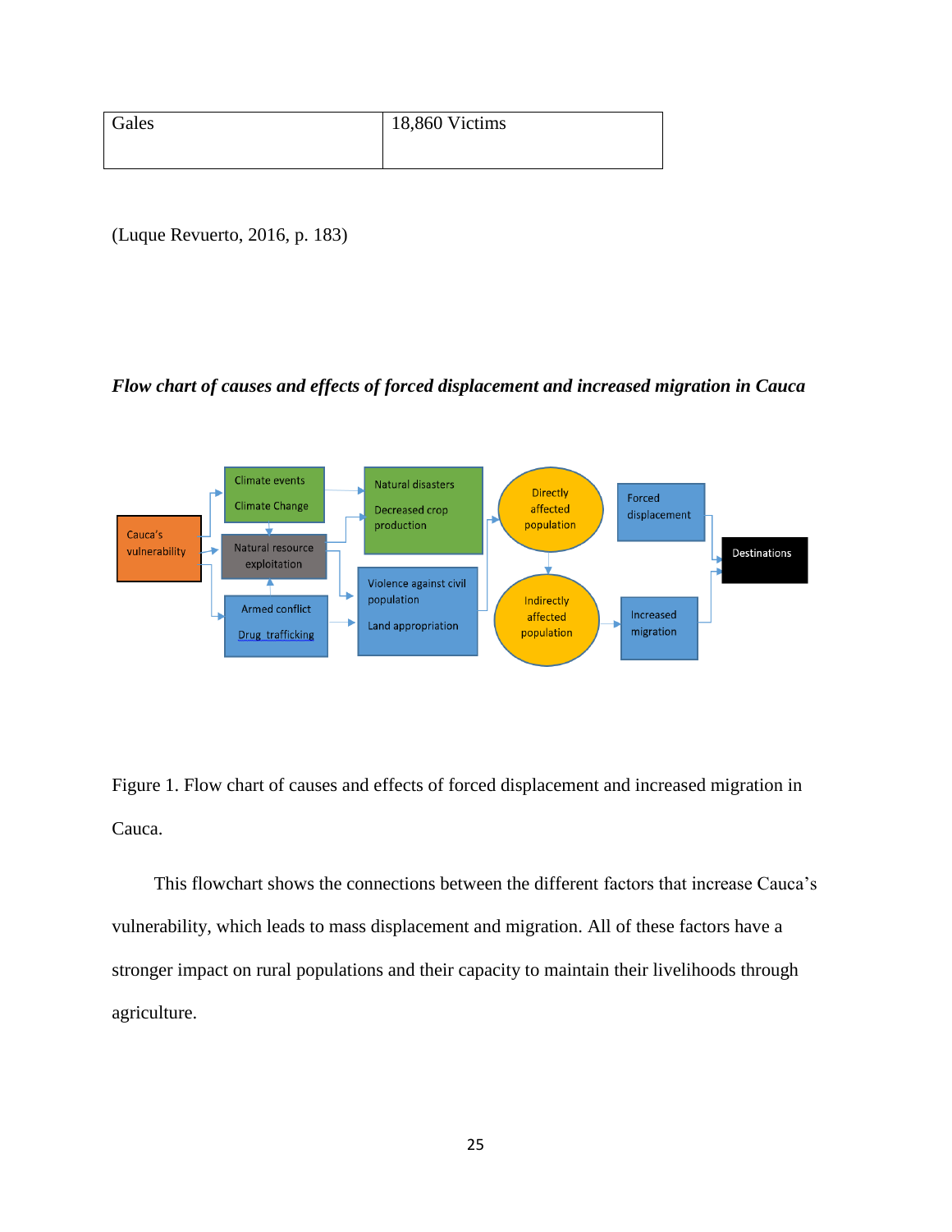| Gales | 18,860 Victims |
|---|---|

(Luque Revuerto, 2016, p. 183)

***Flow chart of causes and effects of forced displacement and increased migration in Cauca***

Figure 1. Flow chart of causes and effects of forced displacement and increased migration in Cauca.

This flowchart shows the connections between the different factors that increase Cauca's vulnerability, which leads to mass displacement and migration. All of these factors have a stronger impact on rural populations and their capacity to maintain their livelihoods through agriculture.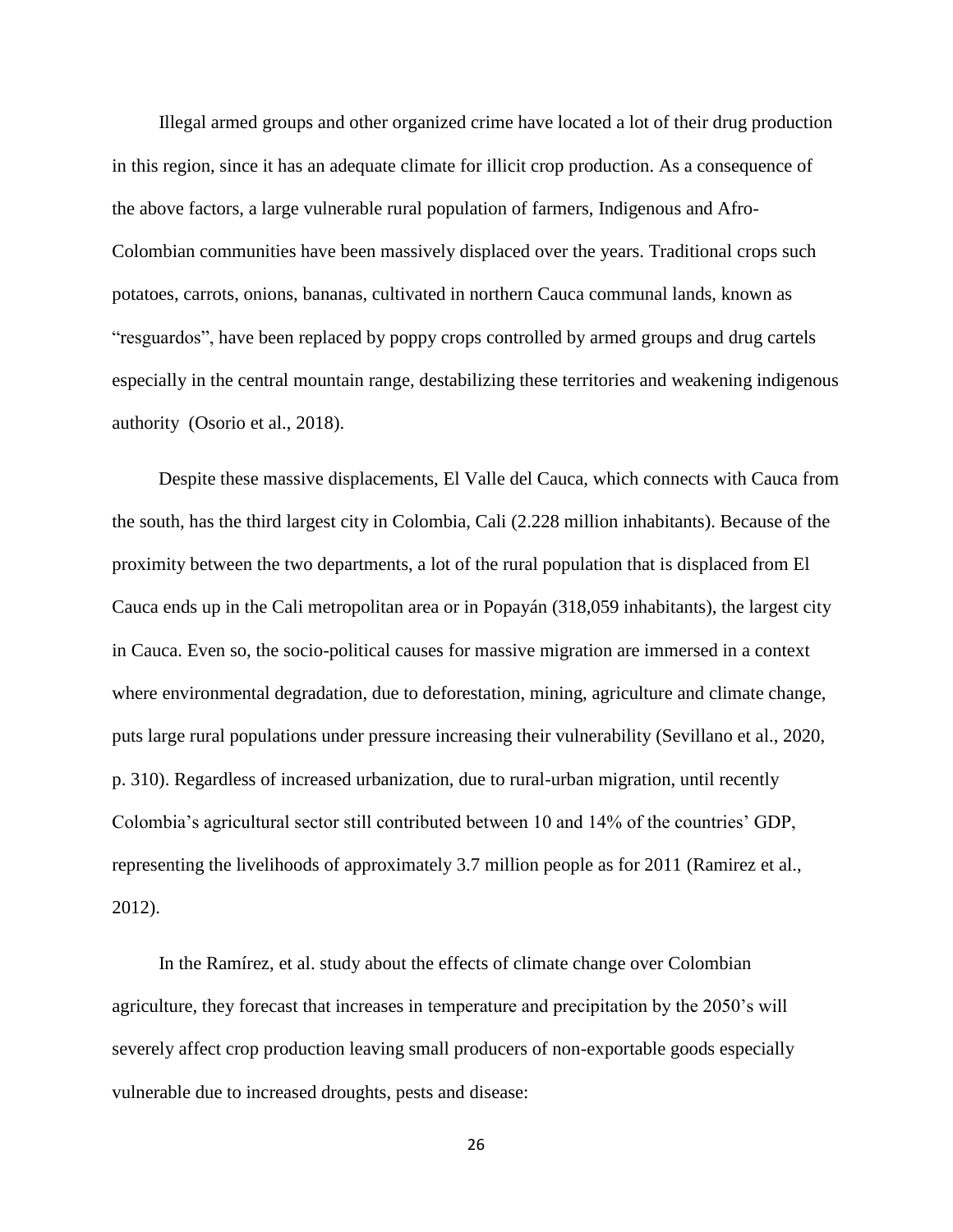Illegal armed groups and other organized crime have located a lot of their drug production in this region, since it has an adequate climate for illicit crop production. As a consequence of the above factors, a large vulnerable rural population of farmers, Indigenous and Afro-Colombian communities have been massively displaced over the years. Traditional crops such potatoes, carrots, onions, bananas, cultivated in northern Cauca communal lands, known as "resguardos", have been replaced by poppy crops controlled by armed groups and drug cartels especially in the central mountain range, destabilizing these territories and weakening indigenous authority (Osorio et al., 2018).

Despite these massive displacements, El Valle del Cauca, which connects with Cauca from the south, has the third largest city in Colombia, Cali (2.228 million inhabitants). Because of the proximity between the two departments, a lot of the rural population that is displaced from El Cauca ends up in the Cali metropolitan area or in Popayán (318,059 inhabitants), the largest city in Cauca. Even so, the socio-political causes for massive migration are immersed in a context where environmental degradation, due to deforestation, mining, agriculture and climate change, puts large rural populations under pressure increasing their vulnerability (Sevillano et al., 2020, p. 310). Regardless of increased urbanization, due to rural-urban migration, until recently Colombia's agricultural sector still contributed between 10 and 14% of the countries' GDP, representing the livelihoods of approximately 3.7 million people as for 2011 (Ramirez et al., 2012).

In the Ramírez, et al. study about the effects of climate change over Colombian agriculture, they forecast that increases in temperature and precipitation by the 2050's will severely affect crop production leaving small producers of non-exportable goods especially vulnerable due to increased droughts, pests and disease: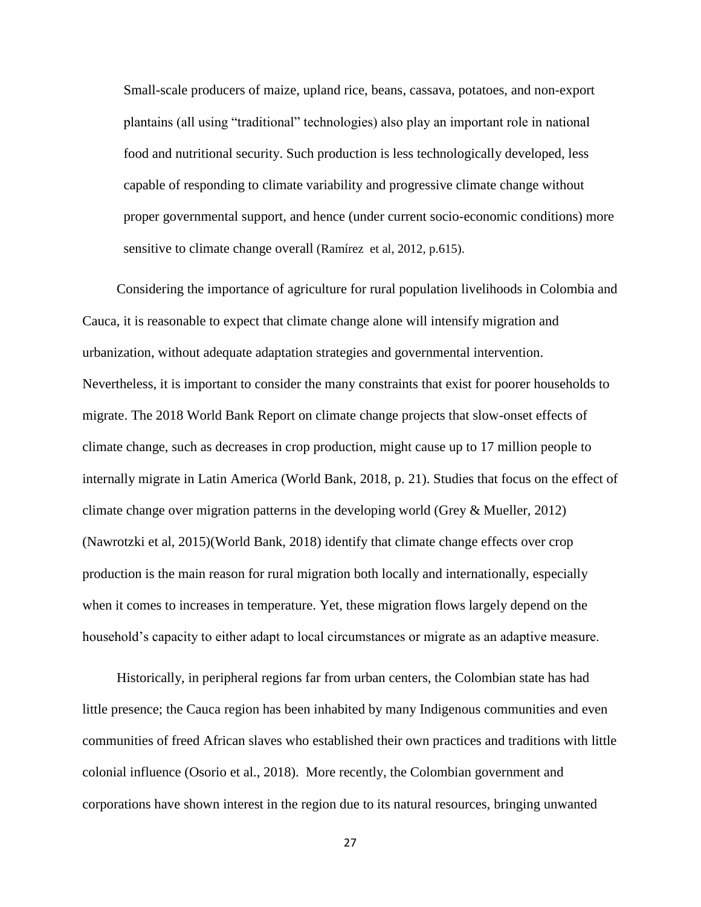> Small-scale producers of maize, upland rice, beans, cassava, potatoes, and non-export plantains (all using "traditional" technologies) also play an important role in national food and nutritional security. Such production is less technologically developed, less capable of responding to climate variability and progressive climate change without proper governmental support, and hence (under current socio-economic conditions) more sensitive to climate change overall (Ramírez et al, 2012, p.615).

Considering the importance of agriculture for rural population livelihoods in Colombia and Cauca, it is reasonable to expect that climate change alone will intensify migration and urbanization, without adequate adaptation strategies and governmental intervention. Nevertheless, it is important to consider the many constraints that exist for poorer households to migrate. The 2018 World Bank Report on climate change projects that slow-onset effects of climate change, such as decreases in crop production, might cause up to 17 million people to internally migrate in Latin America (World Bank, 2018, p. 21). Studies that focus on the effect of climate change over migration patterns in the developing world (Grey & Mueller, 2012) (Nawrotzki et al, 2015)(World Bank, 2018) identify that climate change effects over crop production is the main reason for rural migration both locally and internationally, especially when it comes to increases in temperature. Yet, these migration flows largely depend on the household's capacity to either adapt to local circumstances or migrate as an adaptive measure.

Historically, in peripheral regions far from urban centers, the Colombian state has had little presence; the Cauca region has been inhabited by many Indigenous communities and even communities of freed African slaves who established their own practices and traditions with little colonial influence (Osorio et al., 2018). More recently, the Colombian government and corporations have shown interest in the region due to its natural resources, bringing unwanted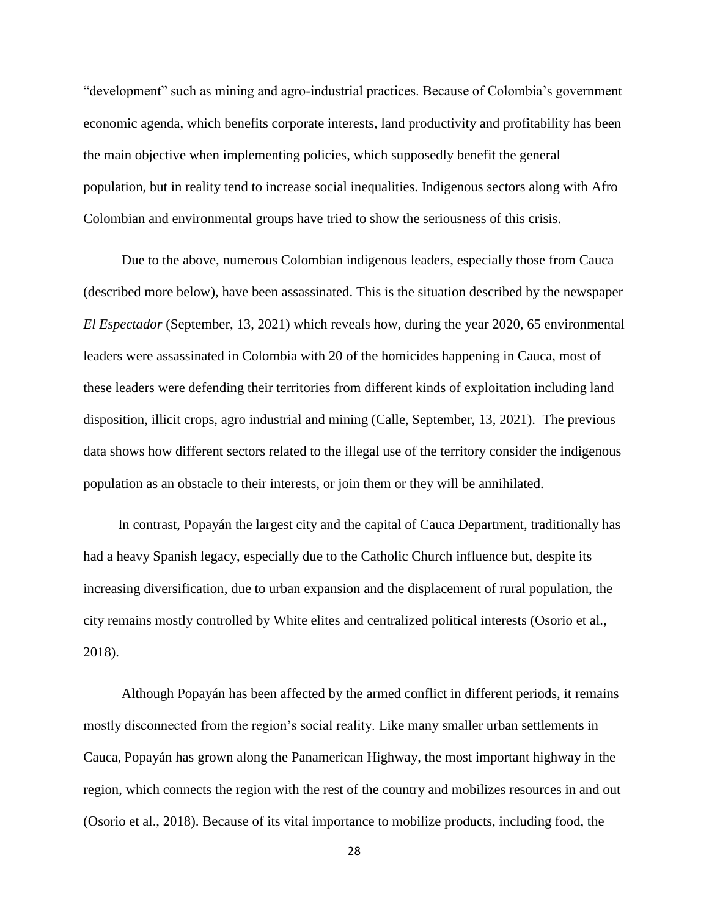"development" such as mining and agro-industrial practices. Because of Colombia's government economic agenda, which benefits corporate interests, land productivity and profitability has been the main objective when implementing policies, which supposedly benefit the general population, but in reality tend to increase social inequalities. Indigenous sectors along with Afro Colombian and environmental groups have tried to show the seriousness of this crisis.

Due to the above, numerous Colombian indigenous leaders, especially those from Cauca (described more below), have been assassinated. This is the situation described by the newspaper *El Espectador* (September, 13, 2021) which reveals how, during the year 2020, 65 environmental leaders were assassinated in Colombia with 20 of the homicides happening in Cauca, most of these leaders were defending their territories from different kinds of exploitation including land disposition, illicit crops, agro industrial and mining (Calle, September, 13, 2021). The previous data shows how different sectors related to the illegal use of the territory consider the indigenous population as an obstacle to their interests, or join them or they will be annihilated.

In contrast, Popayán the largest city and the capital of Cauca Department, traditionally has had a heavy Spanish legacy, especially due to the Catholic Church influence but, despite its increasing diversification, due to urban expansion and the displacement of rural population, the city remains mostly controlled by White elites and centralized political interests (Osorio et al., 2018).

Although Popayán has been affected by the armed conflict in different periods, it remains mostly disconnected from the region's social reality. Like many smaller urban settlements in Cauca, Popayán has grown along the Panamerican Highway, the most important highway in the region, which connects the region with the rest of the country and mobilizes resources in and out (Osorio et al., 2018). Because of its vital importance to mobilize products, including food, the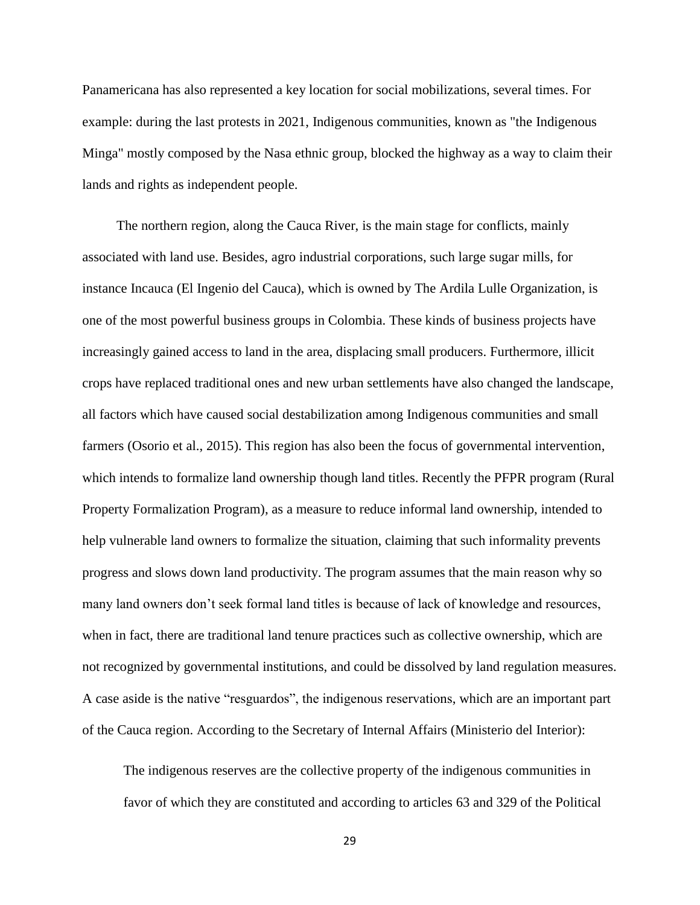Panamericana has also represented a key location for social mobilizations, several times. For example: during the last protests in 2021, Indigenous communities, known as "the Indigenous Minga" mostly composed by the Nasa ethnic group, blocked the highway as a way to claim their lands and rights as independent people.

The northern region, along the Cauca River, is the main stage for conflicts, mainly associated with land use. Besides, agro industrial corporations, such large sugar mills, for instance Incauca (El Ingenio del Cauca), which is owned by The Ardila Lulle Organization, is one of the most powerful business groups in Colombia. These kinds of business projects have increasingly gained access to land in the area, displacing small producers. Furthermore, illicit crops have replaced traditional ones and new urban settlements have also changed the landscape, all factors which have caused social destabilization among Indigenous communities and small farmers (Osorio et al., 2015). This region has also been the focus of governmental intervention, which intends to formalize land ownership though land titles. Recently the PFPR program (Rural Property Formalization Program), as a measure to reduce informal land ownership, intended to help vulnerable land owners to formalize the situation, claiming that such informality prevents progress and slows down land productivity. The program assumes that the main reason why so many land owners don't seek formal land titles is because of lack of knowledge and resources, when in fact, there are traditional land tenure practices such as collective ownership, which are not recognized by governmental institutions, and could be dissolved by land regulation measures. A case aside is the native "resguardos", the indigenous reservations, which are an important part of the Cauca region. According to the Secretary of Internal Affairs (Ministerio del Interior):

> The indigenous reserves are the collective property of the indigenous communities in favor of which they are constituted and according to articles 63 and 329 of the Political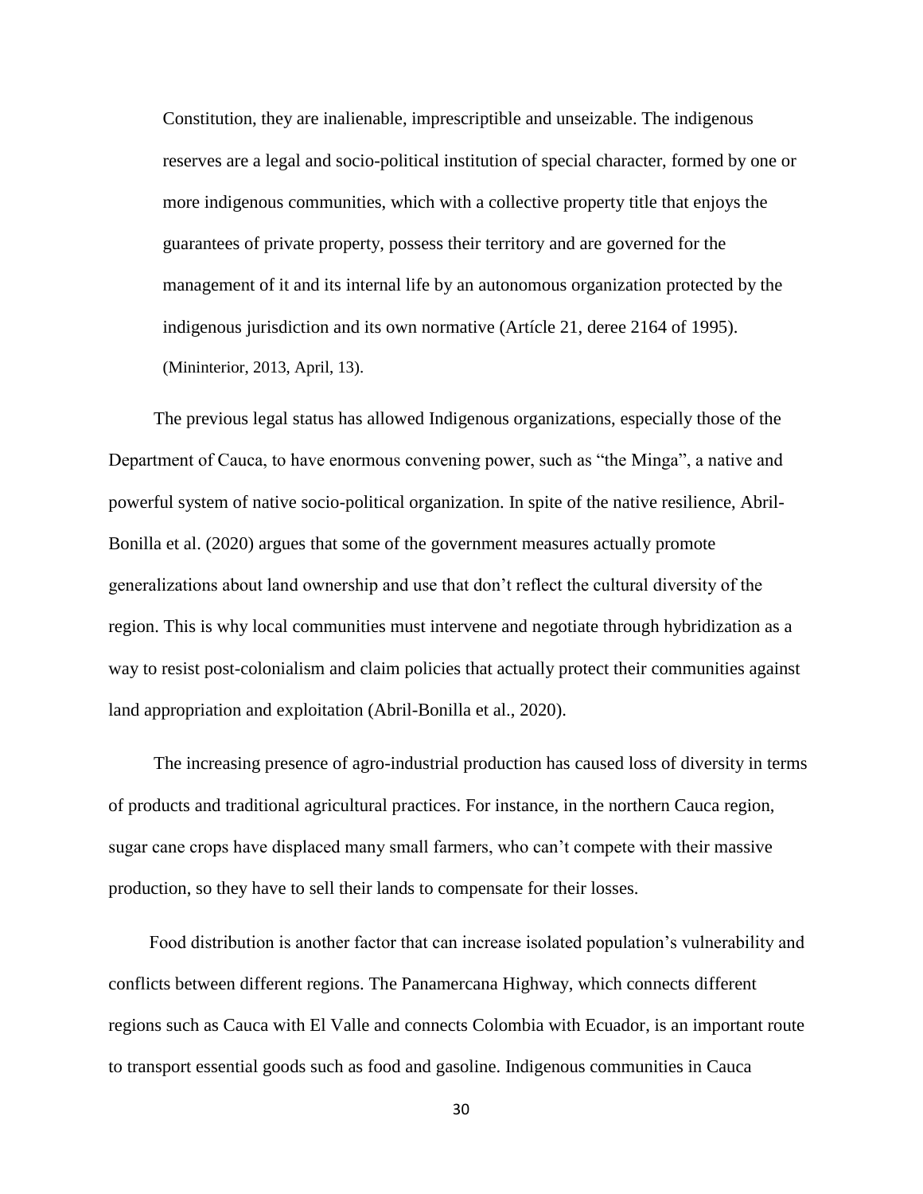> Constitution, they are inalienable, imprescriptible and unseizable. The indigenous reserves are a legal and socio-political institution of special character, formed by one or more indigenous communities, which with a collective property title that enjoys the guarantees of private property, possess their territory and are governed for the management of it and its internal life by an autonomous organization protected by the indigenous jurisdiction and its own normative (Artícle 21, deree 2164 of 1995). (Mininterior, 2013, April, 13).

The previous legal status has allowed Indigenous organizations, especially those of the Department of Cauca, to have enormous convening power, such as “the Minga”, a native and powerful system of native socio-political organization. In spite of the native resilience, Abril-Bonilla et al. (2020) argues that some of the government measures actually promote generalizations about land ownership and use that don’t reflect the cultural diversity of the region. This is why local communities must intervene and negotiate through hybridization as a way to resist post-colonialism and claim policies that actually protect their communities against land appropriation and exploitation (Abril-Bonilla et al., 2020).

The increasing presence of agro-industrial production has caused loss of diversity in terms of products and traditional agricultural practices. For instance, in the northern Cauca region, sugar cane crops have displaced many small farmers, who can’t compete with their massive production, so they have to sell their lands to compensate for their losses.

Food distribution is another factor that can increase isolated population’s vulnerability and conflicts between different regions. The Panamercana Highway, which connects different regions such as Cauca with El Valle and connects Colombia with Ecuador, is an important route to transport essential goods such as food and gasoline. Indigenous communities in Cauca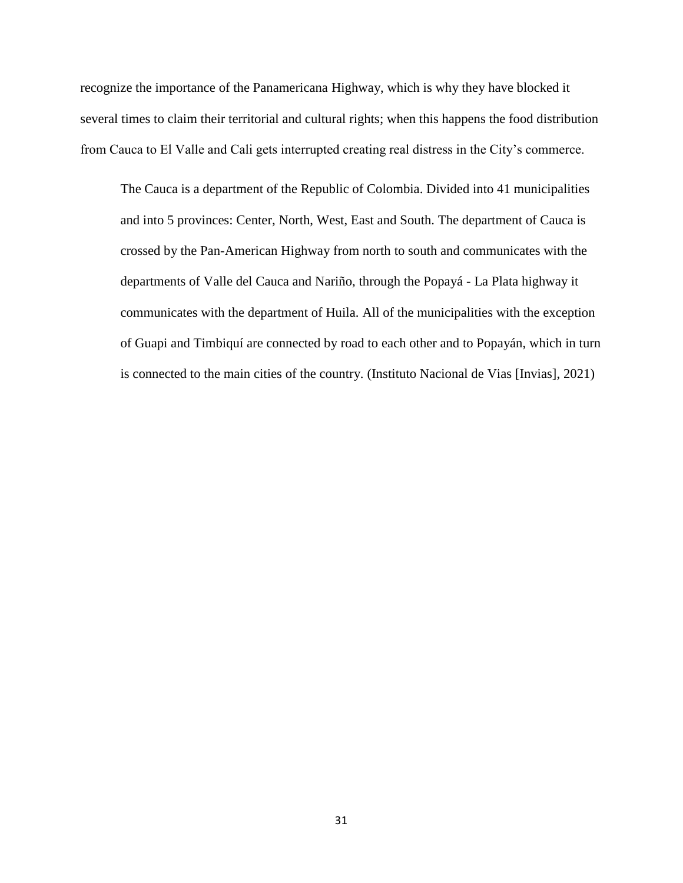recognize the importance of the Panamericana Highway, which is why they have blocked it several times to claim their territorial and cultural rights; when this happens the food distribution from Cauca to El Valle and Cali gets interrupted creating real distress in the City's commerce.

> The Cauca is a department of the Republic of Colombia. Divided into 41 municipalities and into 5 provinces: Center, North, West, East and South. The department of Cauca is crossed by the Pan-American Highway from north to south and communicates with the departments of Valle del Cauca and Nariño, through the Popayá - La Plata highway it communicates with the department of Huila. All of the municipalities with the exception of Guapi and Timbiquí are connected by road to each other and to Popayán, which in turn is connected to the main cities of the country. (Instituto Nacional de Vias [Invias], 2021)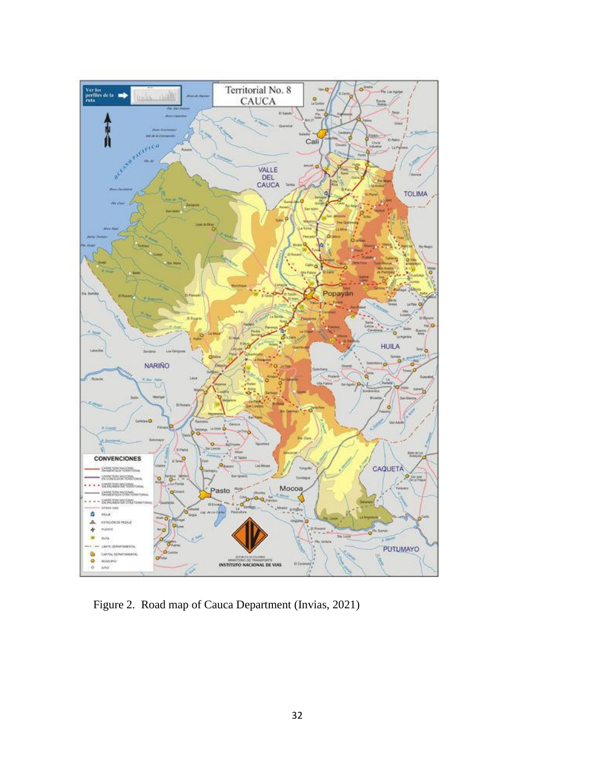Figure 2. Road map of Cauca Department (Invias, 2021)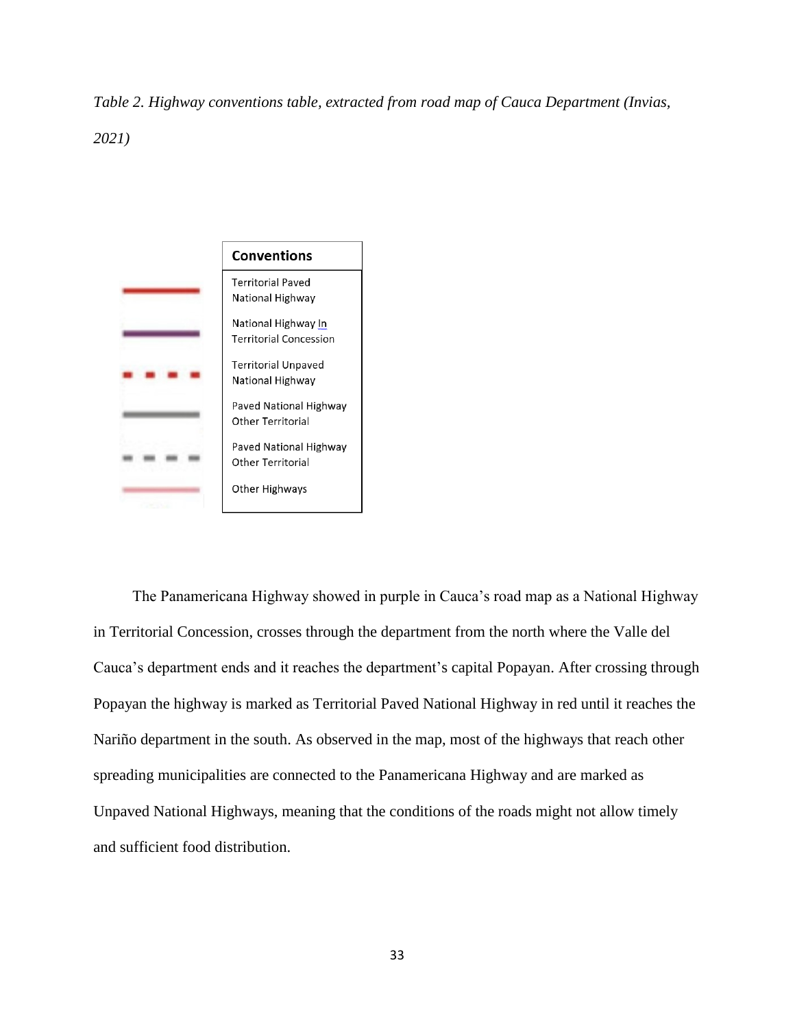*Table 2. Highway conventions table, extracted from road map of Cauca Department (Invias, 2021)*

| Conventions |
| --- |
| Territorial Paved National Highway |
| National Highway In Territorial Concession |
| Territorial Unpaved National Highway |
| Paved National Highway Other Territorial |
| Paved National Highway Other Territorial |
| Other Highways |

The Panamericana Highway showed in purple in Cauca's road map as a National Highway in Territorial Concession, crosses through the department from the north where the Valle del Cauca's department ends and it reaches the department's capital Popayan. After crossing through Popayan the highway is marked as Territorial Paved National Highway in red until it reaches the Nariño department in the south. As observed in the map, most of the highways that reach other spreading municipalities are connected to the Panamericana Highway and are marked as Unpaved National Highways, meaning that the conditions of the roads might not allow timely and sufficient food distribution.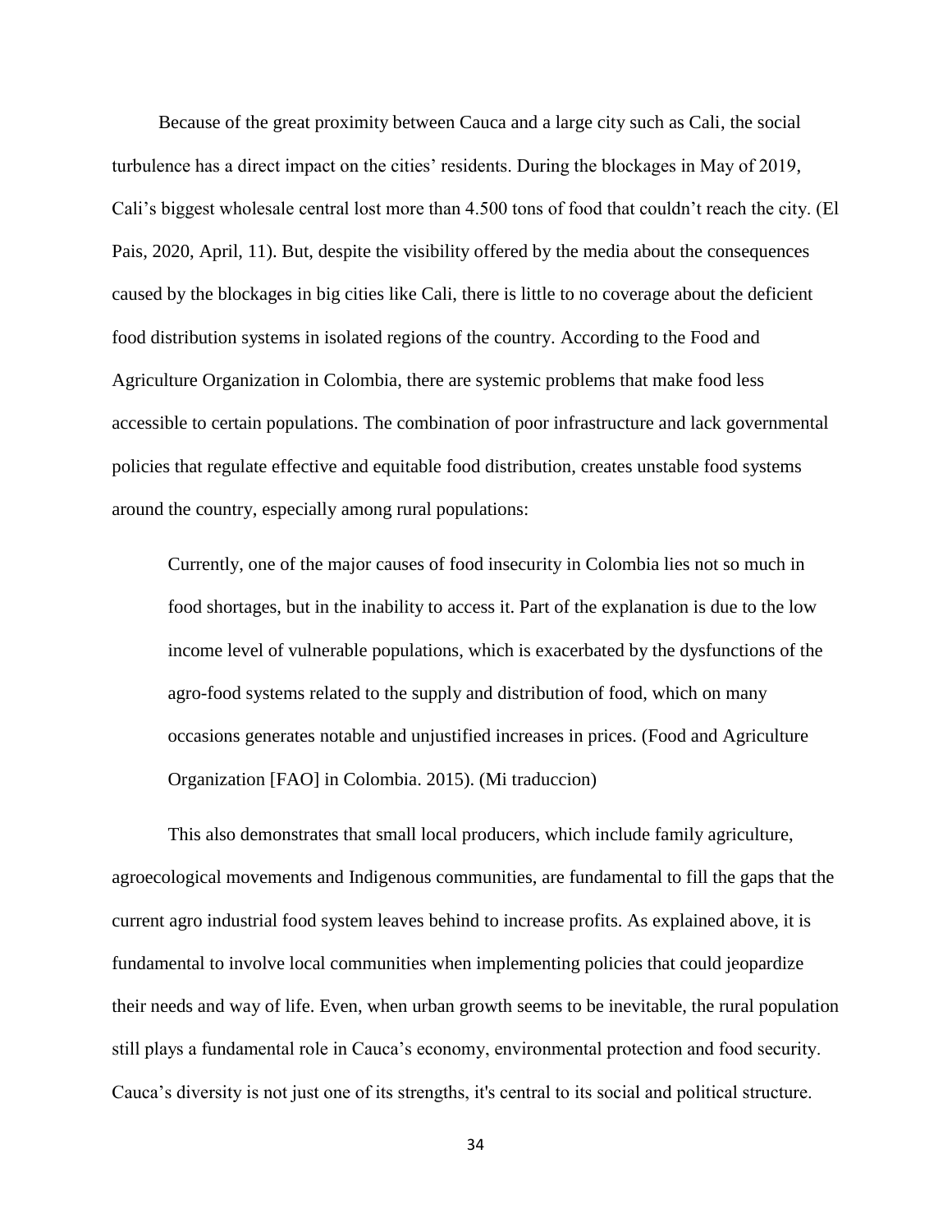Because of the great proximity between Cauca and a large city such as Cali, the social turbulence has a direct impact on the cities' residents. During the blockages in May of 2019, Cali's biggest wholesale central lost more than 4.500 tons of food that couldn't reach the city. (El Pais, 2020, April, 11). But, despite the visibility offered by the media about the consequences caused by the blockages in big cities like Cali, there is little to no coverage about the deficient food distribution systems in isolated regions of the country. According to the Food and Agriculture Organization in Colombia, there are systemic problems that make food less accessible to certain populations. The combination of poor infrastructure and lack governmental policies that regulate effective and equitable food distribution, creates unstable food systems around the country, especially among rural populations:

> Currently, one of the major causes of food insecurity in Colombia lies not so much in food shortages, but in the inability to access it. Part of the explanation is due to the low income level of vulnerable populations, which is exacerbated by the dysfunctions of the agro-food systems related to the supply and distribution of food, which on many occasions generates notable and unjustified increases in prices. (Food and Agriculture Organization [FAO] in Colombia. 2015). (Mi traduccion)

This also demonstrates that small local producers, which include family agriculture, agroecological movements and Indigenous communities, are fundamental to fill the gaps that the current agro industrial food system leaves behind to increase profits. As explained above, it is fundamental to involve local communities when implementing policies that could jeopardize their needs and way of life. Even, when urban growth seems to be inevitable, the rural population still plays a fundamental role in Cauca's economy, environmental protection and food security. Cauca's diversity is not just one of its strengths, it's central to its social and political structure.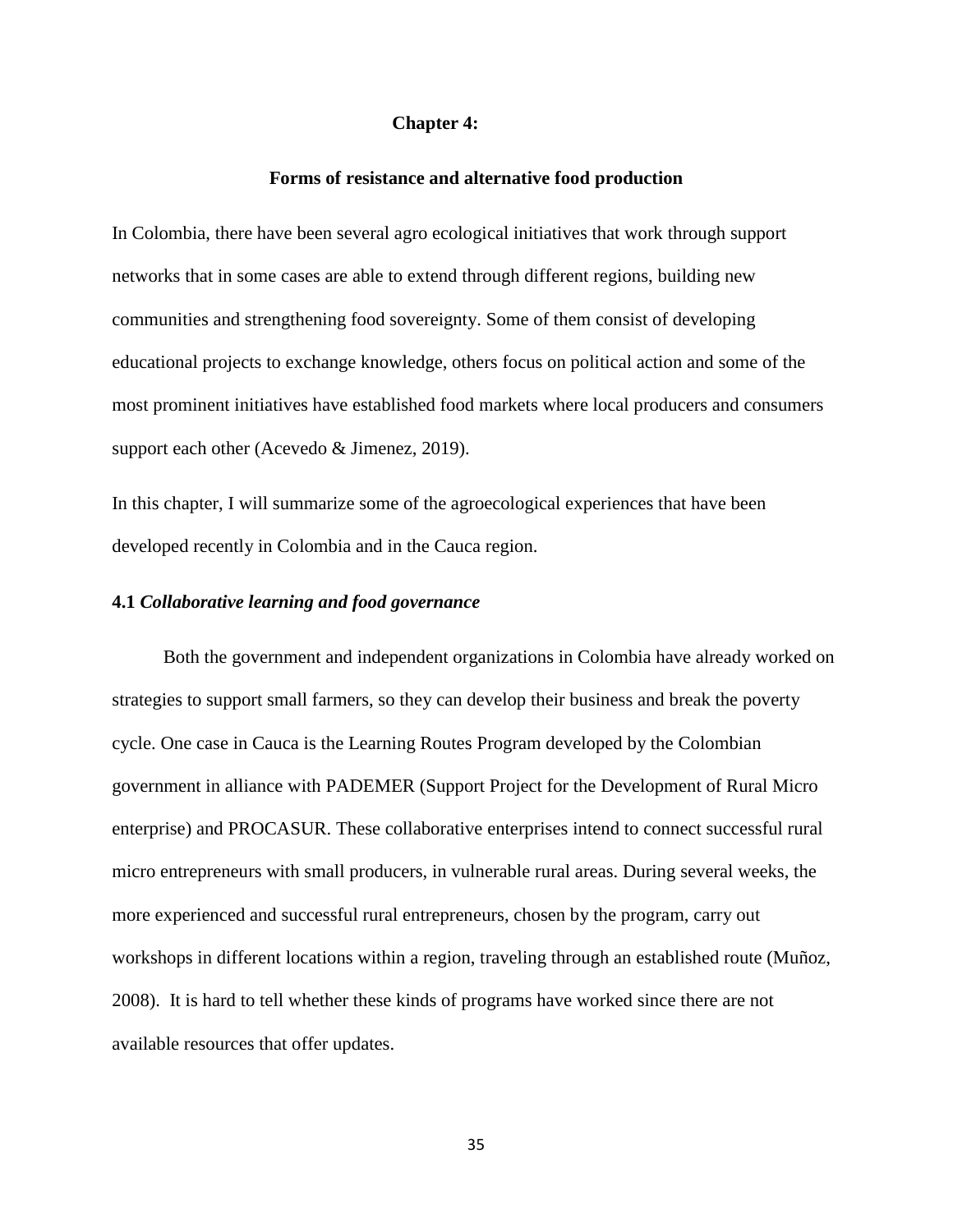# Chapter 4:

## Forms of resistance and alternative food production

In Colombia, there have been several agro ecological initiatives that work through support networks that in some cases are able to extend through different regions, building new communities and strengthening food sovereignty. Some of them consist of developing educational projects to exchange knowledge, others focus on political action and some of the most prominent initiatives have established food markets where local producers and consumers support each other (Acevedo & Jimenez, 2019).

In this chapter, I will summarize some of the agroecological experiences that have been developed recently in Colombia and in the Cauca region.

### 4.1 *Collaborative learning and food governance*

Both the government and independent organizations in Colombia have already worked on strategies to support small farmers, so they can develop their business and break the poverty cycle. One case in Cauca is the Learning Routes Program developed by the Colombian government in alliance with PADEMER (Support Project for the Development of Rural Micro enterprise) and PROCASUR. These collaborative enterprises intend to connect successful rural micro entrepreneurs with small producers, in vulnerable rural areas. During several weeks, the more experienced and successful rural entrepreneurs, chosen by the program, carry out workshops in different locations within a region, traveling through an established route (Muñoz, 2008). It is hard to tell whether these kinds of programs have worked since there are not available resources that offer updates.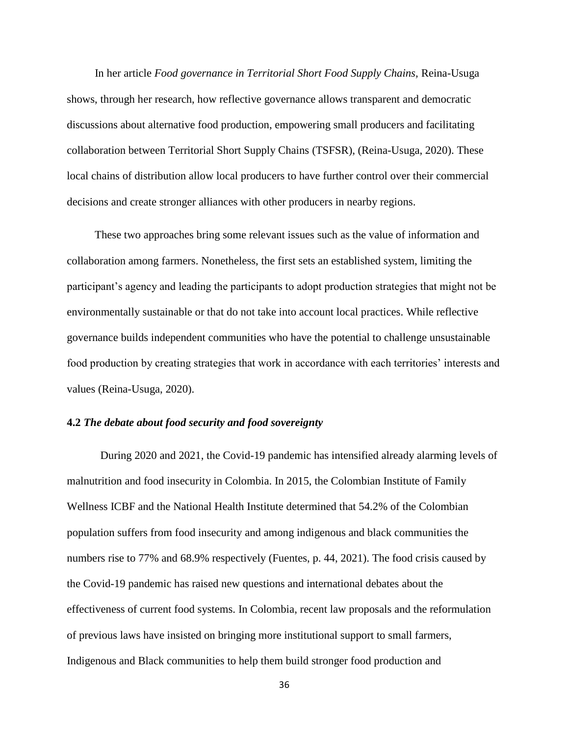In her article *Food governance in Territorial Short Food Supply Chains*, Reina-Usuga shows, through her research, how reflective governance allows transparent and democratic discussions about alternative food production, empowering small producers and facilitating collaboration between Territorial Short Supply Chains (TSFSR), (Reina-Usuga, 2020). These local chains of distribution allow local producers to have further control over their commercial decisions and create stronger alliances with other producers in nearby regions.

These two approaches bring some relevant issues such as the value of information and collaboration among farmers. Nonetheless, the first sets an established system, limiting the participant's agency and leading the participants to adopt production strategies that might not be environmentally sustainable or that do not take into account local practices. While reflective governance builds independent communities who have the potential to challenge unsustainable food production by creating strategies that work in accordance with each territories' interests and values (Reina-Usuga, 2020).

### **4.2** ***The debate about food security and food sovereignty***

During 2020 and 2021, the Covid-19 pandemic has intensified already alarming levels of malnutrition and food insecurity in Colombia. In 2015, the Colombian Institute of Family Wellness ICBF and the National Health Institute determined that 54.2% of the Colombian population suffers from food insecurity and among indigenous and black communities the numbers rise to 77% and 68.9% respectively (Fuentes, p. 44, 2021). The food crisis caused by the Covid-19 pandemic has raised new questions and international debates about the effectiveness of current food systems. In Colombia, recent law proposals and the reformulation of previous laws have insisted on bringing more institutional support to small farmers, Indigenous and Black communities to help them build stronger food production and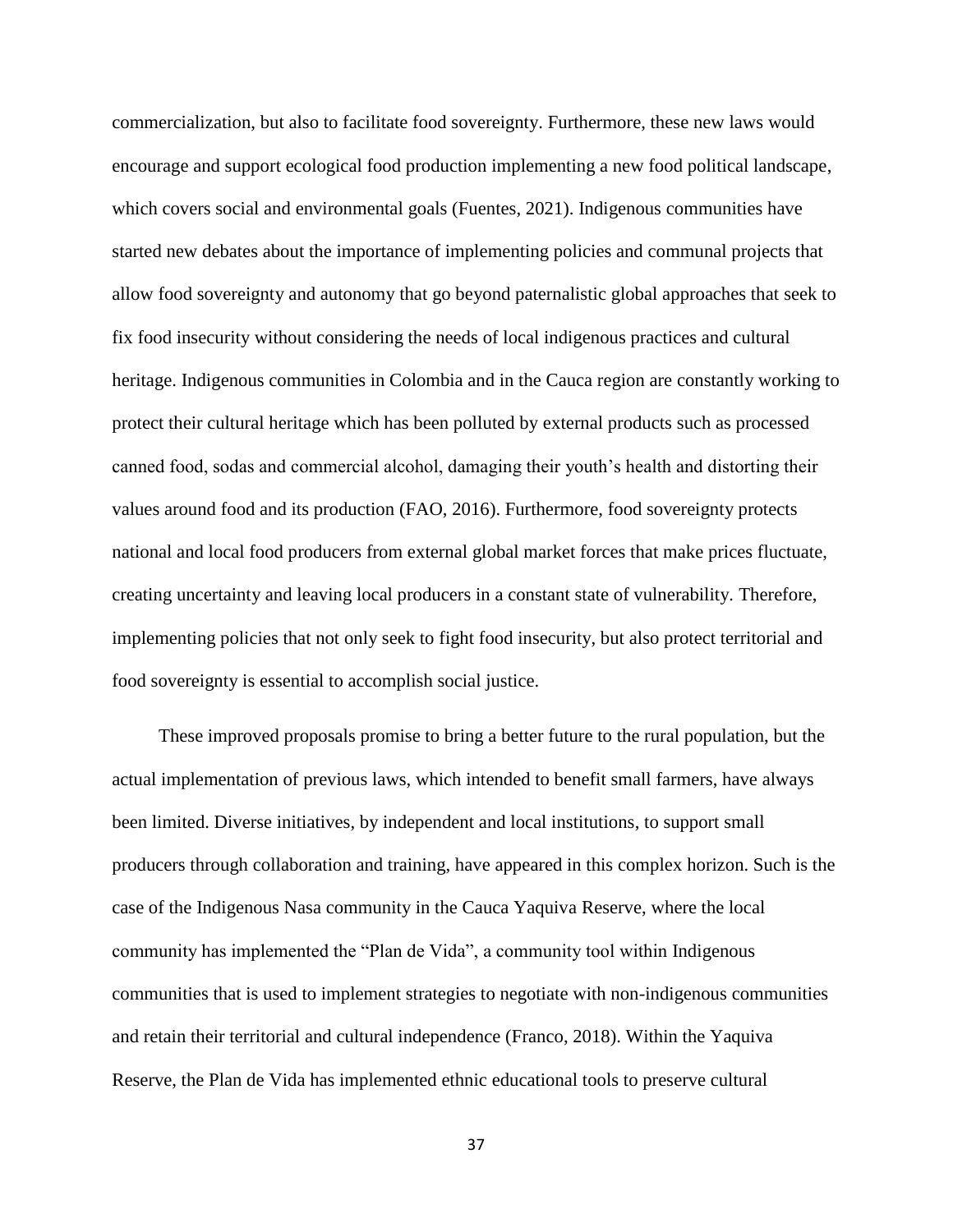commercialization, but also to facilitate food sovereignty. Furthermore, these new laws would encourage and support ecological food production implementing a new food political landscape, which covers social and environmental goals (Fuentes, 2021). Indigenous communities have started new debates about the importance of implementing policies and communal projects that allow food sovereignty and autonomy that go beyond paternalistic global approaches that seek to fix food insecurity without considering the needs of local indigenous practices and cultural heritage. Indigenous communities in Colombia and in the Cauca region are constantly working to protect their cultural heritage which has been polluted by external products such as processed canned food, sodas and commercial alcohol, damaging their youth's health and distorting their values around food and its production (FAO, 2016). Furthermore, food sovereignty protects national and local food producers from external global market forces that make prices fluctuate, creating uncertainty and leaving local producers in a constant state of vulnerability. Therefore, implementing policies that not only seek to fight food insecurity, but also protect territorial and food sovereignty is essential to accomplish social justice.

These improved proposals promise to bring a better future to the rural population, but the actual implementation of previous laws, which intended to benefit small farmers, have always been limited. Diverse initiatives, by independent and local institutions, to support small producers through collaboration and training, have appeared in this complex horizon. Such is the case of the Indigenous Nasa community in the Cauca Yaquiva Reserve, where the local community has implemented the "Plan de Vida", a community tool within Indigenous communities that is used to implement strategies to negotiate with non-indigenous communities and retain their territorial and cultural independence (Franco, 2018). Within the Yaquiva Reserve, the Plan de Vida has implemented ethnic educational tools to preserve cultural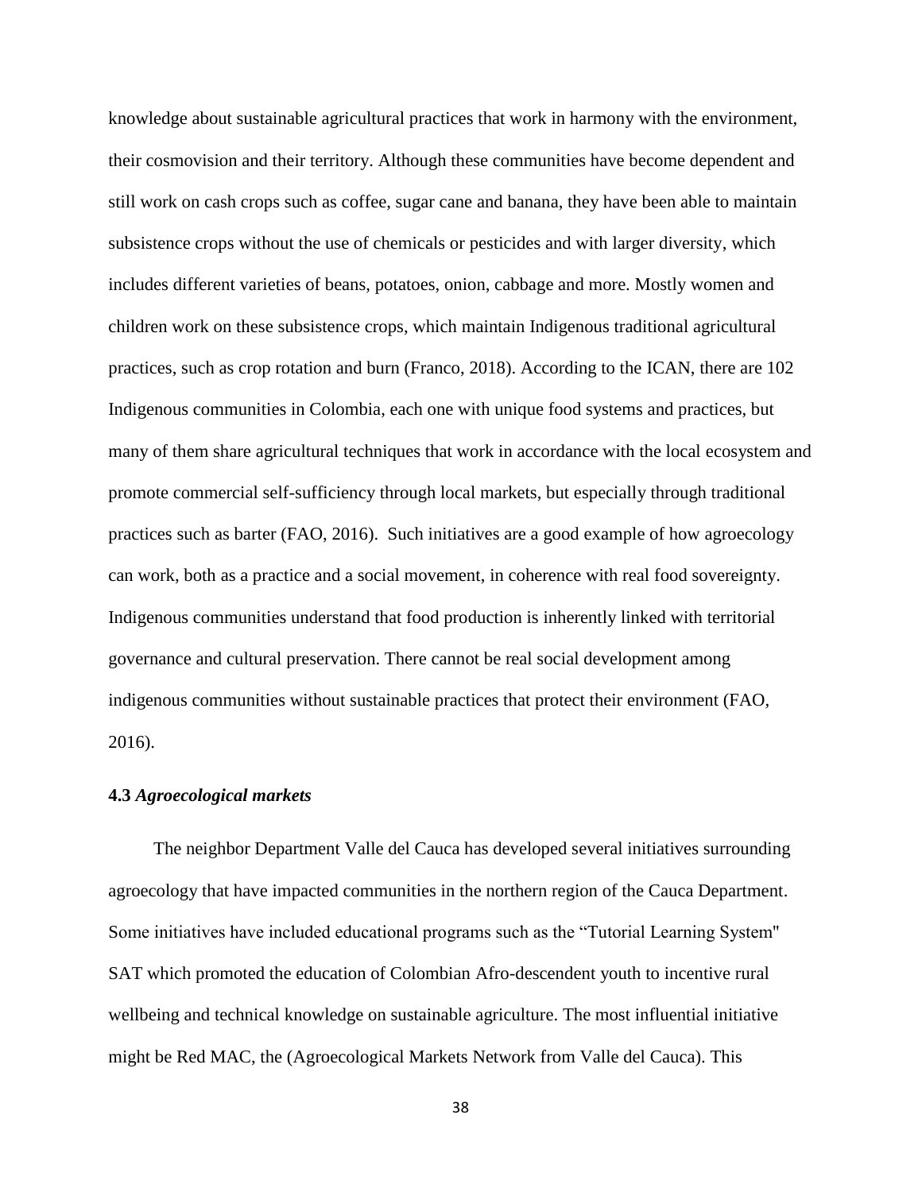knowledge about sustainable agricultural practices that work in harmony with the environment, their cosmovision and their territory. Although these communities have become dependent and still work on cash crops such as coffee, sugar cane and banana, they have been able to maintain subsistence crops without the use of chemicals or pesticides and with larger diversity, which includes different varieties of beans, potatoes, onion, cabbage and more. Mostly women and children work on these subsistence crops, which maintain Indigenous traditional agricultural practices, such as crop rotation and burn (Franco, 2018). According to the ICAN, there are 102 Indigenous communities in Colombia, each one with unique food systems and practices, but many of them share agricultural techniques that work in accordance with the local ecosystem and promote commercial self-sufficiency through local markets, but especially through traditional practices such as barter (FAO, 2016). Such initiatives are a good example of how agroecology can work, both as a practice and a social movement, in coherence with real food sovereignty. Indigenous communities understand that food production is inherently linked with territorial governance and cultural preservation. There cannot be real social development among indigenous communities without sustainable practices that protect their environment (FAO, 2016).

### 4.3 *Agroecological markets*

The neighbor Department Valle del Cauca has developed several initiatives surrounding agroecology that have impacted communities in the northern region of the Cauca Department. Some initiatives have included educational programs such as the "Tutorial Learning System" SAT which promoted the education of Colombian Afro-descendent youth to incentive rural wellbeing and technical knowledge on sustainable agriculture. The most influential initiative might be Red MAC, the (Agroecological Markets Network from Valle del Cauca). This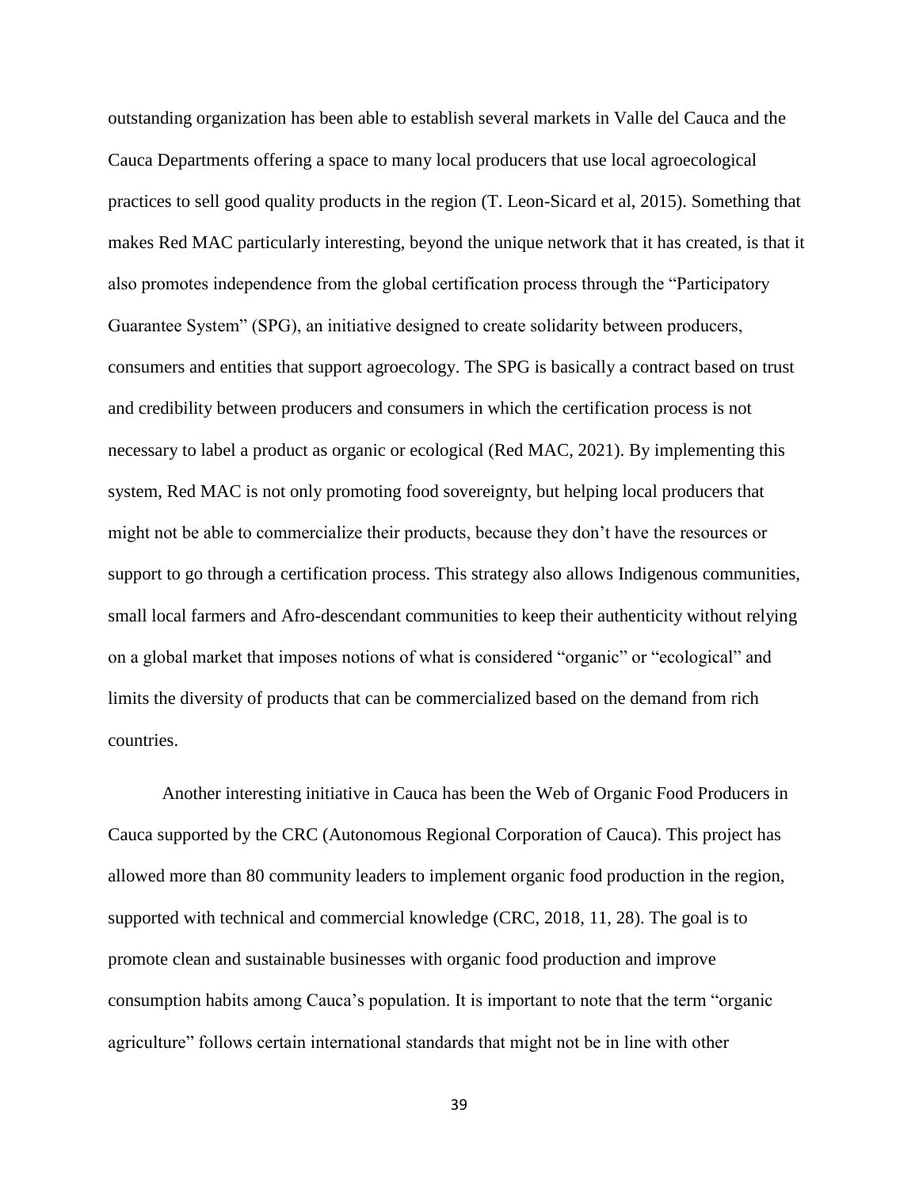outstanding organization has been able to establish several markets in Valle del Cauca and the Cauca Departments offering a space to many local producers that use local agroecological practices to sell good quality products in the region (T. Leon-Sicard et al, 2015). Something that makes Red MAC particularly interesting, beyond the unique network that it has created, is that it also promotes independence from the global certification process through the "Participatory Guarantee System" (SPG), an initiative designed to create solidarity between producers, consumers and entities that support agroecology. The SPG is basically a contract based on trust and credibility between producers and consumers in which the certification process is not necessary to label a product as organic or ecological (Red MAC, 2021). By implementing this system, Red MAC is not only promoting food sovereignty, but helping local producers that might not be able to commercialize their products, because they don't have the resources or support to go through a certification process. This strategy also allows Indigenous communities, small local farmers and Afro-descendant communities to keep their authenticity without relying on a global market that imposes notions of what is considered "organic" or "ecological" and limits the diversity of products that can be commercialized based on the demand from rich countries.

Another interesting initiative in Cauca has been the Web of Organic Food Producers in Cauca supported by the CRC (Autonomous Regional Corporation of Cauca). This project has allowed more than 80 community leaders to implement organic food production in the region, supported with technical and commercial knowledge (CRC, 2018, 11, 28). The goal is to promote clean and sustainable businesses with organic food production and improve consumption habits among Cauca's population. It is important to note that the term "organic agriculture" follows certain international standards that might not be in line with other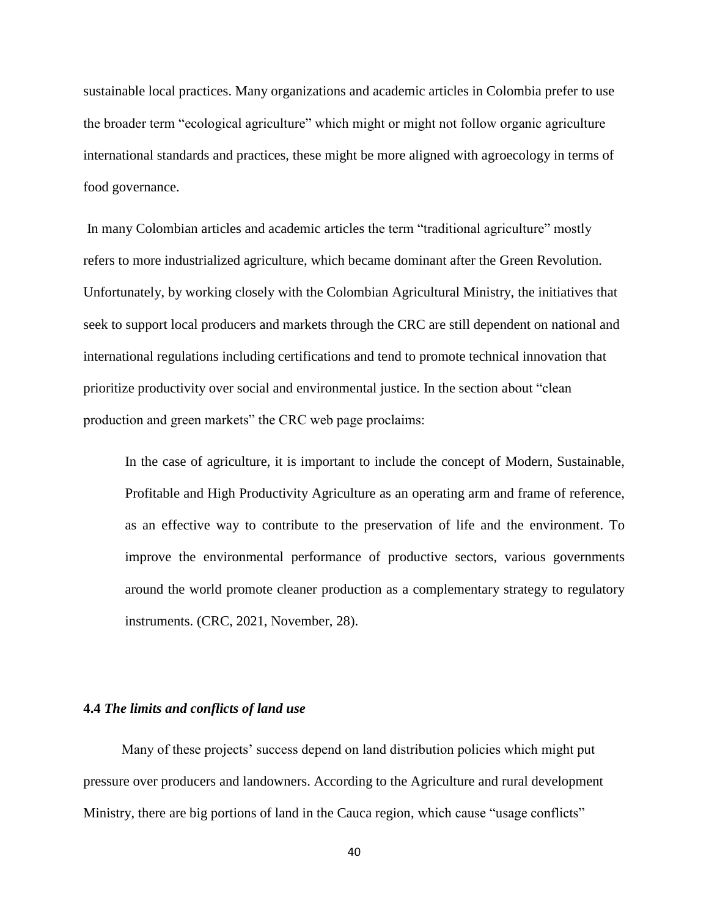sustainable local practices. Many organizations and academic articles in Colombia prefer to use the broader term "ecological agriculture" which might or might not follow organic agriculture international standards and practices, these might be more aligned with agroecology in terms of food governance.

In many Colombian articles and academic articles the term "traditional agriculture" mostly refers to more industrialized agriculture, which became dominant after the Green Revolution. Unfortunately, by working closely with the Colombian Agricultural Ministry, the initiatives that seek to support local producers and markets through the CRC are still dependent on national and international regulations including certifications and tend to promote technical innovation that prioritize productivity over social and environmental justice. In the section about "clean production and green markets" the CRC web page proclaims:

> In the case of agriculture, it is important to include the concept of Modern, Sustainable, Profitable and High Productivity Agriculture as an operating arm and frame of reference, as an effective way to contribute to the preservation of life and the environment. To improve the environmental performance of productive sectors, various governments around the world promote cleaner production as a complementary strategy to regulatory instruments. (CRC, 2021, November, 28).

### 4.4 *The limits and conflicts of land use*

Many of these projects' success depend on land distribution policies which might put pressure over producers and landowners. According to the Agriculture and rural development Ministry, there are big portions of land in the Cauca region, which cause "usage conflicts"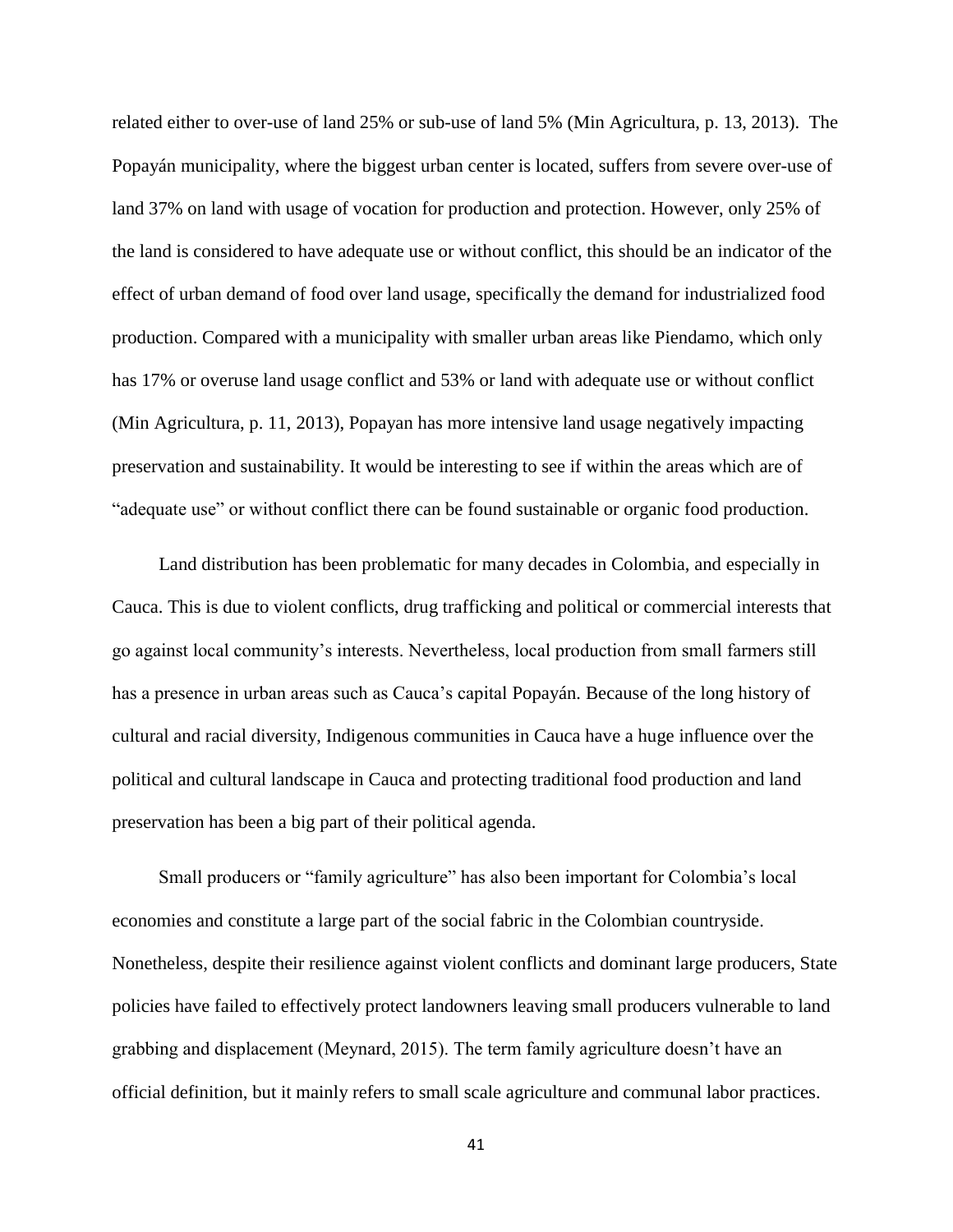related either to over-use of land 25% or sub-use of land 5% (Min Agricultura, p. 13, 2013). The Popayán municipality, where the biggest urban center is located, suffers from severe over-use of land 37% on land with usage of vocation for production and protection. However, only 25% of the land is considered to have adequate use or without conflict, this should be an indicator of the effect of urban demand of food over land usage, specifically the demand for industrialized food production. Compared with a municipality with smaller urban areas like Piendamo, which only has 17% or overuse land usage conflict and 53% or land with adequate use or without conflict (Min Agricultura, p. 11, 2013), Popayan has more intensive land usage negatively impacting preservation and sustainability. It would be interesting to see if within the areas which are of "adequate use" or without conflict there can be found sustainable or organic food production.

Land distribution has been problematic for many decades in Colombia, and especially in Cauca. This is due to violent conflicts, drug trafficking and political or commercial interests that go against local community's interests. Nevertheless, local production from small farmers still has a presence in urban areas such as Cauca's capital Popayán. Because of the long history of cultural and racial diversity, Indigenous communities in Cauca have a huge influence over the political and cultural landscape in Cauca and protecting traditional food production and land preservation has been a big part of their political agenda.

Small producers or "family agriculture" has also been important for Colombia's local economies and constitute a large part of the social fabric in the Colombian countryside. Nonetheless, despite their resilience against violent conflicts and dominant large producers, State policies have failed to effectively protect landowners leaving small producers vulnerable to land grabbing and displacement (Meynard, 2015). The term family agriculture doesn't have an official definition, but it mainly refers to small scale agriculture and communal labor practices.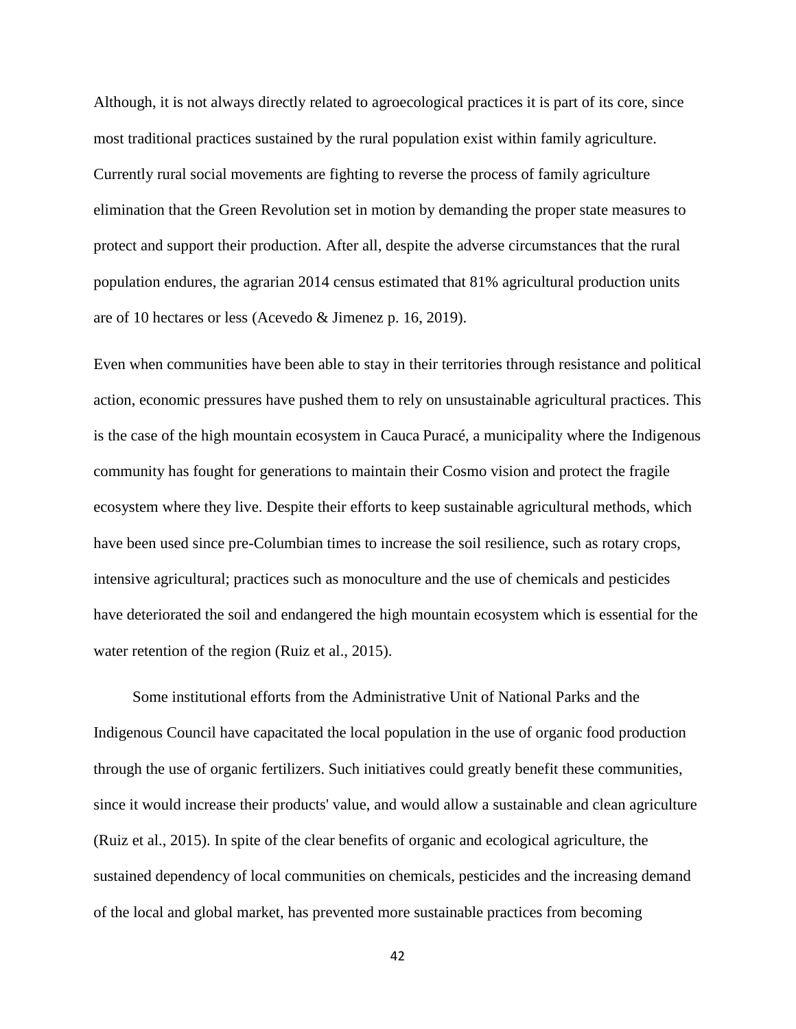Although, it is not always directly related to agroecological practices it is part of its core, since most traditional practices sustained by the rural population exist within family agriculture. Currently rural social movements are fighting to reverse the process of family agriculture elimination that the Green Revolution set in motion by demanding the proper state measures to protect and support their production. After all, despite the adverse circumstances that the rural population endures, the agrarian 2014 census estimated that 81% agricultural production units are of 10 hectares or less (Acevedo & Jimenez p. 16, 2019).

Even when communities have been able to stay in their territories through resistance and political action, economic pressures have pushed them to rely on unsustainable agricultural practices. This is the case of the high mountain ecosystem in Cauca Puracé, a municipality where the Indigenous community has fought for generations to maintain their Cosmo vision and protect the fragile ecosystem where they live. Despite their efforts to keep sustainable agricultural methods, which have been used since pre-Columbian times to increase the soil resilience, such as rotary crops, intensive agricultural; practices such as monoculture and the use of chemicals and pesticides have deteriorated the soil and endangered the high mountain ecosystem which is essential for the water retention of the region (Ruiz et al., 2015).

Some institutional efforts from the Administrative Unit of National Parks and the Indigenous Council have capacitated the local population in the use of organic food production through the use of organic fertilizers. Such initiatives could greatly benefit these communities, since it would increase their products' value, and would allow a sustainable and clean agriculture (Ruiz et al., 2015). In spite of the clear benefits of organic and ecological agriculture, the sustained dependency of local communities on chemicals, pesticides and the increasing demand of the local and global market, has prevented more sustainable practices from becoming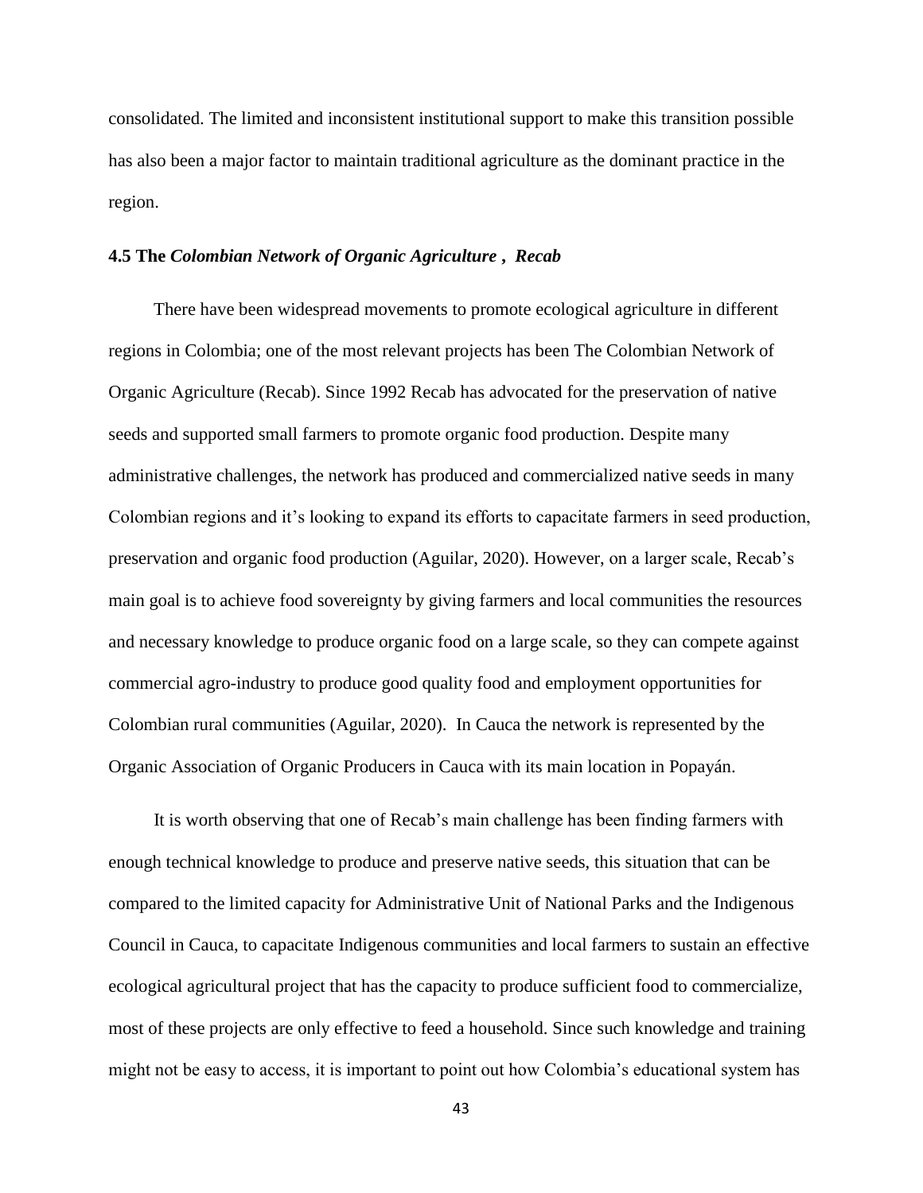consolidated. The limited and inconsistent institutional support to make this transition possible has also been a major factor to maintain traditional agriculture as the dominant practice in the region.

### 4.5 The *Colombian Network of Organic Agriculture , Recab*

There have been widespread movements to promote ecological agriculture in different regions in Colombia; one of the most relevant projects has been The Colombian Network of Organic Agriculture (Recab). Since 1992 Recab has advocated for the preservation of native seeds and supported small farmers to promote organic food production. Despite many administrative challenges, the network has produced and commercialized native seeds in many Colombian regions and it's looking to expand its efforts to capacitate farmers in seed production, preservation and organic food production (Aguilar, 2020). However, on a larger scale, Recab's main goal is to achieve food sovereignty by giving farmers and local communities the resources and necessary knowledge to produce organic food on a large scale, so they can compete against commercial agro-industry to produce good quality food and employment opportunities for Colombian rural communities (Aguilar, 2020). In Cauca the network is represented by the Organic Association of Organic Producers in Cauca with its main location in Popayán.

It is worth observing that one of Recab's main challenge has been finding farmers with enough technical knowledge to produce and preserve native seeds, this situation that can be compared to the limited capacity for Administrative Unit of National Parks and the Indigenous Council in Cauca, to capacitate Indigenous communities and local farmers to sustain an effective ecological agricultural project that has the capacity to produce sufficient food to commercialize, most of these projects are only effective to feed a household. Since such knowledge and training might not be easy to access, it is important to point out how Colombia's educational system has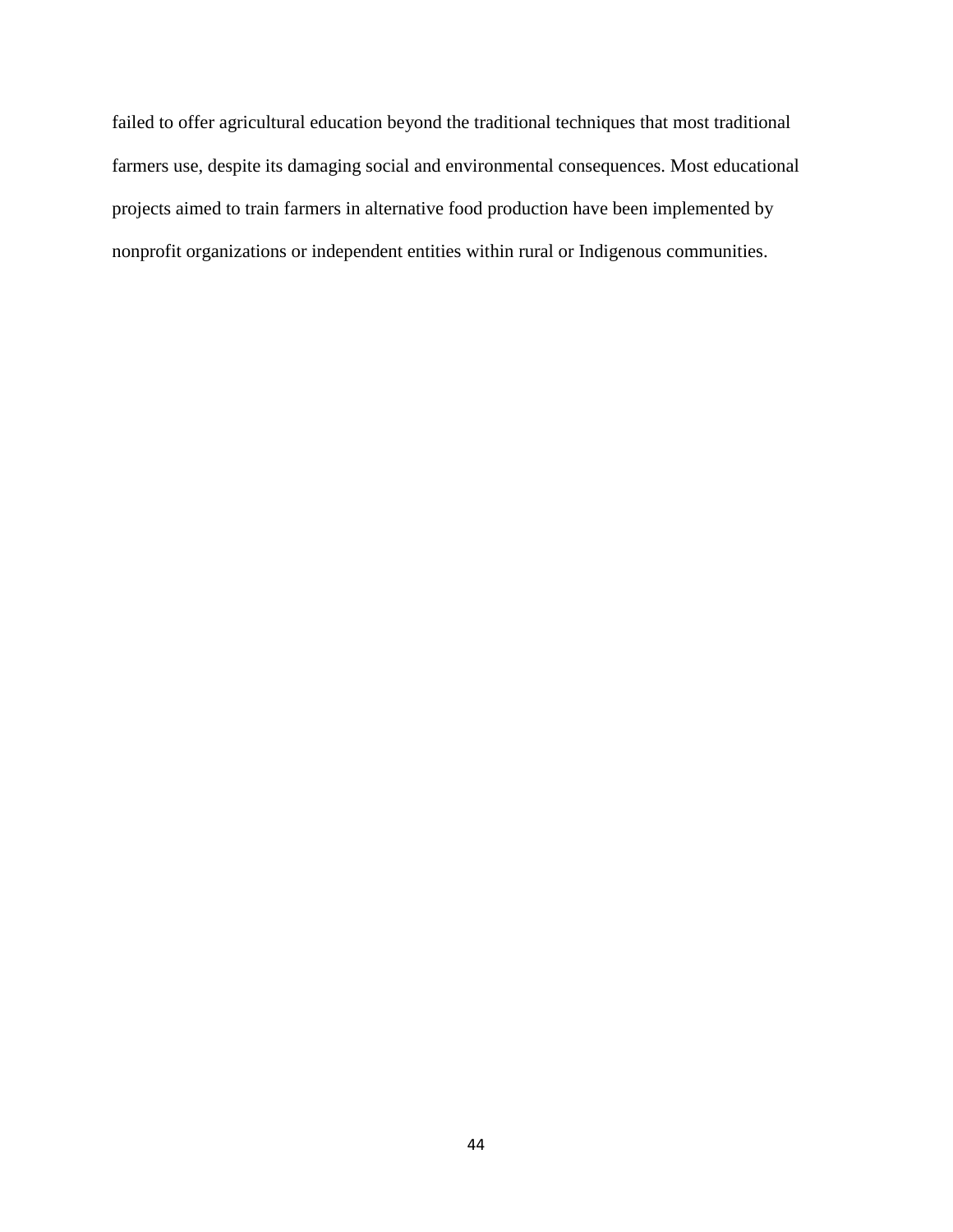failed to offer agricultural education beyond the traditional techniques that most traditional farmers use, despite its damaging social and environmental consequences. Most educational projects aimed to train farmers in alternative food production have been implemented by nonprofit organizations or independent entities within rural or Indigenous communities.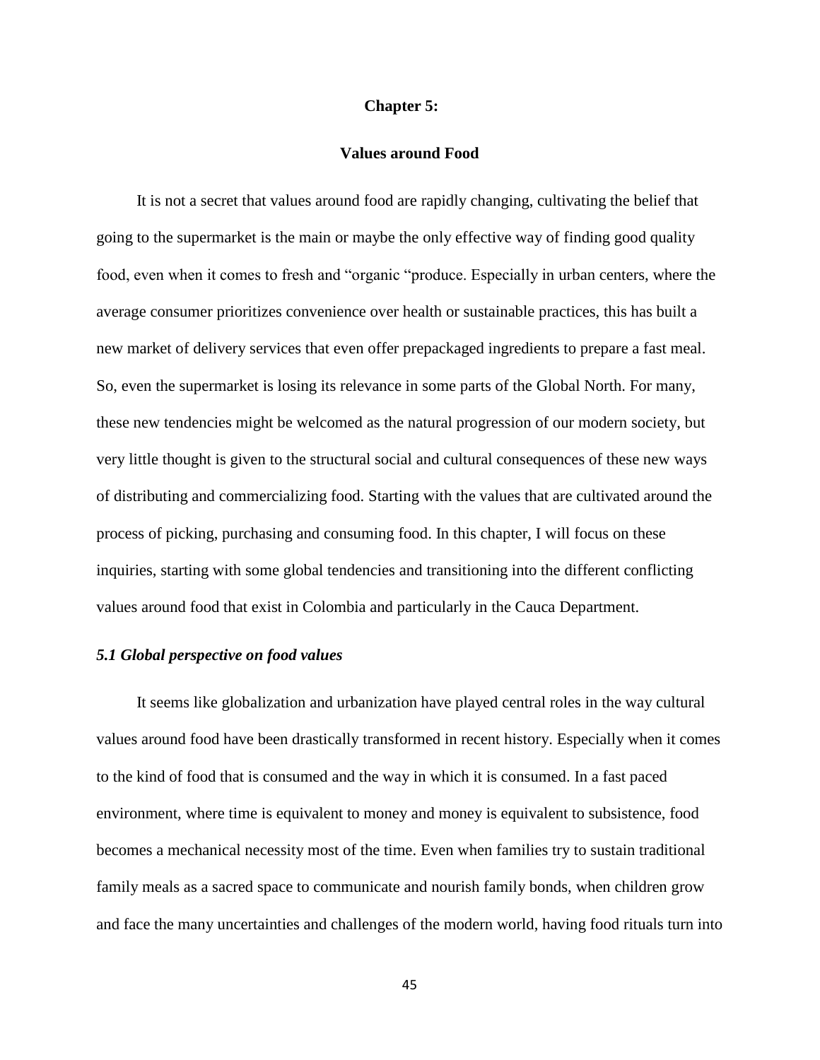# Chapter 5:

## Values around Food

It is not a secret that values around food are rapidly changing, cultivating the belief that going to the supermarket is the main or maybe the only effective way of finding good quality food, even when it comes to fresh and "organic "produce. Especially in urban centers, where the average consumer prioritizes convenience over health or sustainable practices, this has built a new market of delivery services that even offer prepackaged ingredients to prepare a fast meal. So, even the supermarket is losing its relevance in some parts of the Global North. For many, these new tendencies might be welcomed as the natural progression of our modern society, but very little thought is given to the structural social and cultural consequences of these new ways of distributing and commercializing food. Starting with the values that are cultivated around the process of picking, purchasing and consuming food. In this chapter, I will focus on these inquiries, starting with some global tendencies and transitioning into the different conflicting values around food that exist in Colombia and particularly in the Cauca Department.

### *5.1 Global perspective on food values*

It seems like globalization and urbanization have played central roles in the way cultural values around food have been drastically transformed in recent history. Especially when it comes to the kind of food that is consumed and the way in which it is consumed. In a fast paced environment, where time is equivalent to money and money is equivalent to subsistence, food becomes a mechanical necessity most of the time. Even when families try to sustain traditional family meals as a sacred space to communicate and nourish family bonds, when children grow and face the many uncertainties and challenges of the modern world, having food rituals turn into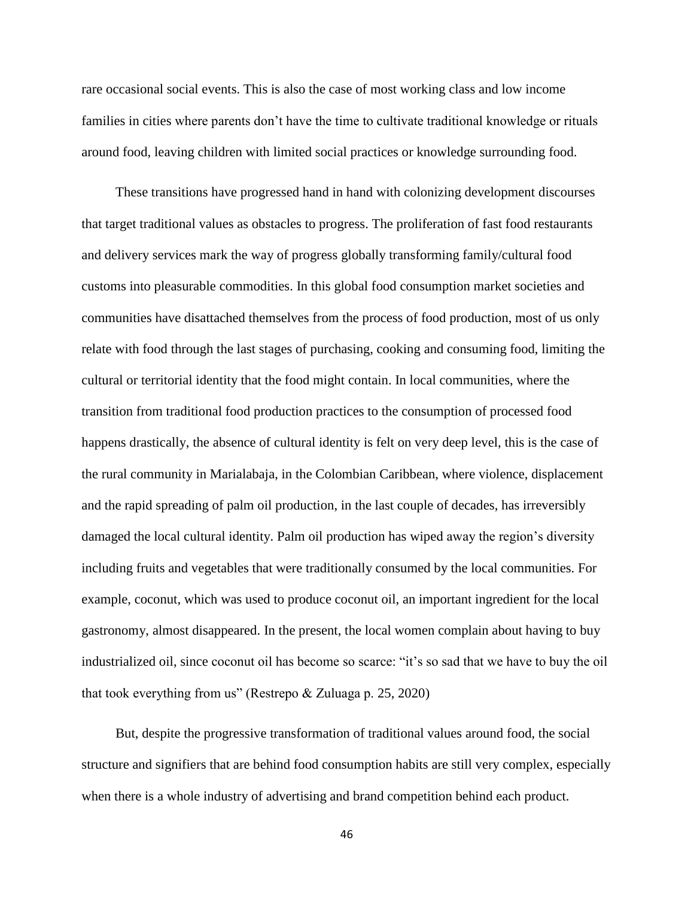rare occasional social events. This is also the case of most working class and low income families in cities where parents don't have the time to cultivate traditional knowledge or rituals around food, leaving children with limited social practices or knowledge surrounding food.

These transitions have progressed hand in hand with colonizing development discourses that target traditional values as obstacles to progress. The proliferation of fast food restaurants and delivery services mark the way of progress globally transforming family/cultural food customs into pleasurable commodities. In this global food consumption market societies and communities have disattached themselves from the process of food production, most of us only relate with food through the last stages of purchasing, cooking and consuming food, limiting the cultural or territorial identity that the food might contain. In local communities, where the transition from traditional food production practices to the consumption of processed food happens drastically, the absence of cultural identity is felt on very deep level, this is the case of the rural community in Marialabaja, in the Colombian Caribbean, where violence, displacement and the rapid spreading of palm oil production, in the last couple of decades, has irreversibly damaged the local cultural identity. Palm oil production has wiped away the region's diversity including fruits and vegetables that were traditionally consumed by the local communities. For example, coconut, which was used to produce coconut oil, an important ingredient for the local gastronomy, almost disappeared. In the present, the local women complain about having to buy industrialized oil, since coconut oil has become so scarce: "it's so sad that we have to buy the oil that took everything from us" (Restrepo & Zuluaga p. 25, 2020)

But, despite the progressive transformation of traditional values around food, the social structure and signifiers that are behind food consumption habits are still very complex, especially when there is a whole industry of advertising and brand competition behind each product.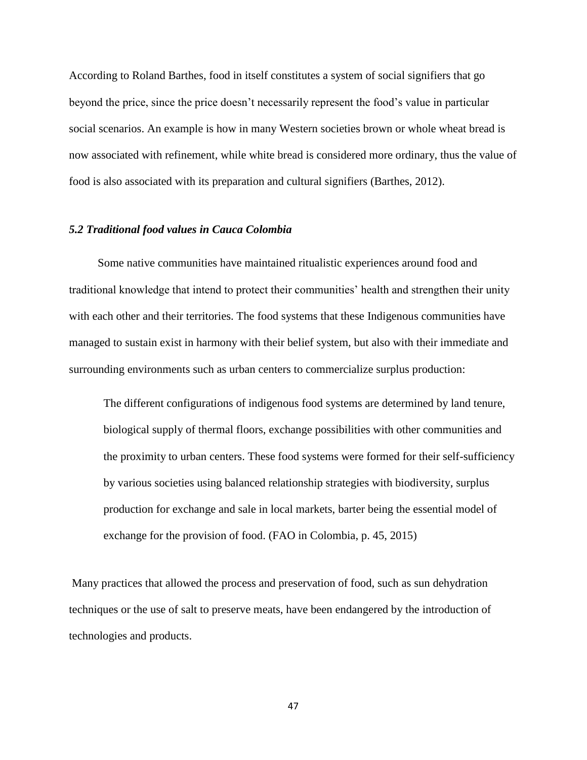According to Roland Barthes, food in itself constitutes a system of social signifiers that go beyond the price, since the price doesn't necessarily represent the food's value in particular social scenarios. An example is how in many Western societies brown or whole wheat bread is now associated with refinement, while white bread is considered more ordinary, thus the value of food is also associated with its preparation and cultural signifiers (Barthes, 2012).

### *5.2 Traditional food values in Cauca Colombia*

Some native communities have maintained ritualistic experiences around food and traditional knowledge that intend to protect their communities' health and strengthen their unity with each other and their territories. The food systems that these Indigenous communities have managed to sustain exist in harmony with their belief system, but also with their immediate and surrounding environments such as urban centers to commercialize surplus production:

> The different configurations of indigenous food systems are determined by land tenure, biological supply of thermal floors, exchange possibilities with other communities and the proximity to urban centers. These food systems were formed for their self-sufficiency by various societies using balanced relationship strategies with biodiversity, surplus production for exchange and sale in local markets, barter being the essential model of exchange for the provision of food. (FAO in Colombia, p. 45, 2015)

Many practices that allowed the process and preservation of food, such as sun dehydration techniques or the use of salt to preserve meats, have been endangered by the introduction of technologies and products.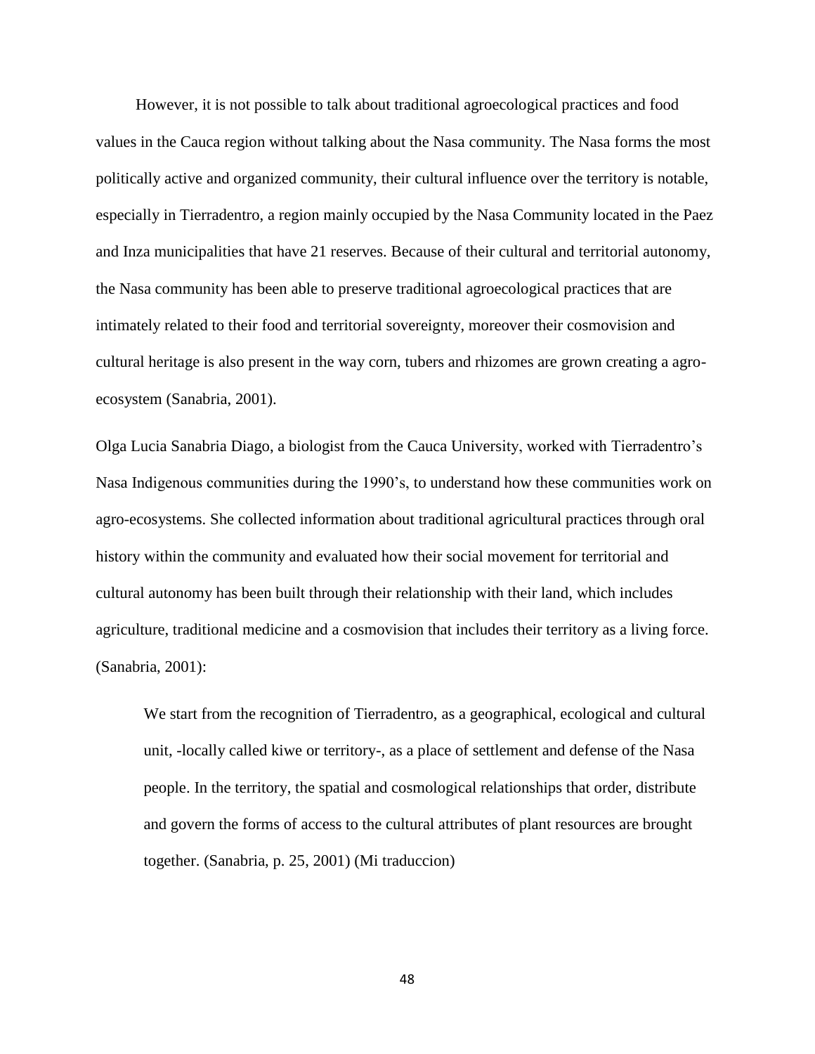However, it is not possible to talk about traditional agroecological practices and food values in the Cauca region without talking about the Nasa community. The Nasa forms the most politically active and organized community, their cultural influence over the territory is notable, especially in Tierradentro, a region mainly occupied by the Nasa Community located in the Paez and Inza municipalities that have 21 reserves. Because of their cultural and territorial autonomy, the Nasa community has been able to preserve traditional agroecological practices that are intimately related to their food and territorial sovereignty, moreover their cosmovision and cultural heritage is also present in the way corn, tubers and rhizomes are grown creating a agro-ecosystem (Sanabria, 2001).

Olga Lucia Sanabria Diago, a biologist from the Cauca University, worked with Tierradentro's Nasa Indigenous communities during the 1990's, to understand how these communities work on agro-ecosystems. She collected information about traditional agricultural practices through oral history within the community and evaluated how their social movement for territorial and cultural autonomy has been built through their relationship with their land, which includes agriculture, traditional medicine and a cosmovision that includes their territory as a living force. (Sanabria, 2001):

> We start from the recognition of Tierradentro, as a geographical, ecological and cultural unit, -locally called kiwe or territory-, as a place of settlement and defense of the Nasa people. In the territory, the spatial and cosmological relationships that order, distribute and govern the forms of access to the cultural attributes of plant resources are brought together. (Sanabria, p. 25, 2001) (Mi traduccion)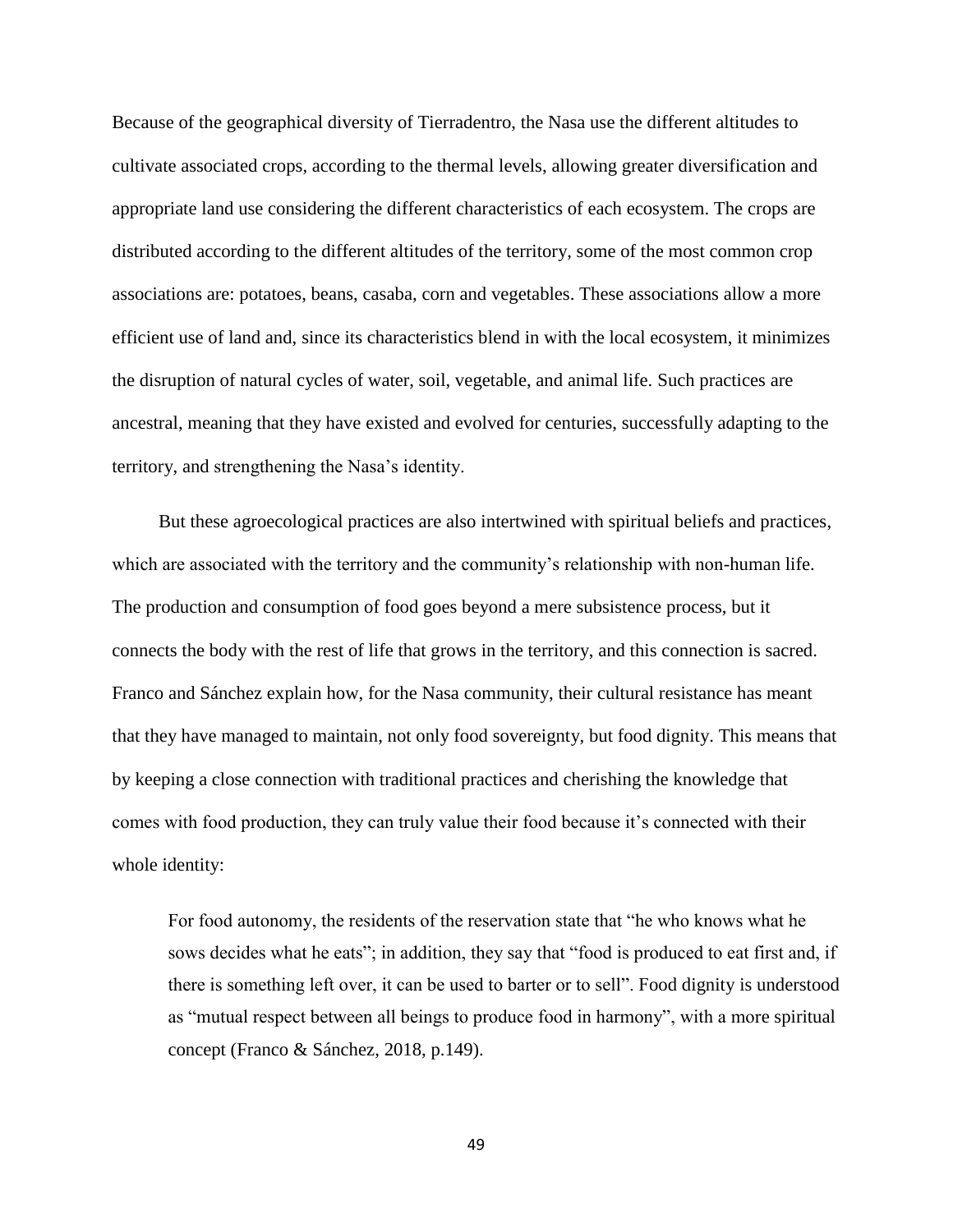Because of the geographical diversity of Tierradentro, the Nasa use the different altitudes to cultivate associated crops, according to the thermal levels, allowing greater diversification and appropriate land use considering the different characteristics of each ecosystem. The crops are distributed according to the different altitudes of the territory, some of the most common crop associations are: potatoes, beans, casaba, corn and vegetables. These associations allow a more efficient use of land and, since its characteristics blend in with the local ecosystem, it minimizes the disruption of natural cycles of water, soil, vegetable, and animal life. Such practices are ancestral, meaning that they have existed and evolved for centuries, successfully adapting to the territory, and strengthening the Nasa's identity.

But these agroecological practices are also intertwined with spiritual beliefs and practices, which are associated with the territory and the community's relationship with non-human life. The production and consumption of food goes beyond a mere subsistence process, but it connects the body with the rest of life that grows in the territory, and this connection is sacred. Franco and Sánchez explain how, for the Nasa community, their cultural resistance has meant that they have managed to maintain, not only food sovereignty, but food dignity. This means that by keeping a close connection with traditional practices and cherishing the knowledge that comes with food production, they can truly value their food because it's connected with their whole identity:

> For food autonomy, the residents of the reservation state that "he who knows what he sows decides what he eats"; in addition, they say that "food is produced to eat first and, if there is something left over, it can be used to barter or to sell". Food dignity is understood as "mutual respect between all beings to produce food in harmony", with a more spiritual concept (Franco & Sánchez, 2018, p.149).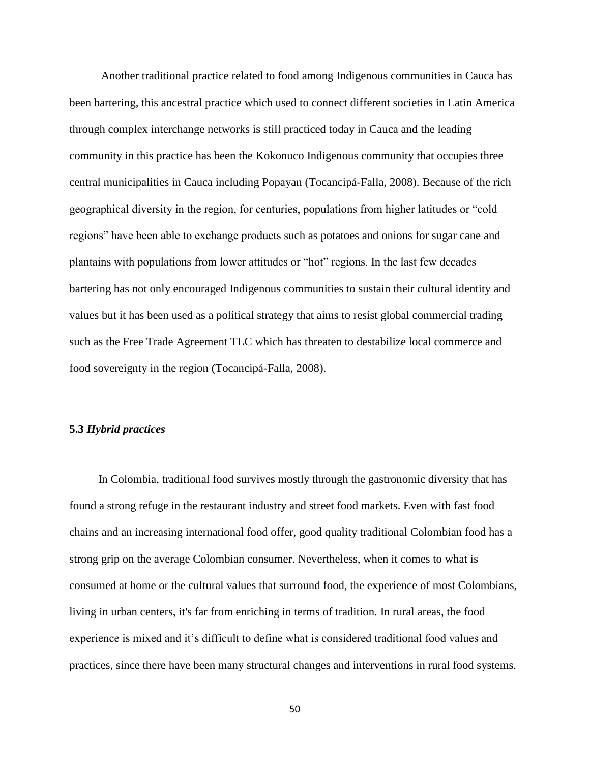Another traditional practice related to food among Indigenous communities in Cauca has been bartering, this ancestral practice which used to connect different societies in Latin America through complex interchange networks is still practiced today in Cauca and the leading community in this practice has been the Kokonuco Indigenous community that occupies three central municipalities in Cauca including Popayan (Tocancipá-Falla, 2008). Because of the rich geographical diversity in the region, for centuries, populations from higher latitudes or "cold regions" have been able to exchange products such as potatoes and onions for sugar cane and plantains with populations from lower attitudes or "hot" regions. In the last few decades bartering has not only encouraged Indigenous communities to sustain their cultural identity and values but it has been used as a political strategy that aims to resist global commercial trading such as the Free Trade Agreement TLC which has threaten to destabilize local commerce and food sovereignty in the region (Tocancipá-Falla, 2008).

### 5.3 *Hybrid practices*

In Colombia, traditional food survives mostly through the gastronomic diversity that has found a strong refuge in the restaurant industry and street food markets. Even with fast food chains and an increasing international food offer, good quality traditional Colombian food has a strong grip on the average Colombian consumer. Nevertheless, when it comes to what is consumed at home or the cultural values that surround food, the experience of most Colombians, living in urban centers, it's far from enriching in terms of tradition. In rural areas, the food experience is mixed and it's difficult to define what is considered traditional food values and practices, since there have been many structural changes and interventions in rural food systems.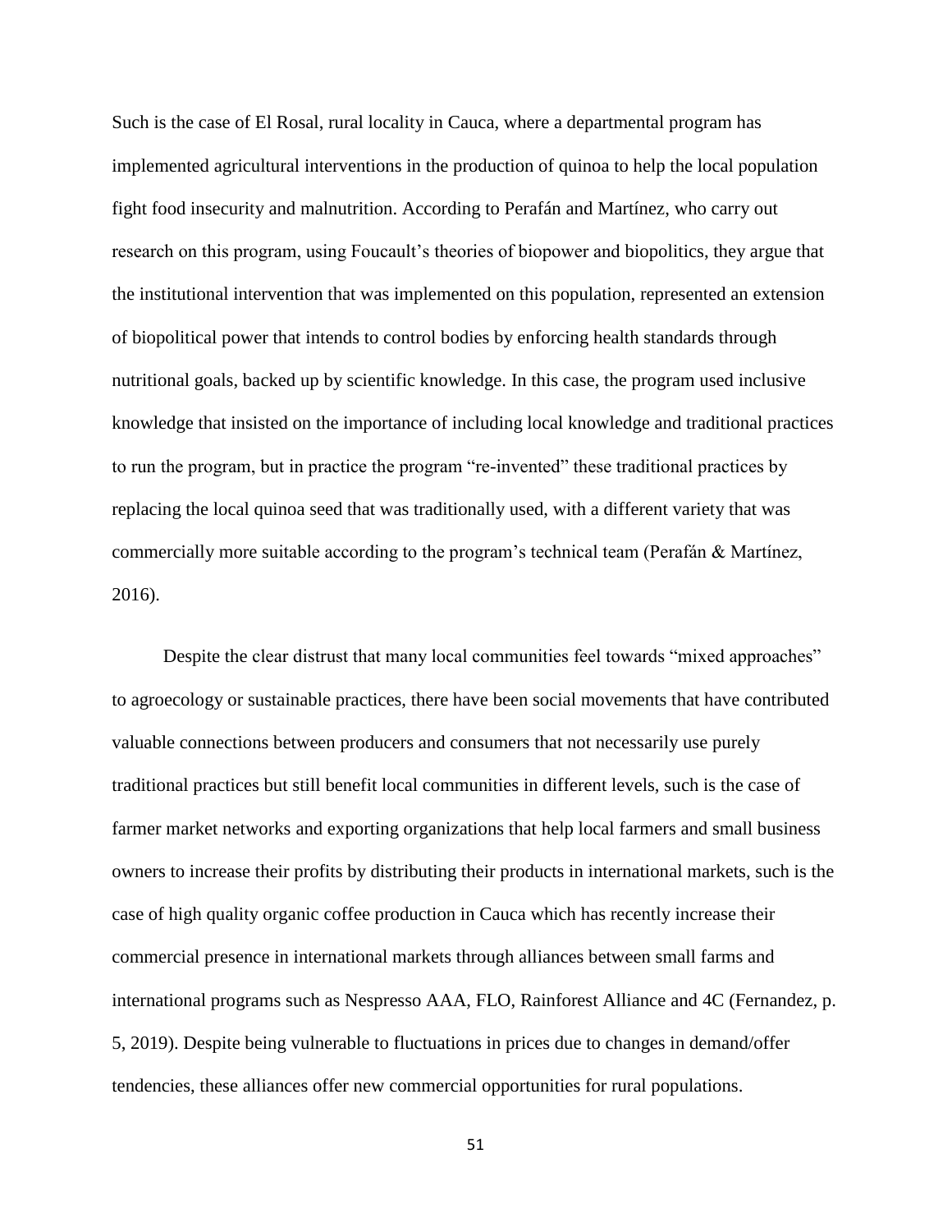Such is the case of El Rosal, rural locality in Cauca, where a departmental program has implemented agricultural interventions in the production of quinoa to help the local population fight food insecurity and malnutrition. According to Perafán and Martínez, who carry out research on this program, using Foucault's theories of biopower and biopolitics, they argue that the institutional intervention that was implemented on this population, represented an extension of biopolitical power that intends to control bodies by enforcing health standards through nutritional goals, backed up by scientific knowledge. In this case, the program used inclusive knowledge that insisted on the importance of including local knowledge and traditional practices to run the program, but in practice the program "re-invented" these traditional practices by replacing the local quinoa seed that was traditionally used, with a different variety that was commercially more suitable according to the program's technical team (Perafán & Martínez, 2016).

Despite the clear distrust that many local communities feel towards "mixed approaches" to agroecology or sustainable practices, there have been social movements that have contributed valuable connections between producers and consumers that not necessarily use purely traditional practices but still benefit local communities in different levels, such is the case of farmer market networks and exporting organizations that help local farmers and small business owners to increase their profits by distributing their products in international markets, such is the case of high quality organic coffee production in Cauca which has recently increase their commercial presence in international markets through alliances between small farms and international programs such as Nespresso AAA, FLO, Rainforest Alliance and 4C (Fernandez, p. 5, 2019). Despite being vulnerable to fluctuations in prices due to changes in demand/offer tendencies, these alliances offer new commercial opportunities for rural populations.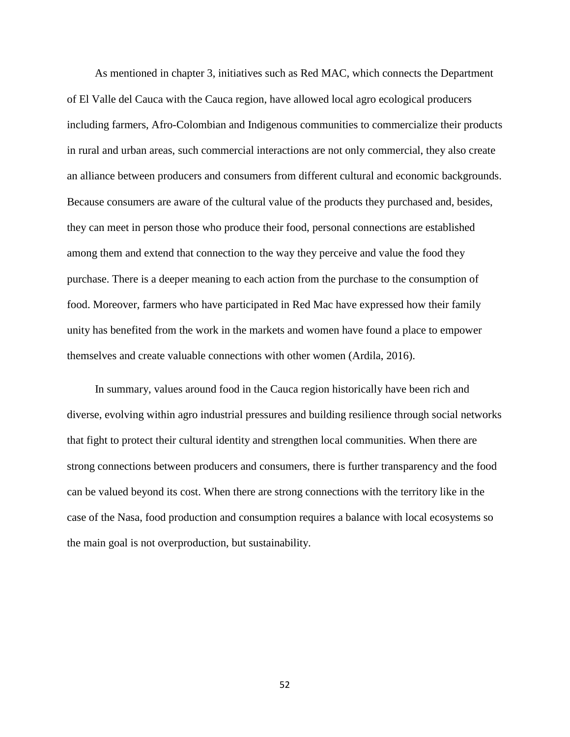As mentioned in chapter 3, initiatives such as Red MAC, which connects the Department of El Valle del Cauca with the Cauca region, have allowed local agro ecological producers including farmers, Afro-Colombian and Indigenous communities to commercialize their products in rural and urban areas, such commercial interactions are not only commercial, they also create an alliance between producers and consumers from different cultural and economic backgrounds. Because consumers are aware of the cultural value of the products they purchased and, besides, they can meet in person those who produce their food, personal connections are established among them and extend that connection to the way they perceive and value the food they purchase. There is a deeper meaning to each action from the purchase to the consumption of food. Moreover, farmers who have participated in Red Mac have expressed how their family unity has benefited from the work in the markets and women have found a place to empower themselves and create valuable connections with other women (Ardila, 2016).

In summary, values around food in the Cauca region historically have been rich and diverse, evolving within agro industrial pressures and building resilience through social networks that fight to protect their cultural identity and strengthen local communities. When there are strong connections between producers and consumers, there is further transparency and the food can be valued beyond its cost. When there are strong connections with the territory like in the case of the Nasa, food production and consumption requires a balance with local ecosystems so the main goal is not overproduction, but sustainability.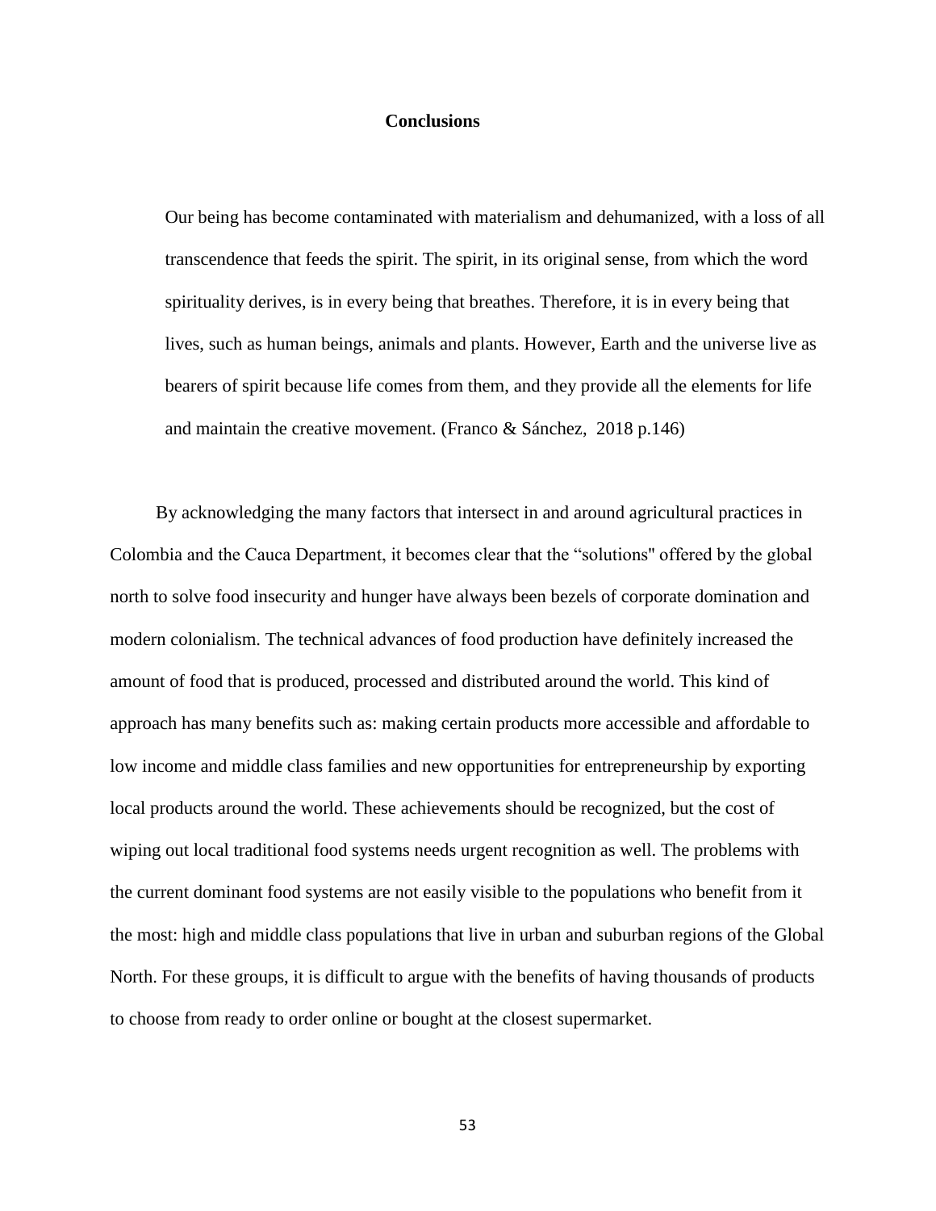# Conclusions

> Our being has become contaminated with materialism and dehumanized, with a loss of all transcendence that feeds the spirit. The spirit, in its original sense, from which the word spirituality derives, is in every being that breathes. Therefore, it is in every being that lives, such as human beings, animals and plants. However, Earth and the universe live as bearers of spirit because life comes from them, and they provide all the elements for life and maintain the creative movement. (Franco & Sánchez, 2018 p.146)

By acknowledging the many factors that intersect in and around agricultural practices in Colombia and the Cauca Department, it becomes clear that the "solutions" offered by the global north to solve food insecurity and hunger have always been bezels of corporate domination and modern colonialism. The technical advances of food production have definitely increased the amount of food that is produced, processed and distributed around the world. This kind of approach has many benefits such as: making certain products more accessible and affordable to low income and middle class families and new opportunities for entrepreneurship by exporting local products around the world. These achievements should be recognized, but the cost of wiping out local traditional food systems needs urgent recognition as well. The problems with the current dominant food systems are not easily visible to the populations who benefit from it the most: high and middle class populations that live in urban and suburban regions of the Global North. For these groups, it is difficult to argue with the benefits of having thousands of products to choose from ready to order online or bought at the closest supermarket.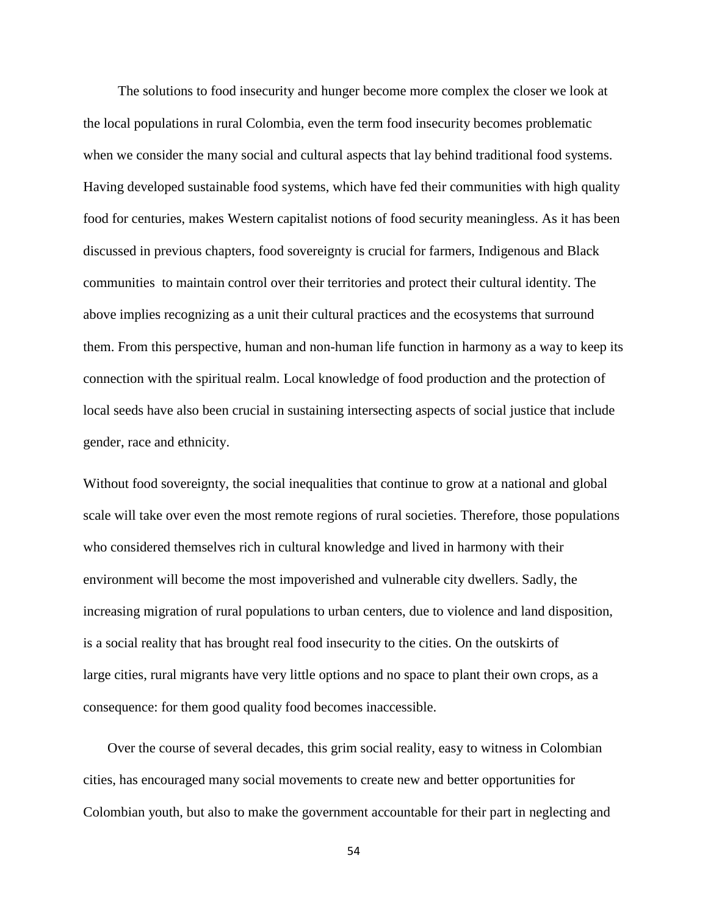The solutions to food insecurity and hunger become more complex the closer we look at the local populations in rural Colombia, even the term food insecurity becomes problematic when we consider the many social and cultural aspects that lay behind traditional food systems. Having developed sustainable food systems, which have fed their communities with high quality food for centuries, makes Western capitalist notions of food security meaningless. As it has been discussed in previous chapters, food sovereignty is crucial for farmers, Indigenous and Black communities to maintain control over their territories and protect their cultural identity. The above implies recognizing as a unit their cultural practices and the ecosystems that surround them. From this perspective, human and non-human life function in harmony as a way to keep its connection with the spiritual realm. Local knowledge of food production and the protection of local seeds have also been crucial in sustaining intersecting aspects of social justice that include gender, race and ethnicity.

Without food sovereignty, the social inequalities that continue to grow at a national and global scale will take over even the most remote regions of rural societies. Therefore, those populations who considered themselves rich in cultural knowledge and lived in harmony with their environment will become the most impoverished and vulnerable city dwellers. Sadly, the increasing migration of rural populations to urban centers, due to violence and land disposition, is a social reality that has brought real food insecurity to the cities. On the outskirts of large cities, rural migrants have very little options and no space to plant their own crops, as a consequence: for them good quality food becomes inaccessible.

Over the course of several decades, this grim social reality, easy to witness in Colombian cities, has encouraged many social movements to create new and better opportunities for Colombian youth, but also to make the government accountable for their part in neglecting and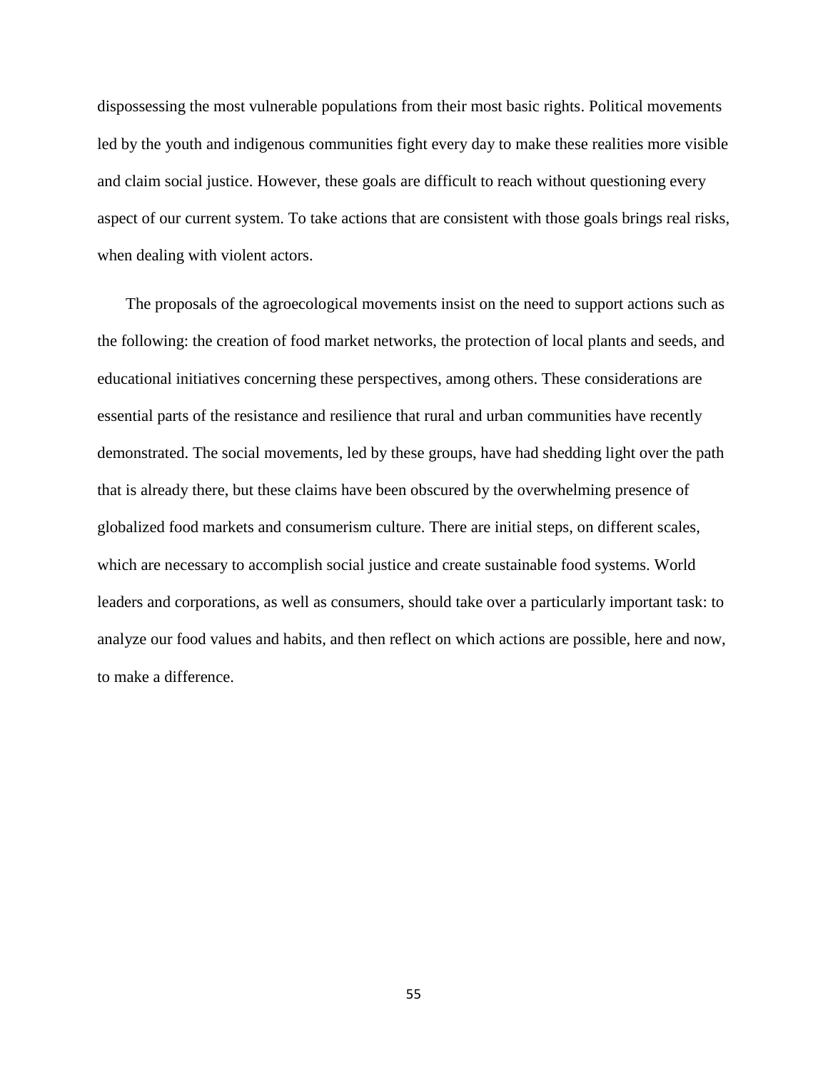dispossessing the most vulnerable populations from their most basic rights. Political movements led by the youth and indigenous communities fight every day to make these realities more visible and claim social justice. However, these goals are difficult to reach without questioning every aspect of our current system. To take actions that are consistent with those goals brings real risks, when dealing with violent actors.

The proposals of the agroecological movements insist on the need to support actions such as the following: the creation of food market networks, the protection of local plants and seeds, and educational initiatives concerning these perspectives, among others. These considerations are essential parts of the resistance and resilience that rural and urban communities have recently demonstrated. The social movements, led by these groups, have had shedding light over the path that is already there, but these claims have been obscured by the overwhelming presence of globalized food markets and consumerism culture. There are initial steps, on different scales, which are necessary to accomplish social justice and create sustainable food systems. World leaders and corporations, as well as consumers, should take over a particularly important task: to analyze our food values and habits, and then reflect on which actions are possible, here and now, to make a difference.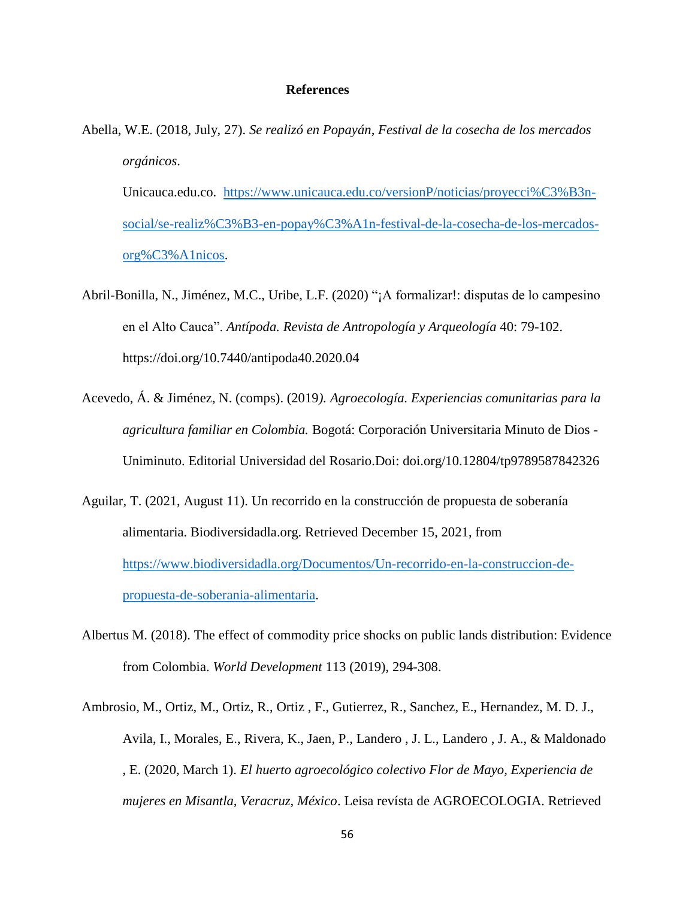# References

Abella, W.E. (2018, July, 27). *Se realizó en Popayán, Festival de la cosecha de los mercados orgánicos*. Unicauca.edu.co. https://www.unicauca.edu.co/versionP/noticias/proyecci%C3%B3n-social/se-realiz%C3%B3-en-popay%C3%A1n-festival-de-la-cosecha-de-los-mercados-org%C3%A1nicos.

Abril-Bonilla, N., Jiménez, M.C., Uribe, L.F. (2020) "¡A formalizar!: disputas de lo campesino en el Alto Cauca". *Antípoda. Revista de Antropología y Arqueología* 40: 79-102. https://doi.org/10.7440/antipoda40.2020.04

Acevedo, Á. & Jiménez, N. (comps). (2019*). Agroecología. Experiencias comunitarias para la agricultura familiar en Colombia.* Bogotá: Corporación Universitaria Minuto de Dios - Uniminuto. Editorial Universidad del Rosario.Doi: doi.org/10.12804/tp9789587842326

Aguilar, T. (2021, August 11). Un recorrido en la construcción de propuesta de soberanía alimentaria. Biodiversidadla.org. Retrieved December 15, 2021, from https://www.biodiversidadla.org/Documentos/Un-recorrido-en-la-construccion-de-propuesta-de-soberania-alimentaria.

Albertus M. (2018). The effect of commodity price shocks on public lands distribution: Evidence from Colombia. *World Development* 113 (2019), 294-308.

Ambrosio, M., Ortiz, M., Ortiz, R., Ortiz , F., Gutierrez, R., Sanchez, E., Hernandez, M. D. J., Avila, I., Morales, E., Rivera, K., Jaen, P., Landero , J. L., Landero , J. A., & Maldonado , E. (2020, March 1). *El huerto agroecológico colectivo Flor de Mayo, Experiencia de mujeres en Misantla, Veracruz, México*. Leisa revísta de AGROECOLOGIA. Retrieved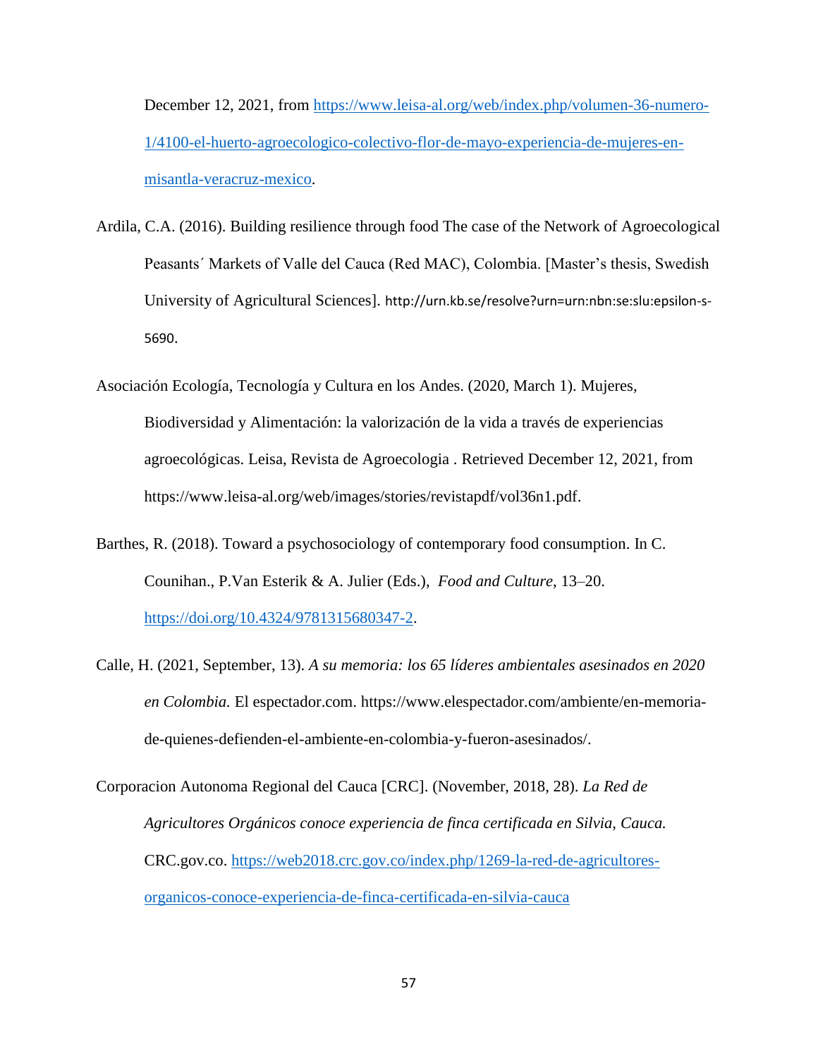December 12, 2021, from https://www.leisa-al.org/web/index.php/volumen-36-numero-1/4100-el-huerto-agroecologico-colectivo-flor-de-mayo-experiencia-de-mujeres-en-misantla-veracruz-mexico.

Ardila, C.A. (2016). Building resilience through food The case of the Network of Agroecological Peasants´ Markets of Valle del Cauca (Red MAC), Colombia. [Master's thesis, Swedish University of Agricultural Sciences]. http://urn.kb.se/resolve?urn=urn:nbn:se:slu:epsilon-s-5690.

Asociación Ecología, Tecnología y Cultura en los Andes. (2020, March 1). Mujeres, Biodiversidad y Alimentación: la valorización de la vida a través de experiencias agroecológicas. Leisa, Revista de Agroecologia . Retrieved December 12, 2021, from https://www.leisa-al.org/web/images/stories/revistapdf/vol36n1.pdf.

Barthes, R. (2018). Toward a psychosociology of contemporary food consumption. In C. Counihan., P.Van Esterik & A. Julier (Eds.), *Food and Culture*, 13–20. https://doi.org/10.4324/9781315680347-2.

Calle, H. (2021, September, 13). *A su memoria: los 65 líderes ambientales asesinados en 2020 en Colombia.* El espectador.com. https://www.elespectador.com/ambiente/en-memoria-de-quienes-defienden-el-ambiente-en-colombia-y-fueron-asesinados/.

Corporacion Autonoma Regional del Cauca [CRC]. (November, 2018, 28). *La Red de Agricultores Orgánicos conoce experiencia de finca certificada en Silvia, Cauca.* CRC.gov.co. https://web2018.crc.gov.co/index.php/1269-la-red-de-agricultores-organicos-conoce-experiencia-de-finca-certificada-en-silvia-cauca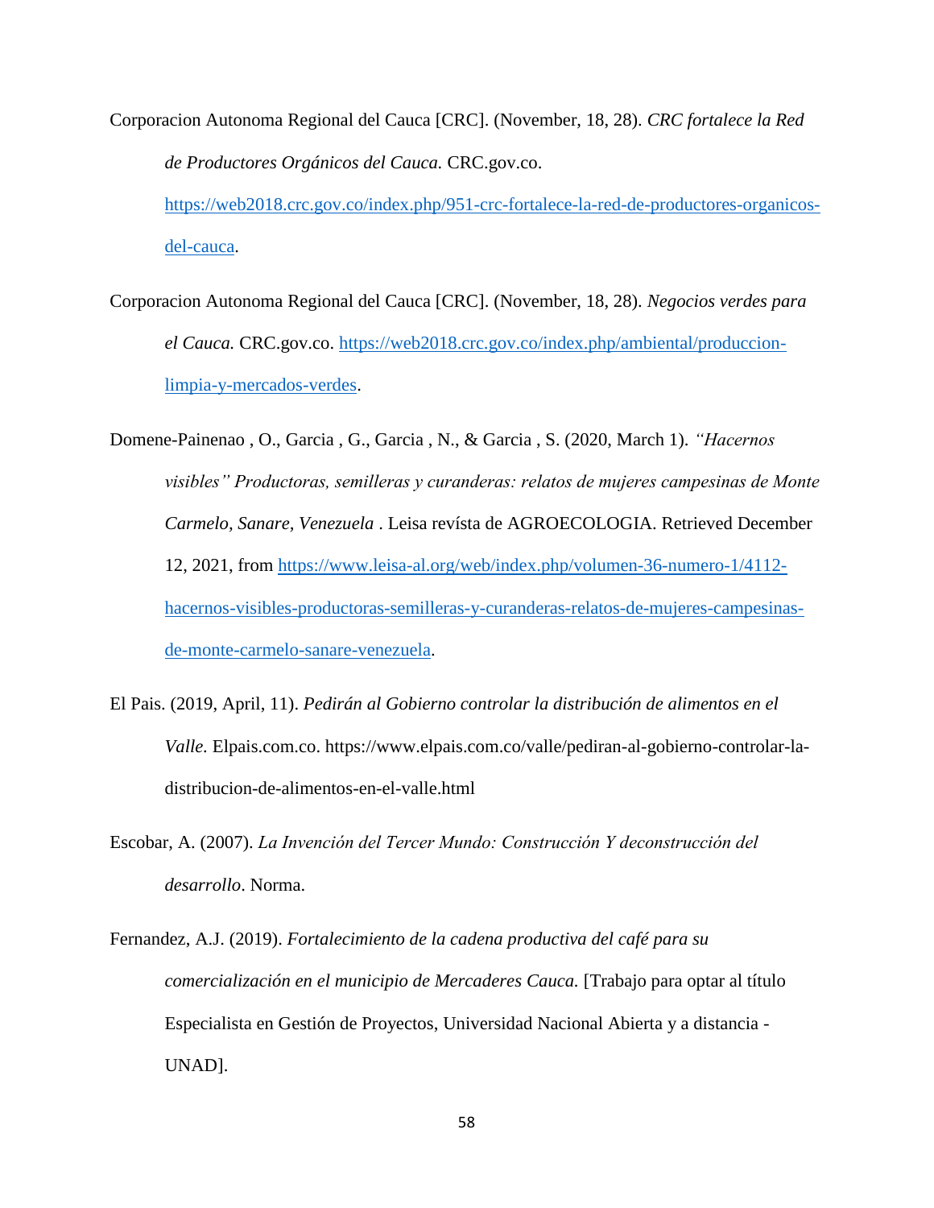Corporacion Autonoma Regional del Cauca [CRC]. (November, 18, 28). *CRC fortalece la Red de Productores Orgánicos del Cauca.* CRC.gov.co. https://web2018.crc.gov.co/index.php/951-crc-fortalece-la-red-de-productores-organicos-del-cauca.

Corporacion Autonoma Regional del Cauca [CRC]. (November, 18, 28). *Negocios verdes para el Cauca.* CRC.gov.co. https://web2018.crc.gov.co/index.php/ambiental/produccion-limpia-y-mercados-verdes.

Domene-Painenao , O., Garcia , G., Garcia , N., & Garcia , S. (2020, March 1). *"Hacernos visibles" Productoras, semilleras y curanderas: relatos de mujeres campesinas de Monte Carmelo, Sanare, Venezuela* . Leisa revísta de AGROECOLOGIA. Retrieved December 12, 2021, from https://www.leisa-al.org/web/index.php/volumen-36-numero-1/4112-hacernos-visibles-productoras-semilleras-y-curanderas-relatos-de-mujeres-campesinas-de-monte-carmelo-sanare-venezuela.

El Pais. (2019, April, 11). *Pedirán al Gobierno controlar la distribución de alimentos en el Valle.* Elpais.com.co. https://www.elpais.com.co/valle/pediran-al-gobierno-controlar-la-distribucion-de-alimentos-en-el-valle.html

Escobar, A. (2007). *La Invención del Tercer Mundo: Construcción Y deconstrucción del desarrollo*. Norma.

Fernandez, A.J. (2019). *Fortalecimiento de la cadena productiva del café para su comercialización en el municipio de Mercaderes Cauca.* [Trabajo para optar al título Especialista en Gestión de Proyectos, Universidad Nacional Abierta y a distancia - UNAD].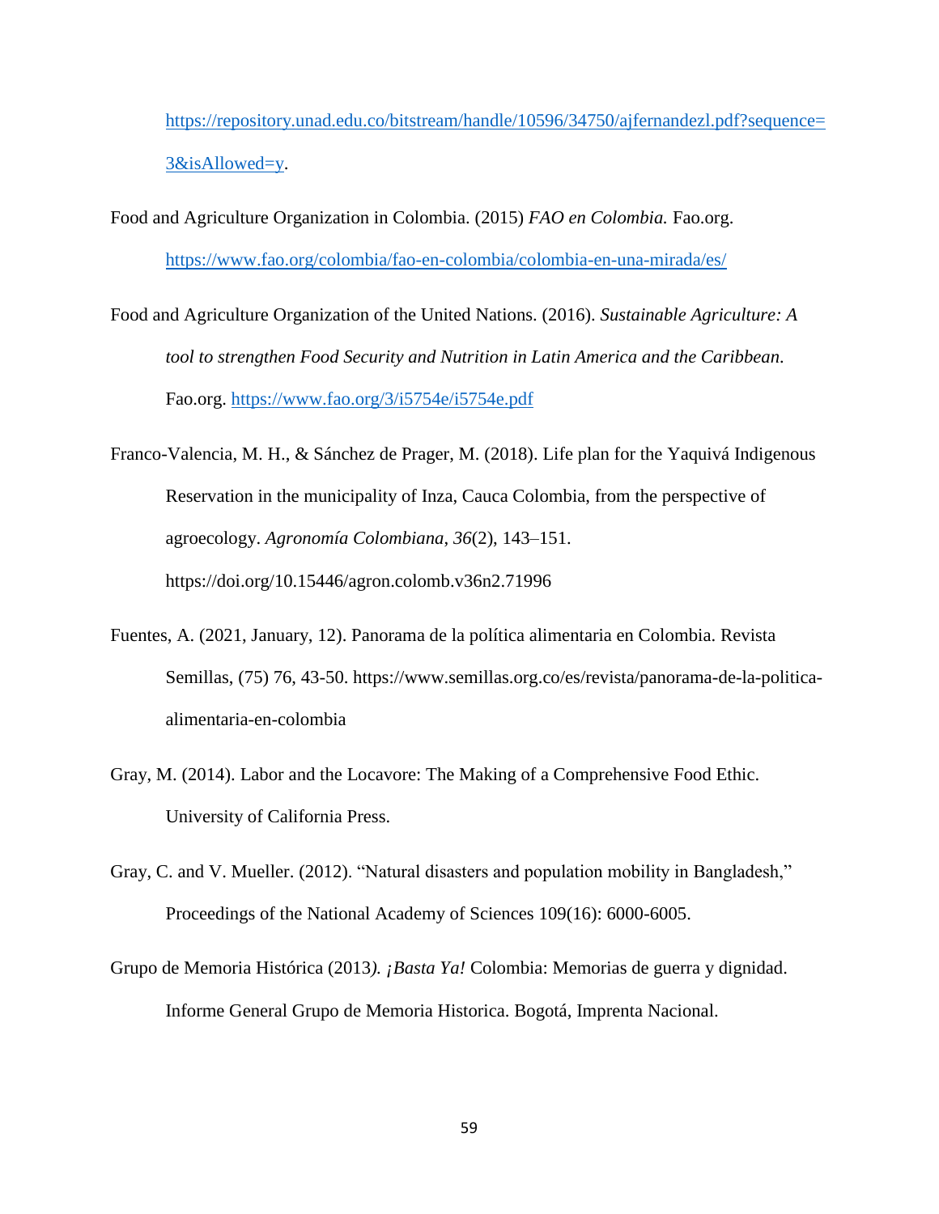https://repository.unad.edu.co/bitstream/handle/10596/34750/ajfernandezl.pdf?sequence=3&isAllowed=y.

Food and Agriculture Organization in Colombia. (2015) *FAO en Colombia.* Fao.org. https://www.fao.org/colombia/fao-en-colombia/colombia-en-una-mirada/es/

Food and Agriculture Organization of the United Nations. (2016). *Sustainable Agriculture: A tool to strengthen Food Security and Nutrition in Latin America and the Caribbean*. Fao.org. https://www.fao.org/3/i5754e/i5754e.pdf

Franco-Valencia, M. H., & Sánchez de Prager, M. (2018). Life plan for the Yaquivá Indigenous Reservation in the municipality of Inza, Cauca Colombia, from the perspective of agroecology. *Agronomía Colombiana*, *36*(2), 143–151. https://doi.org/10.15446/agron.colomb.v36n2.71996

Fuentes, A. (2021, January, 12). Panorama de la política alimentaria en Colombia. Revista Semillas, (75) 76, 43-50. https://www.semillas.org.co/es/revista/panorama-de-la-politica-alimentaria-en-colombia

Gray, M. (2014). Labor and the Locavore: The Making of a Comprehensive Food Ethic. University of California Press.

Gray, C. and V. Mueller. (2012). "Natural disasters and population mobility in Bangladesh," Proceedings of the National Academy of Sciences 109(16): 6000-6005.

Grupo de Memoria Histórica (2013*). ¡Basta Ya!* Colombia: Memorias de guerra y dignidad. Informe General Grupo de Memoria Historica. Bogotá, Imprenta Nacional.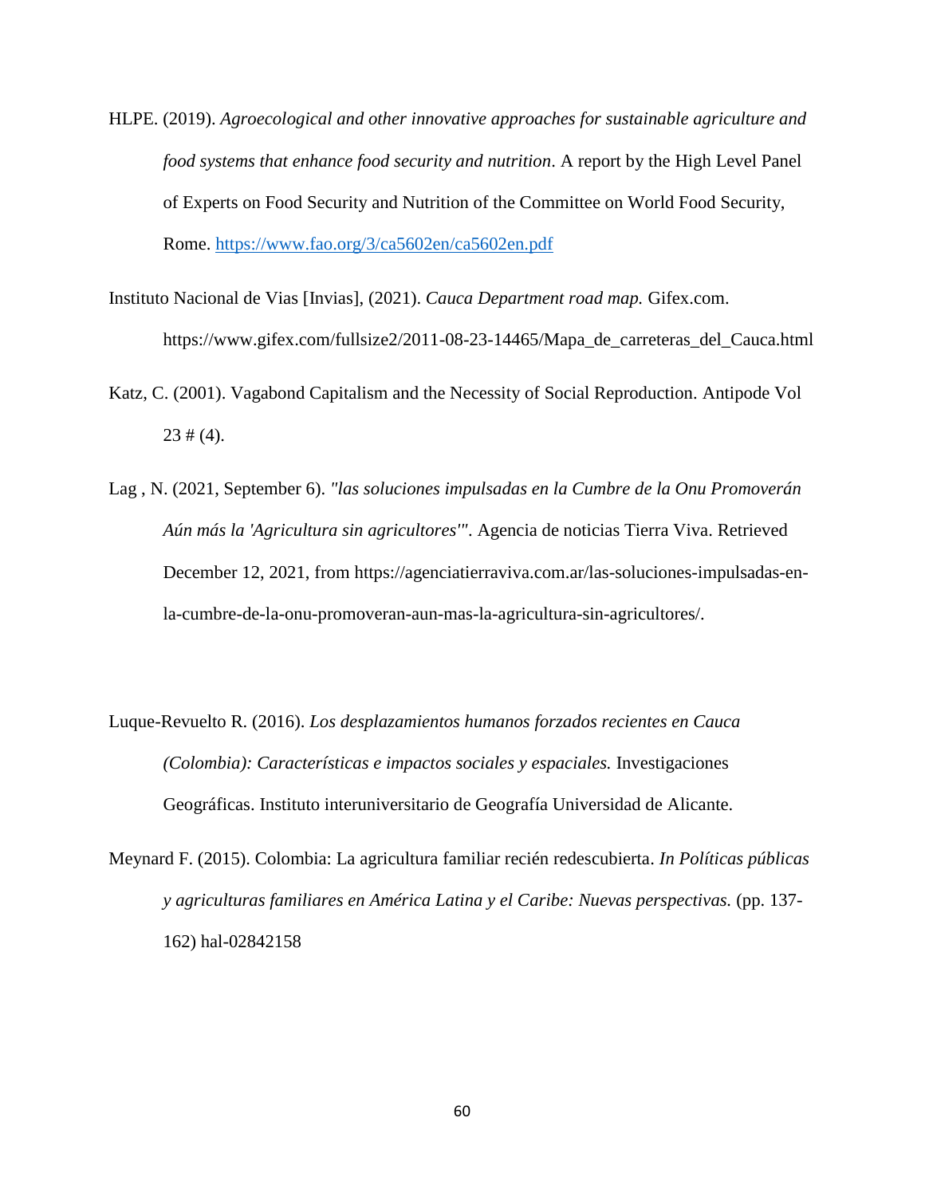HLPE. (2019). *Agroecological and other innovative approaches for sustainable agriculture and food systems that enhance food security and nutrition*. A report by the High Level Panel of Experts on Food Security and Nutrition of the Committee on World Food Security, Rome. https://www.fao.org/3/ca5602en/ca5602en.pdf

Instituto Nacional de Vias [Invias], (2021). *Cauca Department road map.* Gifex.com. https://www.gifex.com/fullsize2/2011-08-23-14465/Mapa_de_carreteras_del_Cauca.html

Katz, C. (2001). Vagabond Capitalism and the Necessity of Social Reproduction. Antipode Vol 23 # (4).

Lag , N. (2021, September 6). *"las soluciones impulsadas en la Cumbre de la Onu Promoverán Aún más la 'Agricultura sin agricultores'"*. Agencia de noticias Tierra Viva. Retrieved December 12, 2021, from https://agenciatierraviva.com.ar/las-soluciones-impulsadas-en-la-cumbre-de-la-onu-promoveran-aun-mas-la-agricultura-sin-agricultores/.

Luque-Revuelto R. (2016). *Los desplazamientos humanos forzados recientes en Cauca (Colombia): Características e impactos sociales y espaciales.* Investigaciones Geográficas. Instituto interuniversitario de Geografía Universidad de Alicante.

Meynard F. (2015). Colombia: La agricultura familiar recién redescubierta. *In Políticas públicas y agriculturas familiares en América Latina y el Caribe: Nuevas perspectivas.* (pp. 137-162) hal-02842158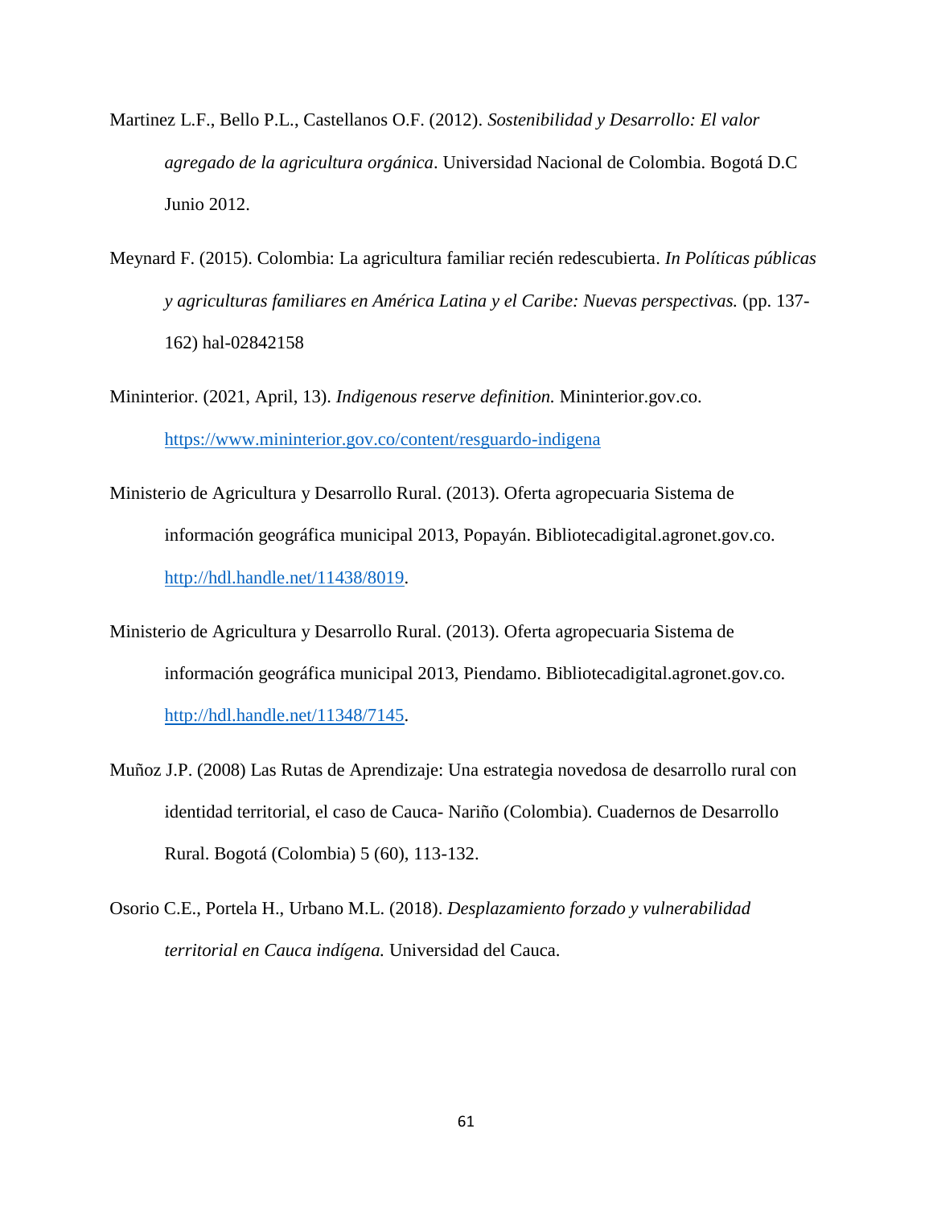Martinez L.F., Bello P.L., Castellanos O.F. (2012). *Sostenibilidad y Desarrollo: El valor agregado de la agricultura orgánica*. Universidad Nacional de Colombia. Bogotá D.C Junio 2012.

Meynard F. (2015). Colombia: La agricultura familiar recién redescubierta. *In Políticas públicas y agriculturas familiares en América Latina y el Caribe: Nuevas perspectivas.* (pp. 137-162) hal-02842158

Mininterior. (2021, April, 13). *Indigenous reserve definition.* Mininterior.gov.co. https://www.mininterior.gov.co/content/resguardo-indigena

Ministerio de Agricultura y Desarrollo Rural. (2013). Oferta agropecuaria Sistema de información geográfica municipal 2013, Popayán. Bibliotecadigital.agronet.gov.co. http://hdl.handle.net/11438/8019.

Ministerio de Agricultura y Desarrollo Rural. (2013). Oferta agropecuaria Sistema de información geográfica municipal 2013, Piendamo. Bibliotecadigital.agronet.gov.co. http://hdl.handle.net/11348/7145.

Muñoz J.P. (2008) Las Rutas de Aprendizaje: Una estrategia novedosa de desarrollo rural con identidad territorial, el caso de Cauca- Nariño (Colombia). Cuadernos de Desarrollo Rural. Bogotá (Colombia) 5 (60), 113-132.

Osorio C.E., Portela H., Urbano M.L. (2018). *Desplazamiento forzado y vulnerabilidad territorial en Cauca indígena.* Universidad del Cauca.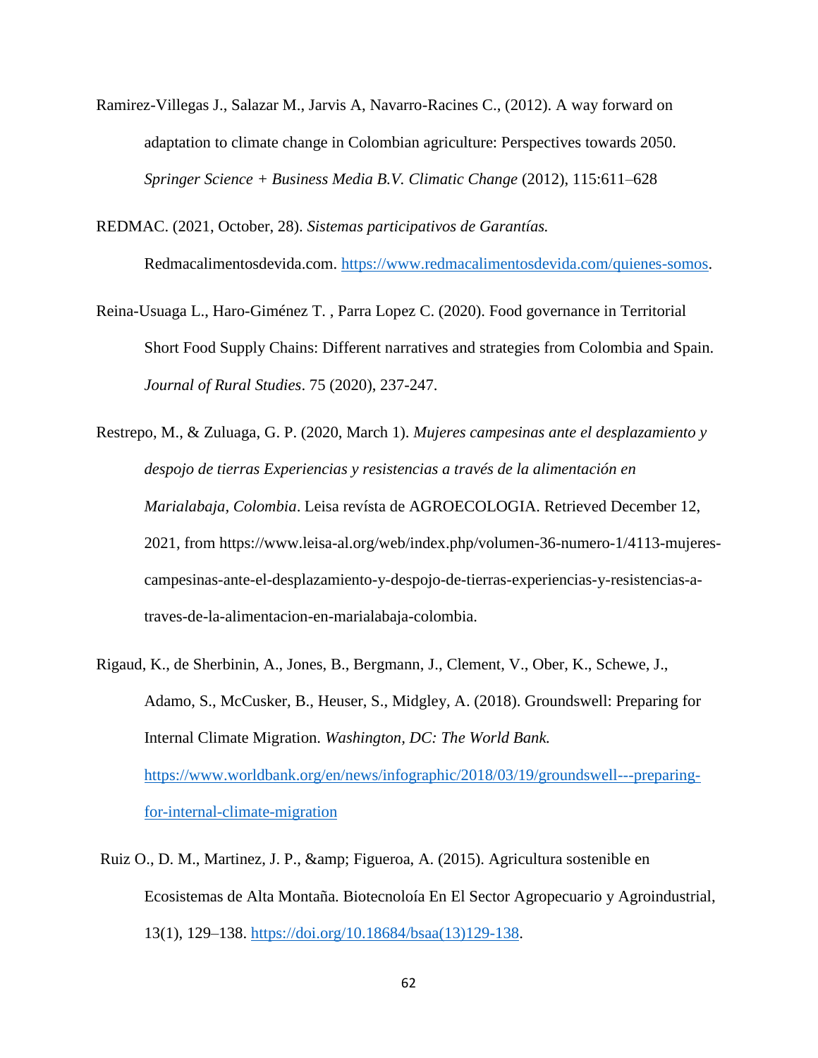Ramirez-Villegas J., Salazar M., Jarvis A, Navarro-Racines C., (2012). A way forward on adaptation to climate change in Colombian agriculture: Perspectives towards 2050. *Springer Science + Business Media B.V. Climatic Change* (2012), 115:611–628

REDMAC. (2021, October, 28). *Sistemas participativos de Garantías.* Redmacalimentosdevida.com. https://www.redmacalimentosdevida.com/quienes-somos.

Reina-Usuaga L., Haro-Giménez T. , Parra Lopez C. (2020). Food governance in Territorial Short Food Supply Chains: Different narratives and strategies from Colombia and Spain. *Journal of Rural Studies*. 75 (2020), 237-247.

Restrepo, M., & Zuluaga, G. P. (2020, March 1). *Mujeres campesinas ante el desplazamiento y despojo de tierras Experiencias y resistencias a través de la alimentación en Marialabaja, Colombia*. Leisa revísta de AGROECOLOGIA. Retrieved December 12, 2021, from https://www.leisa-al.org/web/index.php/volumen-36-numero-1/4113-mujeres-campesinas-ante-el-desplazamiento-y-despojo-de-tierras-experiencias-y-resistencias-a-traves-de-la-alimentacion-en-marialabaja-colombia.

Rigaud, K., de Sherbinin, A., Jones, B., Bergmann, J., Clement, V., Ober, K., Schewe, J., Adamo, S., McCusker, B., Heuser, S., Midgley, A. (2018). Groundswell: Preparing for Internal Climate Migration. *Washington, DC: The World Bank.* https://www.worldbank.org/en/news/infographic/2018/03/19/groundswell---preparing-for-internal-climate-migration

Ruiz O., D. M., Martinez, J. P., &amp; Figueroa, A. (2015). Agricultura sostenible en Ecosistemas de Alta Montaña. Biotecnoloía En El Sector Agropecuario y Agroindustrial, 13(1), 129–138. https://doi.org/10.18684/bsaa(13)129-138.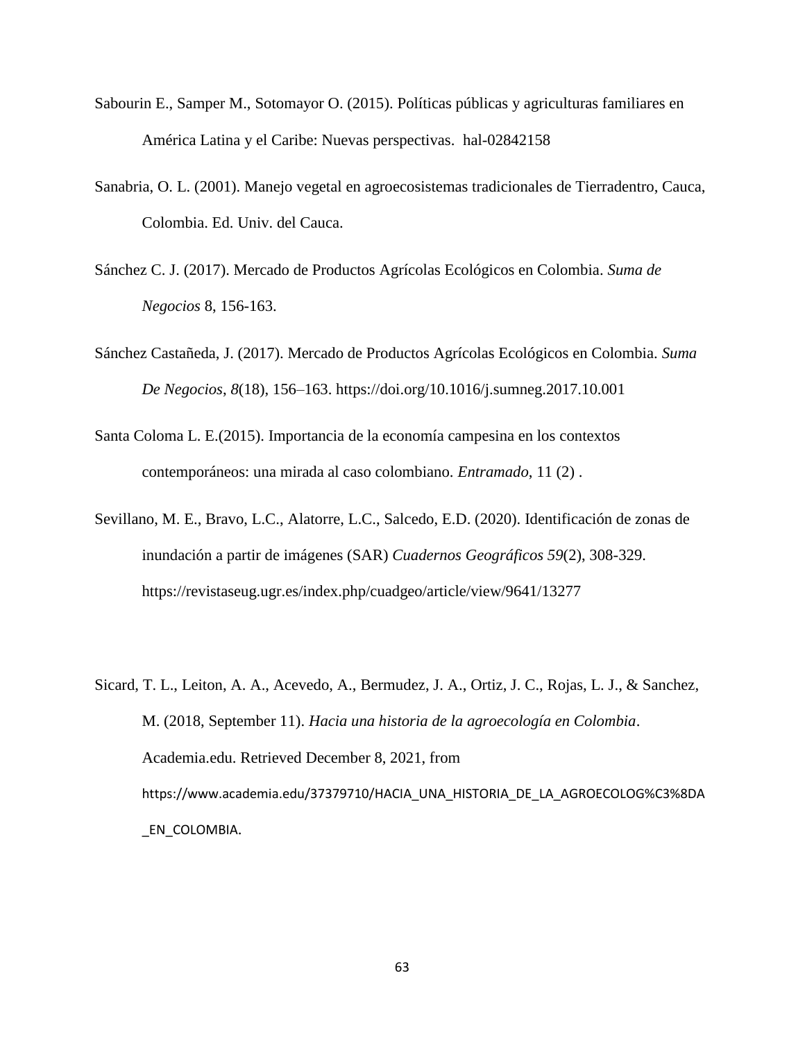Sabourin E., Samper M., Sotomayor O. (2015). Políticas públicas y agriculturas familiares en América Latina y el Caribe: Nuevas perspectivas. hal-02842158

Sanabria, O. L. (2001). Manejo vegetal en agroecosistemas tradicionales de Tierradentro, Cauca, Colombia. Ed. Univ. del Cauca.

Sánchez C. J. (2017). Mercado de Productos Agrícolas Ecológicos en Colombia. *Suma de Negocios* 8, 156-163.

Sánchez Castañeda, J. (2017). Mercado de Productos Agrícolas Ecológicos en Colombia. *Suma De Negocios*, *8*(18), 156–163. https://doi.org/10.1016/j.sumneg.2017.10.001

Santa Coloma L. E.(2015). Importancia de la economía campesina en los contextos contemporáneos: una mirada al caso colombiano. *Entramado*, 11 (2) .

Sevillano, M. E., Bravo, L.C., Alatorre, L.C., Salcedo, E.D. (2020). Identificación de zonas de inundación a partir de imágenes (SAR) *Cuadernos Geográficos 59*(2), 308-329. https://revistaseug.ugr.es/index.php/cuadgeo/article/view/9641/13277

Sicard, T. L., Leiton, A. A., Acevedo, A., Bermudez, J. A., Ortiz, J. C., Rojas, L. J., & Sanchez, M. (2018, September 11). *Hacia una historia de la agroecología en Colombia*. Academia.edu. Retrieved December 8, 2021, from https://www.academia.edu/37379710/HACIA_UNA_HISTORIA_DE_LA_AGROECOLOG%C3%8DA_EN_COLOMBIA.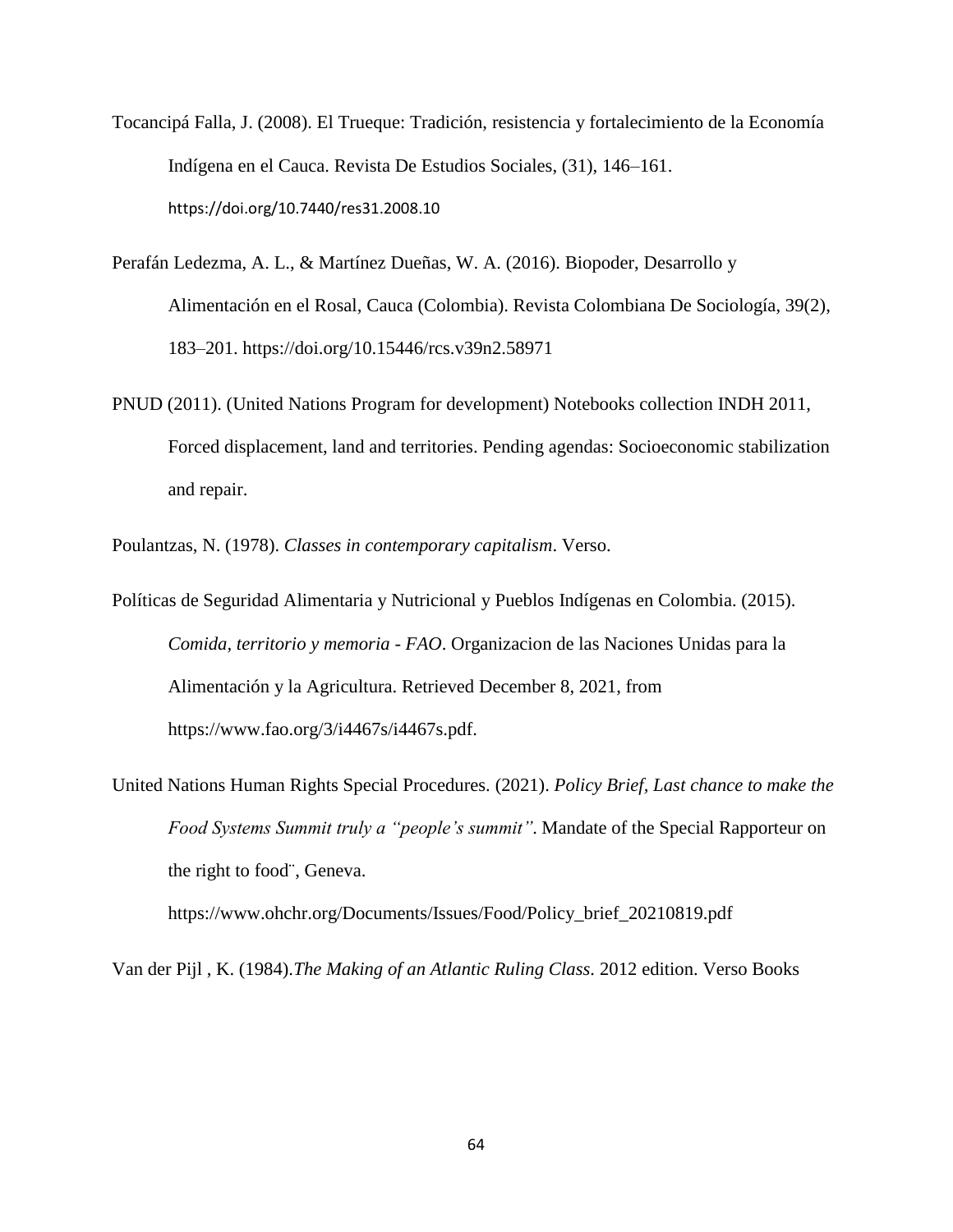Tocancipá Falla, J. (2008). El Trueque: Tradición, resistencia y fortalecimiento de la Economía Indígena en el Cauca. Revista De Estudios Sociales, (31), 146–161. https://doi.org/10.7440/res31.2008.10

Perafán Ledezma, A. L., & Martínez Dueñas, W. A. (2016). Biopoder, Desarrollo y Alimentación en el Rosal, Cauca (Colombia). Revista Colombiana De Sociología, 39(2), 183–201. https://doi.org/10.15446/rcs.v39n2.58971

PNUD (2011). (United Nations Program for development) Notebooks collection INDH 2011, Forced displacement, land and territories. Pending agendas: Socioeconomic stabilization and repair.

Poulantzas, N. (1978). *Classes in contemporary capitalism*. Verso.

Políticas de Seguridad Alimentaria y Nutricional y Pueblos Indígenas en Colombia. (2015). *Comida, territorio y memoria - FAO*. Organizacion de las Naciones Unidas para la Alimentación y la Agricultura. Retrieved December 8, 2021, from https://www.fao.org/3/i4467s/i4467s.pdf.

United Nations Human Rights Special Procedures. (2021). *Policy Brief, Last chance to make the Food Systems Summit truly a "people's summit"*. Mandate of the Special Rapporteur on the right to food¨, Geneva. https://www.ohchr.org/Documents/Issues/Food/Policy_brief_20210819.pdf

Van der Pijl , K. (1984).*The Making of an Atlantic Ruling Class.* 2012 edition. Verso Books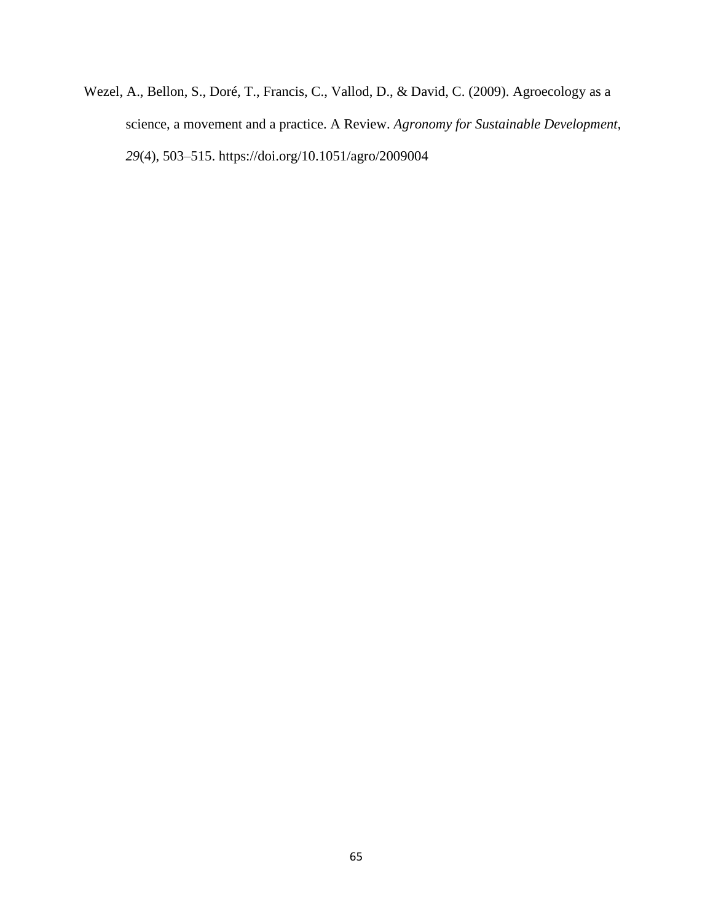Wezel, A., Bellon, S., Doré, T., Francis, C., Vallod, D., & David, C. (2009). Agroecology as a science, a movement and a practice. A Review. *Agronomy for Sustainable Development*, *29*(4), 503–515. https://doi.org/10.1051/agro/2009004